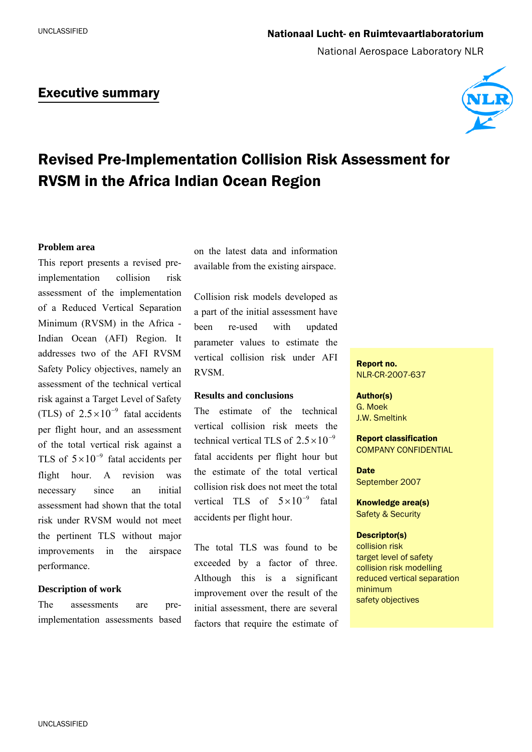Nationaal Lucht- en Ruimtevaartlaboratorium

National Aerospace Laboratory NLR

## Executive summary

# Revised Pre-Implementation Collision Risk Assessment for RVSM in the Africa Indian Ocean Region

### Problem area

This report presents a revised pre-implementation collision risk assessment of the implementation of a Reduced Vertical Separation Minimum (RVSM) in the Africa - Indian Ocean (AFI) Region. It addresses two of the AFI RVSM Safety Policy objectives, namely an assessment of the technical vertical risk against a Target Level of Safety (TLS) of $2.5 \times 10^{-9}$ fatal accidents per flight hour, and an assessment of the total vertical risk against a TLS of $5 \times 10^{-9}$ fatal accidents per flight hour. A revision was necessary since an initial assessment had shown that the total risk under RVSM would not meet the pertinent TLS without major improvements in the airspace performance.

### Description of work

The assessments are pre-implementation assessments based on the latest data and information available from the existing airspace.

Collision risk models developed as a part of the initial assessment have been re-used with updated parameter values to estimate the vertical collision risk under AFI RVSM.

### Results and conclusions

The estimate of the technical vertical collision risk meets the technical vertical TLS of $2.5 \times 10^{-9}$ fatal accidents per flight hour but the estimate of the total vertical collision risk does not meet the total vertical TLS of $5 \times 10^{-9}$ fatal accidents per flight hour.

The total TLS was found to be exceeded by a factor of three. Although this is a significant improvement over the result of the initial assessment, there are several factors that require the estimate of

**Report no.**
NLR-CR-2007-637

**Author(s)**
G. Moek
J.W. Smeltink

**Report classification**
COMPANY CONFIDENTIAL

**Date**
September 2007

**Knowledge area(s)**
Safety & Security

**Descriptor(s)**
collision risk
target level of safety
collision risk modelling
reduced vertical separation minimum
safety objectives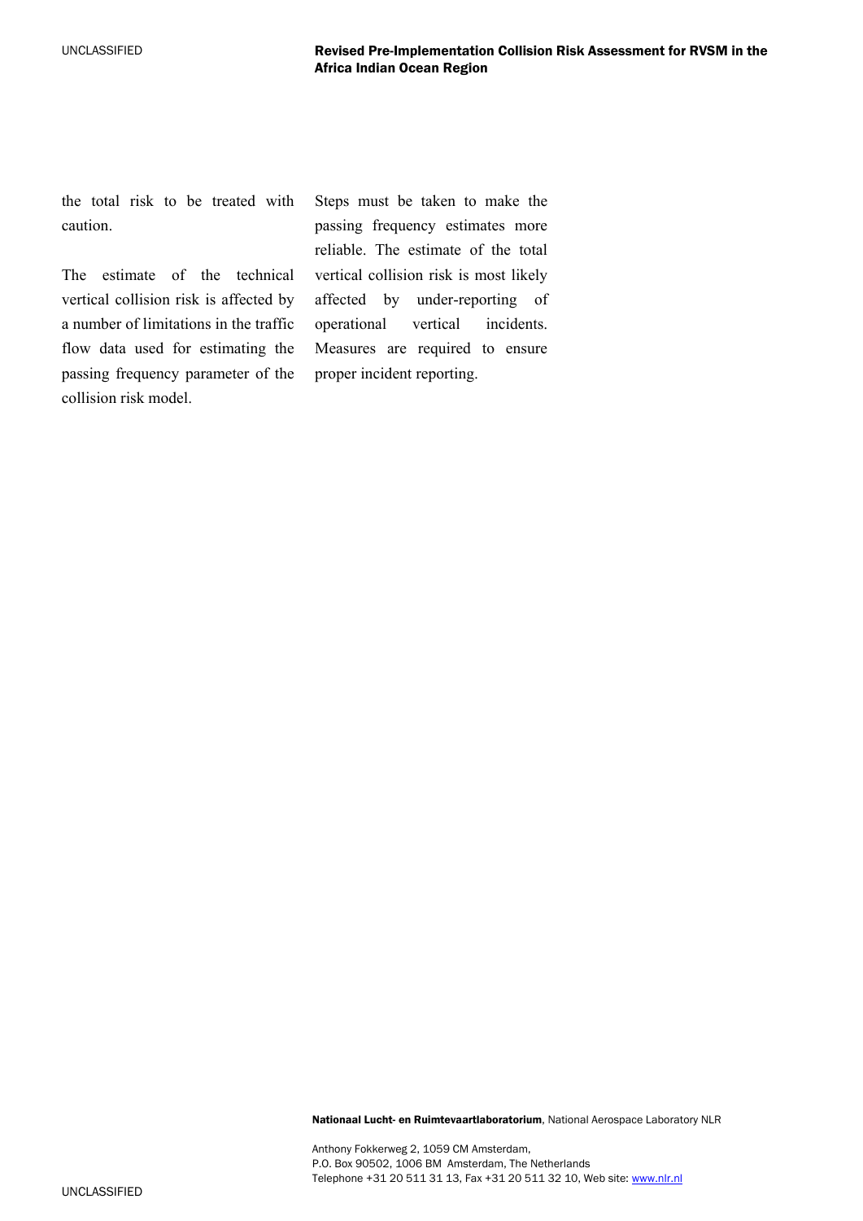the total risk to be treated with caution.

The estimate of the technical vertical collision risk is affected by a number of limitations in the traffic flow data used for estimating the passing frequency parameter of the collision risk model.

Steps must be taken to make the passing frequency estimates more reliable. The estimate of the total vertical collision risk is most likely affected by under-reporting of operational vertical incidents. Measures are required to ensure proper incident reporting.

**Nationaal Lucht- en Ruimtevaartlaboratorium**, National Aerospace Laboratory NLR

Anthony Fokkerweg 2, 1059 CM Amsterdam,
P.O. Box 90502, 1006 BM Amsterdam, The Netherlands
Telephone +31 20 511 31 13, Fax +31 20 511 32 10, Web site: www.nlr.nl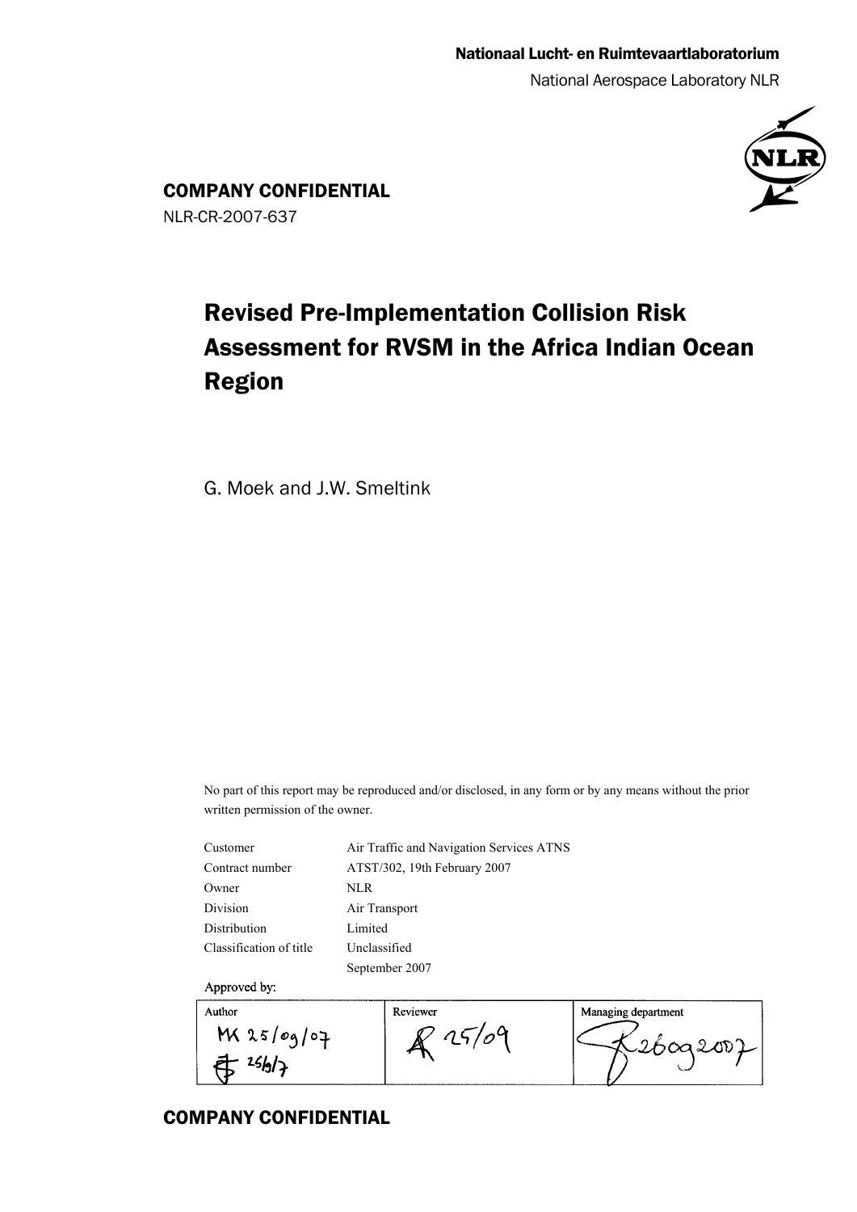Nationaal Lucht- en Ruimtevaartlaboratorium

National Aerospace Laboratory NLR

**COMPANY CONFIDENTIAL**

NLR-CR-2007-637

# Revised Pre-Implementation Collision Risk Assessment for RVSM in the Africa Indian Ocean Region

G. Moek and J.W. Smeltink

No part of this report may be reproduced and/or disclosed, in any form or by any means without the prior written permission of the owner.

| | |
|---|---|
| Customer | Air Traffic and Navigation Services ATNS |
| Contract number | ATST/302, 19th February 2007 |
| Owner | NLR |
| Division | Air Transport |
| Distribution | Limited |
| Classification of title | Unclassified |
| | September 2007 |

Approved by:

| Author | Reviewer | Managing department |
|---|---|---|
| MK 25/09/07 25/9/7 | 25/09 | 26092007 |

**COMPANY CONFIDENTIAL**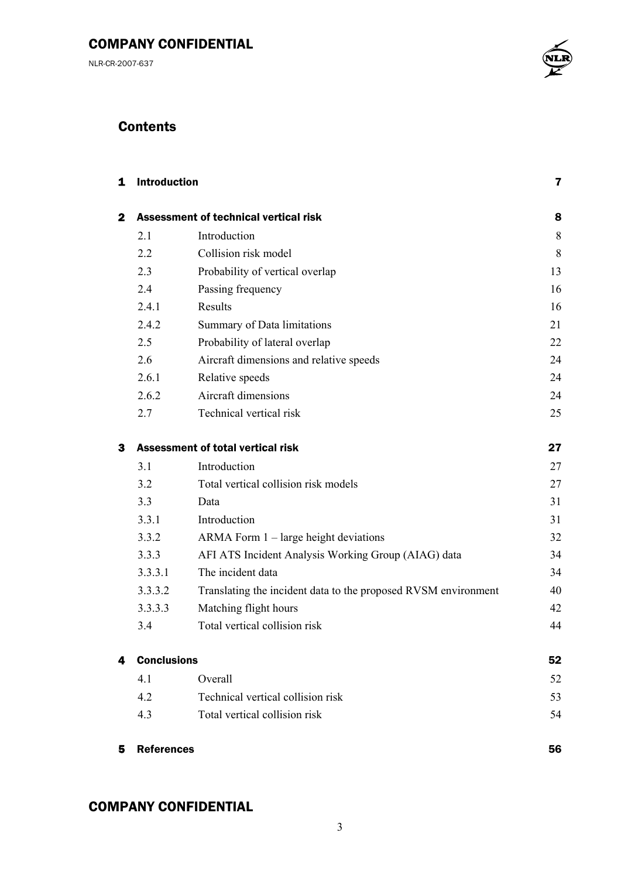# Contents

| | | | |
|---|---|---|---|
| **1** | **Introduction** | | **7** |
| **2** | **Assessment of technical vertical risk** | | **8** |
| | 2.1 | Introduction | 8 |
| | 2.2 | Collision risk model | 8 |
| | 2.3 | Probability of vertical overlap | 13 |
| | 2.4 | Passing frequency | 16 |
| | 2.4.1 | Results | 16 |
| | 2.4.2 | Summary of Data limitations | 21 |
| | 2.5 | Probability of lateral overlap | 22 |
| | 2.6 | Aircraft dimensions and relative speeds | 24 |
| | 2.6.1 | Relative speeds | 24 |
| | 2.6.2 | Aircraft dimensions | 24 |
| | 2.7 | Technical vertical risk | 25 |
| **3** | **Assessment of total vertical risk** | | **27** |
| | 3.1 | Introduction | 27 |
| | 3.2 | Total vertical collision risk models | 27 |
| | 3.3 | Data | 31 |
| | 3.3.1 | Introduction | 31 |
| | 3.3.2 | ARMA Form 1 – large height deviations | 32 |
| | 3.3.3 | AFI ATS Incident Analysis Working Group (AIAG) data | 34 |
| | 3.3.3.1 | The incident data | 34 |
| | 3.3.3.2 | Translating the incident data to the proposed RVSM environment | 40 |
| | 3.3.3.3 | Matching flight hours | 42 |
| | 3.4 | Total vertical collision risk | 44 |
| **4** | **Conclusions** | | **52** |
| | 4.1 | Overall | 52 |
| | 4.2 | Technical vertical collision risk | 53 |
| | 4.3 | Total vertical collision risk | 54 |
| **5** | **References** | | **56** |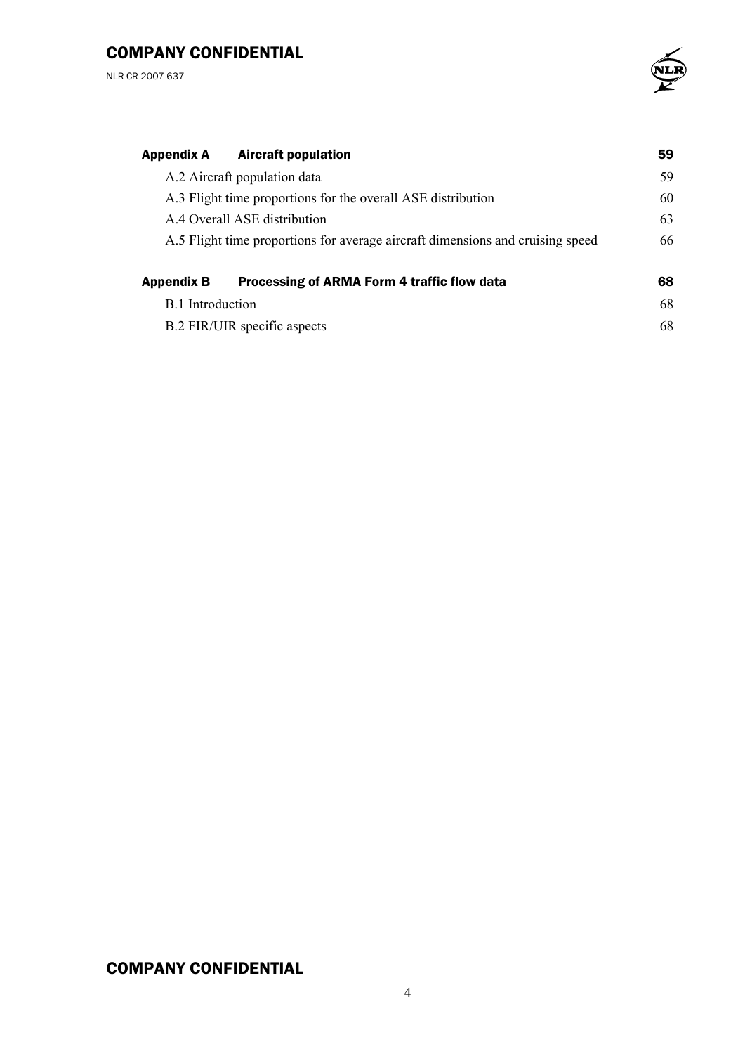| | |
|---|---|
| **Appendix A Aircraft population** | **59** |
| A.2 Aircraft population data | 59 |
| A.3 Flight time proportions for the overall ASE distribution | 60 |
| A.4 Overall ASE distribution | 63 |
| A.5 Flight time proportions for average aircraft dimensions and cruising speed | 66 |
| **Appendix B Processing of ARMA Form 4 traffic flow data** | **68** |
| B.1 Introduction | 68 |
| B.2 FIR/UIR specific aspects | 68 |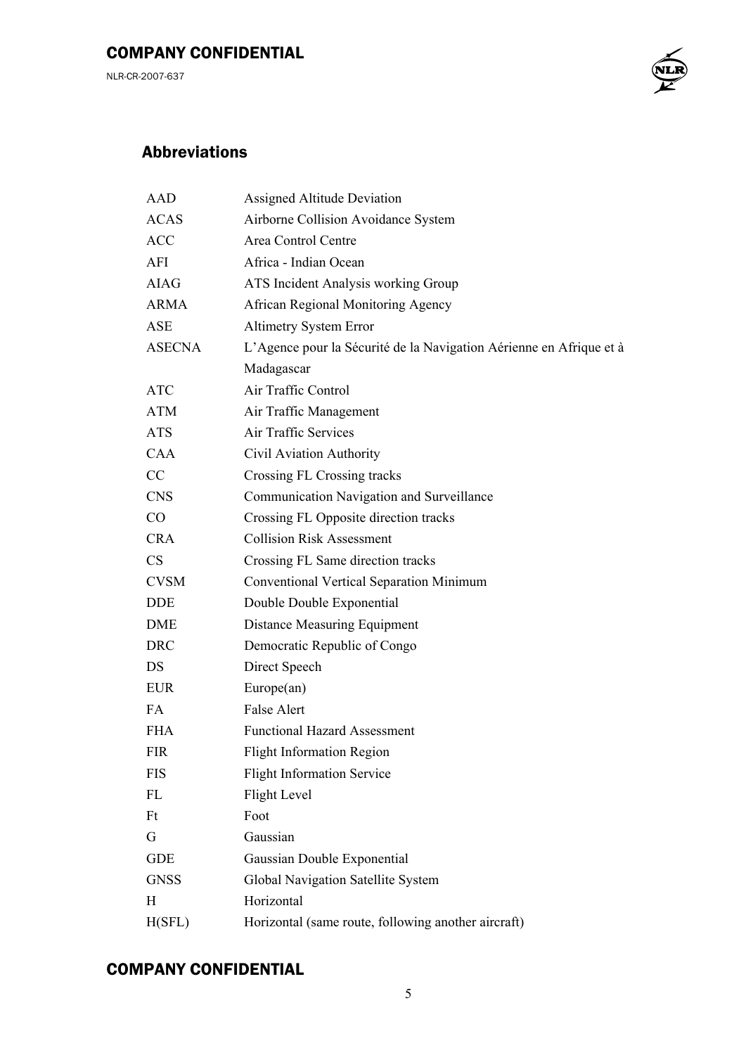## Abbreviations

| | |
|---|---|
| AAD | Assigned Altitude Deviation |
| ACAS | Airborne Collision Avoidance System |
| ACC | Area Control Centre |
| AFI | Africa - Indian Ocean |
| AIAG | ATS Incident Analysis working Group |
| ARMA | African Regional Monitoring Agency |
| ASE | Altimetry System Error |
| ASECNA | L'Agence pour la Sécurité de la Navigation Aérienne en Afrique et à Madagascar |
| ATC | Air Traffic Control |
| ATM | Air Traffic Management |
| ATS | Air Traffic Services |
| CAA | Civil Aviation Authority |
| CC | Crossing FL Crossing tracks |
| CNS | Communication Navigation and Surveillance |
| CO | Crossing FL Opposite direction tracks |
| CRA | Collision Risk Assessment |
| CS | Crossing FL Same direction tracks |
| CVSM | Conventional Vertical Separation Minimum |
| DDE | Double Double Exponential |
| DME | Distance Measuring Equipment |
| DRC | Democratic Republic of Congo |
| DS | Direct Speech |
| EUR | Europe(an) |
| FA | False Alert |
| FHA | Functional Hazard Assessment |
| FIR | Flight Information Region |
| FIS | Flight Information Service |
| FL | Flight Level |
| Ft | Foot |
| G | Gaussian |
| GDE | Gaussian Double Exponential |
| GNSS | Global Navigation Satellite System |
| H | Horizontal |
| H(SFL) | Horizontal (same route, following another aircraft) |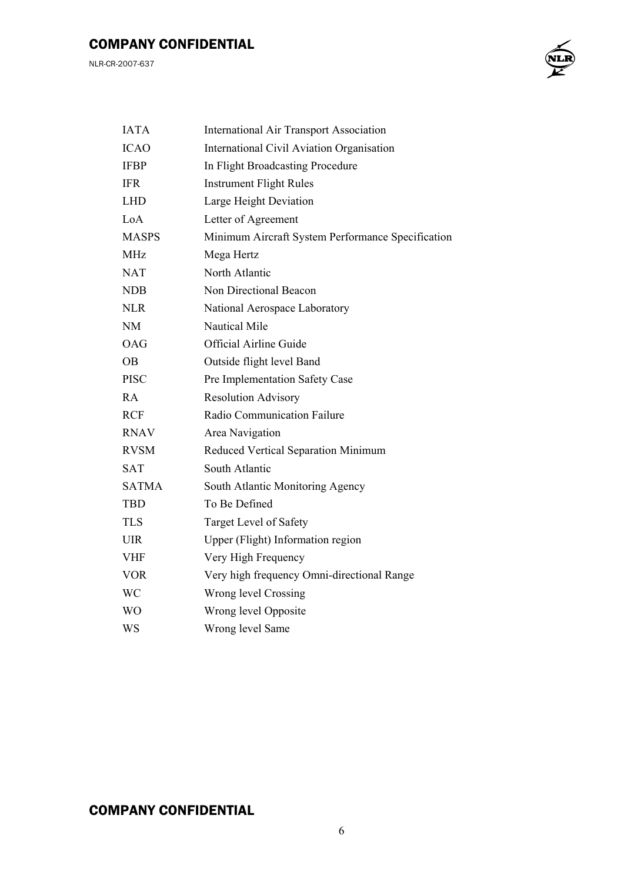| | |
|---|---|
| IATA | International Air Transport Association |
| ICAO | International Civil Aviation Organisation |
| IFBP | In Flight Broadcasting Procedure |
| IFR | Instrument Flight Rules |
| LHD | Large Height Deviation |
| LoA | Letter of Agreement |
| MASPS | Minimum Aircraft System Performance Specification |
| MHz | Mega Hertz |
| NAT | North Atlantic |
| NDB | Non Directional Beacon |
| NLR | National Aerospace Laboratory |
| NM | Nautical Mile |
| OAG | Official Airline Guide |
| OB | Outside flight level Band |
| PISC | Pre Implementation Safety Case |
| RA | Resolution Advisory |
| RCF | Radio Communication Failure |
| RNAV | Area Navigation |
| RVSM | Reduced Vertical Separation Minimum |
| SAT | South Atlantic |
| SATMA | South Atlantic Monitoring Agency |
| TBD | To Be Defined |
| TLS | Target Level of Safety |
| UIR | Upper (Flight) Information region |
| VHF | Very High Frequency |
| VOR | Very high frequency Omni-directional Range |
| WC | Wrong level Crossing |
| WO | Wrong level Opposite |
| WS | Wrong level Same |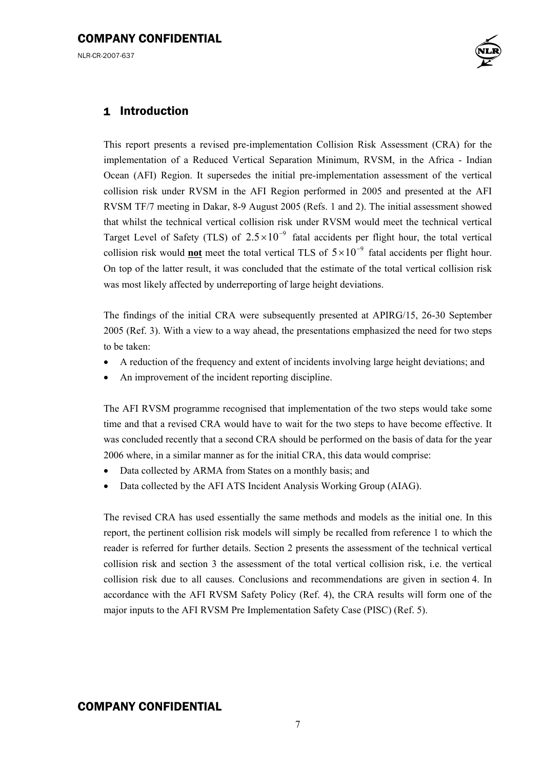# 1 Introduction

This report presents a revised pre-implementation Collision Risk Assessment (CRA) for the implementation of a Reduced Vertical Separation Minimum, RVSM, in the Africa - Indian Ocean (AFI) Region. It supersedes the initial pre-implementation assessment of the vertical collision risk under RVSM in the AFI Region performed in 2005 and presented at the AFI RVSM TF/7 meeting in Dakar, 8-9 August 2005 (Refs. 1 and 2). The initial assessment showed that whilst the technical vertical collision risk under RVSM would meet the technical vertical Target Level of Safety (TLS) of $2.5 \times 10^{-9}$ fatal accidents per flight hour, the total vertical collision risk would **not** meet the total vertical TLS of $5 \times 10^{-9}$ fatal accidents per flight hour. On top of the latter result, it was concluded that the estimate of the total vertical collision risk was most likely affected by underreporting of large height deviations.

The findings of the initial CRA were subsequently presented at APIRG/15, 26-30 September 2005 (Ref. 3). With a view to a way ahead, the presentations emphasized the need for two steps to be taken:

- A reduction of the frequency and extent of incidents involving large height deviations; and
- An improvement of the incident reporting discipline.

The AFI RVSM programme recognised that implementation of the two steps would take some time and that a revised CRA would have to wait for the two steps to have become effective. It was concluded recently that a second CRA should be performed on the basis of data for the year 2006 where, in a similar manner as for the initial CRA, this data would comprise:

- Data collected by ARMA from States on a monthly basis; and
- Data collected by the AFI ATS Incident Analysis Working Group (AIAG).

The revised CRA has used essentially the same methods and models as the initial one. In this report, the pertinent collision risk models will simply be recalled from reference 1 to which the reader is referred for further details. Section 2 presents the assessment of the technical vertical collision risk and section 3 the assessment of the total vertical collision risk, i.e. the vertical collision risk due to all causes. Conclusions and recommendations are given in section 4. In accordance with the AFI RVSM Safety Policy (Ref. 4), the CRA results will form one of the major inputs to the AFI RVSM Pre Implementation Safety Case (PISC) (Ref. 5).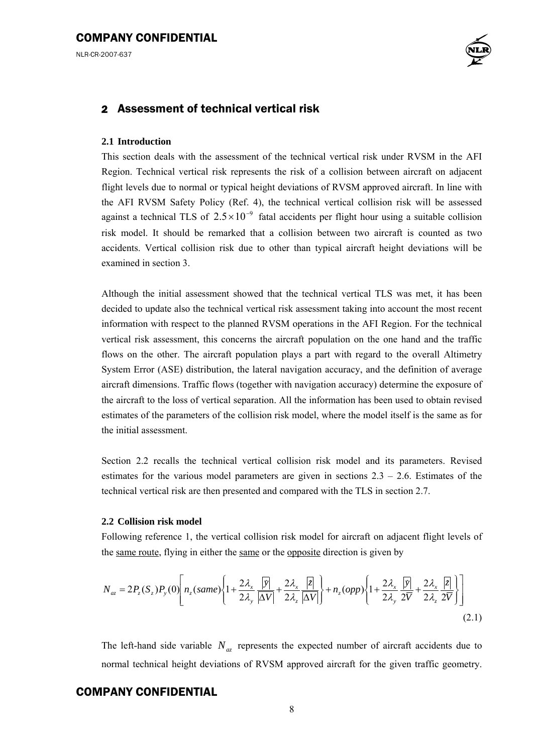# 2 Assessment of technical vertical risk

### 2.1 Introduction

This section deals with the assessment of the technical vertical risk under RVSM in the AFI Region. Technical vertical risk represents the risk of a collision between aircraft on adjacent flight levels due to normal or typical height deviations of RVSM approved aircraft. In line with the AFI RVSM Safety Policy (Ref. 4), the technical vertical collision risk will be assessed against a technical TLS of $2.5\times10^{-9}$ fatal accidents per flight hour using a suitable collision risk model. It should be remarked that a collision between two aircraft is counted as two accidents. Vertical collision risk due to other than typical aircraft height deviations will be examined in section 3.

Although the initial assessment showed that the technical vertical TLS was met, it has been decided to update also the technical vertical risk assessment taking into account the most recent information with respect to the planned RVSM operations in the AFI Region. For the technical vertical risk assessment, this concerns the aircraft population on the one hand and the traffic flows on the other. The aircraft population plays a part with regard to the overall Altimetry System Error (ASE) distribution, the lateral navigation accuracy, and the definition of average aircraft dimensions. Traffic flows (together with navigation accuracy) determine the exposure of the aircraft to the loss of vertical separation. All the information has been used to obtain revised estimates of the parameters of the collision risk model, where the model itself is the same as for the initial assessment.

Section 2.2 recalls the technical vertical collision risk model and its parameters. Revised estimates for the various model parameters are given in sections 2.3 – 2.6. Estimates of the technical vertical risk are then presented and compared with the TLS in section 2.7.

### 2.2 Collision risk model

Following reference 1, the vertical collision risk model for aircraft on adjacent flight levels of the same route, flying in either the same or the opposite direction is given by

$$N_{az} = 2P_z(S_z)P_y(0)\left[ n_z(same)\left\{1+\frac{2\lambda_x}{2\lambda_y}\frac{\overline{|\dot{y}|}}{\overline{|\Delta V|}}+\frac{2\lambda_x}{2\lambda_z}\frac{\overline{|\dot{z}|}}{\overline{|\Delta V|}}\right\}+n_z(opp)\left\{1+\frac{2\lambda_x}{2\lambda_y}\frac{\overline{|\dot{y}|}}{2\overline{V}}+\frac{2\lambda_x}{2\lambda_z}\frac{\overline{|\dot{z}|}}{2\overline{V}}\right\}\right] \tag{2.1}$$

The left-hand side variable $N_{az}$ represents the expected number of aircraft accidents due to normal technical height deviations of RVSM approved aircraft for the given traffic geometry.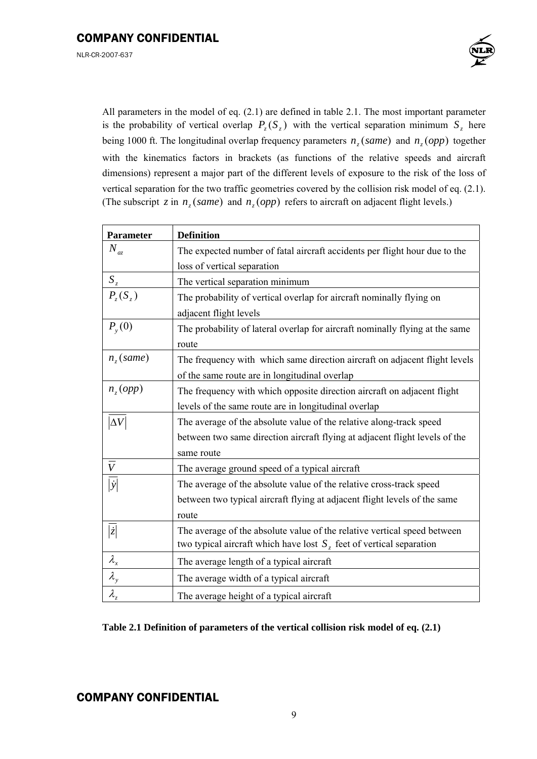All parameters in the model of eq. (2.1) are defined in table 2.1. The most important parameter is the probability of vertical overlap $P_z(S_z)$ with the vertical separation minimum $S_z$ here being 1000 ft. The longitudinal overlap frequency parameters $n_z(same)$ and $n_z(opp)$ together with the kinematics factors in brackets (as functions of the relative speeds and aircraft dimensions) represent a major part of the different levels of exposure to the risk of the loss of vertical separation for the two traffic geometries covered by the collision risk model of eq. (2.1). (The subscript $z$ in $n_z(same)$ and $n_z(opp)$ refers to aircraft on adjacent flight levels.)

| **Parameter** | **Definition** |
|---|---|
| $N_{az}$ | The expected number of fatal aircraft accidents per flight hour due to the loss of vertical separation |
| $S_z$ | The vertical separation minimum |
| $P_z(S_z)$ | The probability of vertical overlap for aircraft nominally flying on adjacent flight levels |
| $P_y(0)$ | The probability of lateral overlap for aircraft nominally flying at the same route |
| $n_z(same)$ | The frequency with which same direction aircraft on adjacent flight levels of the same route are in longitudinal overlap |
| $n_z(opp)$ | The frequency with which opposite direction aircraft on adjacent flight levels of the same route are in longitudinal overlap |
| $\overline{\lvert\Delta V\rvert}$ | The average of the absolute value of the relative along-track speed between two same direction aircraft flying at adjacent flight levels of the same route |
| $\overline{V}$ | The average ground speed of a typical aircraft |
| $\overline{\lvert\dot{y}\rvert}$ | The average of the absolute value of the relative cross-track speed between two typical aircraft flying at adjacent flight levels of the same route |
| $\overline{\lvert\dot{z}\rvert}$ | The average of the absolute value of the relative vertical speed between two typical aircraft which have lost $S_z$ feet of vertical separation |
| $\lambda_x$ | The average length of a typical aircraft |
| $\lambda_y$ | The average width of a typical aircraft |
| $\lambda_z$ | The average height of a typical aircraft |

**Table 2.1 Definition of parameters of the vertical collision risk model of eq. (2.1)**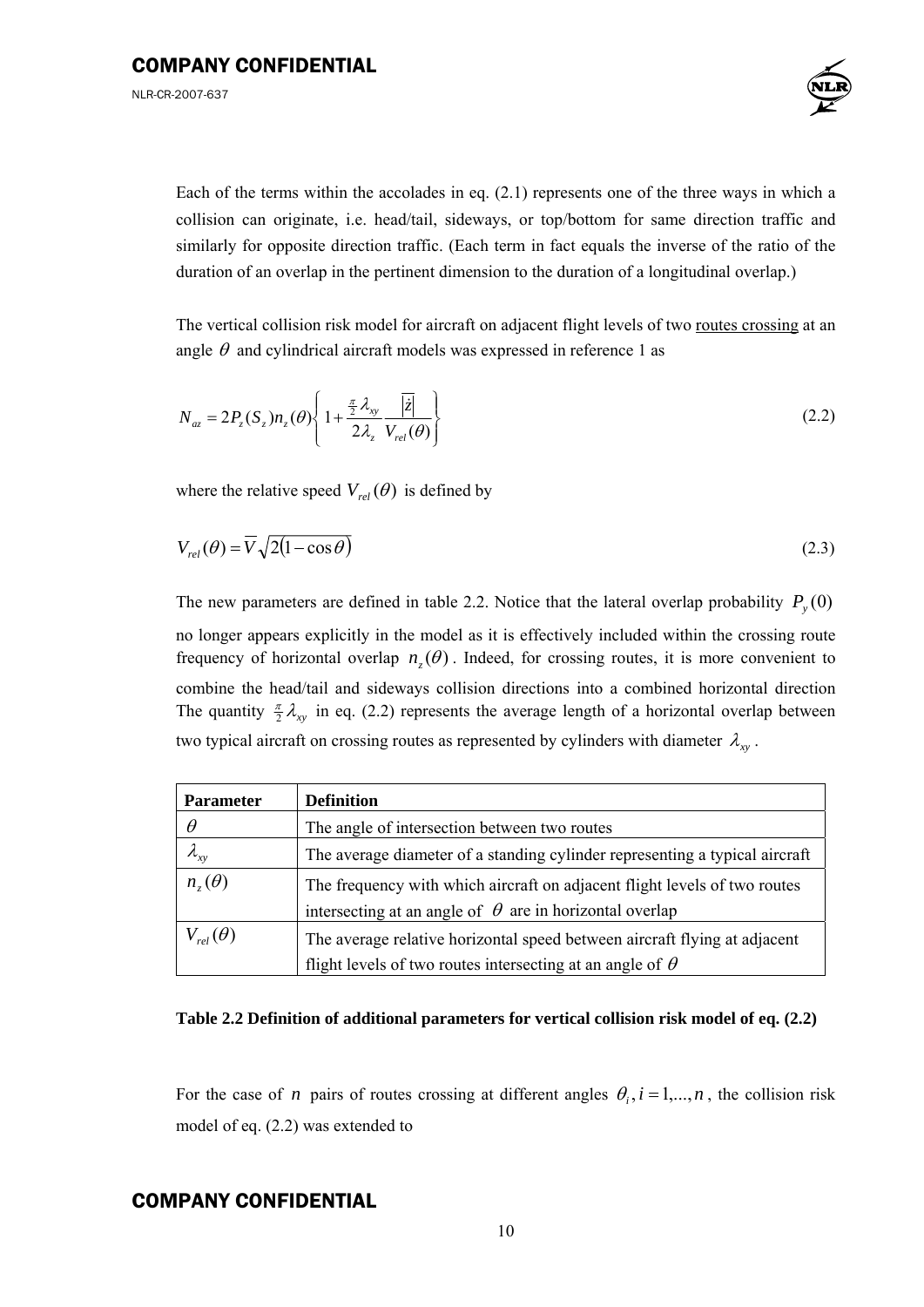Each of the terms within the accolades in eq. (2.1) represents one of the three ways in which a collision can originate, i.e. head/tail, sideways, or top/bottom for same direction traffic and similarly for opposite direction traffic. (Each term in fact equals the inverse of the ratio of the duration of an overlap in the pertinent dimension to the duration of a longitudinal overlap.)

The vertical collision risk model for aircraft on adjacent flight levels of two routes crossing at an angle $\theta$ and cylindrical aircraft models was expressed in reference 1 as

$$N_{az} = 2P_z(S_z)n_z(\theta)\left\{1 + \frac{\frac{\pi}{2}\lambda_{xy}}{2\lambda_z}\frac{\overline{|\dot{z}|}}{V_{rel}(\theta)}\right\} \tag{2.2}$$

where the relative speed $V_{rel}(\theta)$ is defined by

$$V_{rel}(\theta) = \overline{V}\sqrt{2(1-\cos\theta)} \tag{2.3}$$

The new parameters are defined in table 2.2. Notice that the lateral overlap probability $P_y(0)$ no longer appears explicitly in the model as it is effectively included within the crossing route frequency of horizontal overlap $n_z(\theta)$. Indeed, for crossing routes, it is more convenient to combine the head/tail and sideways collision directions into a combined horizontal direction The quantity $\frac{\pi}{2}\lambda_{xy}$ in eq. (2.2) represents the average length of a horizontal overlap between two typical aircraft on crossing routes as represented by cylinders with diameter $\lambda_{xy}$.

| Parameter | Definition |
|---|---|
| $\theta$ | The angle of intersection between two routes |
| $\lambda_{xy}$ | The average diameter of a standing cylinder representing a typical aircraft |
| $n_z(\theta)$ | The frequency with which aircraft on adjacent flight levels of two routes intersecting at an angle of $\theta$ are in horizontal overlap |
| $V_{rel}(\theta)$ | The average relative horizontal speed between aircraft flying at adjacent flight levels of two routes intersecting at an angle of $\theta$ |

**Table 2.2 Definition of additional parameters for vertical collision risk model of eq. (2.2)**

For the case of $n$ pairs of routes crossing at different angles $\theta_i, i = 1,...,n$, the collision risk model of eq. (2.2) was extended to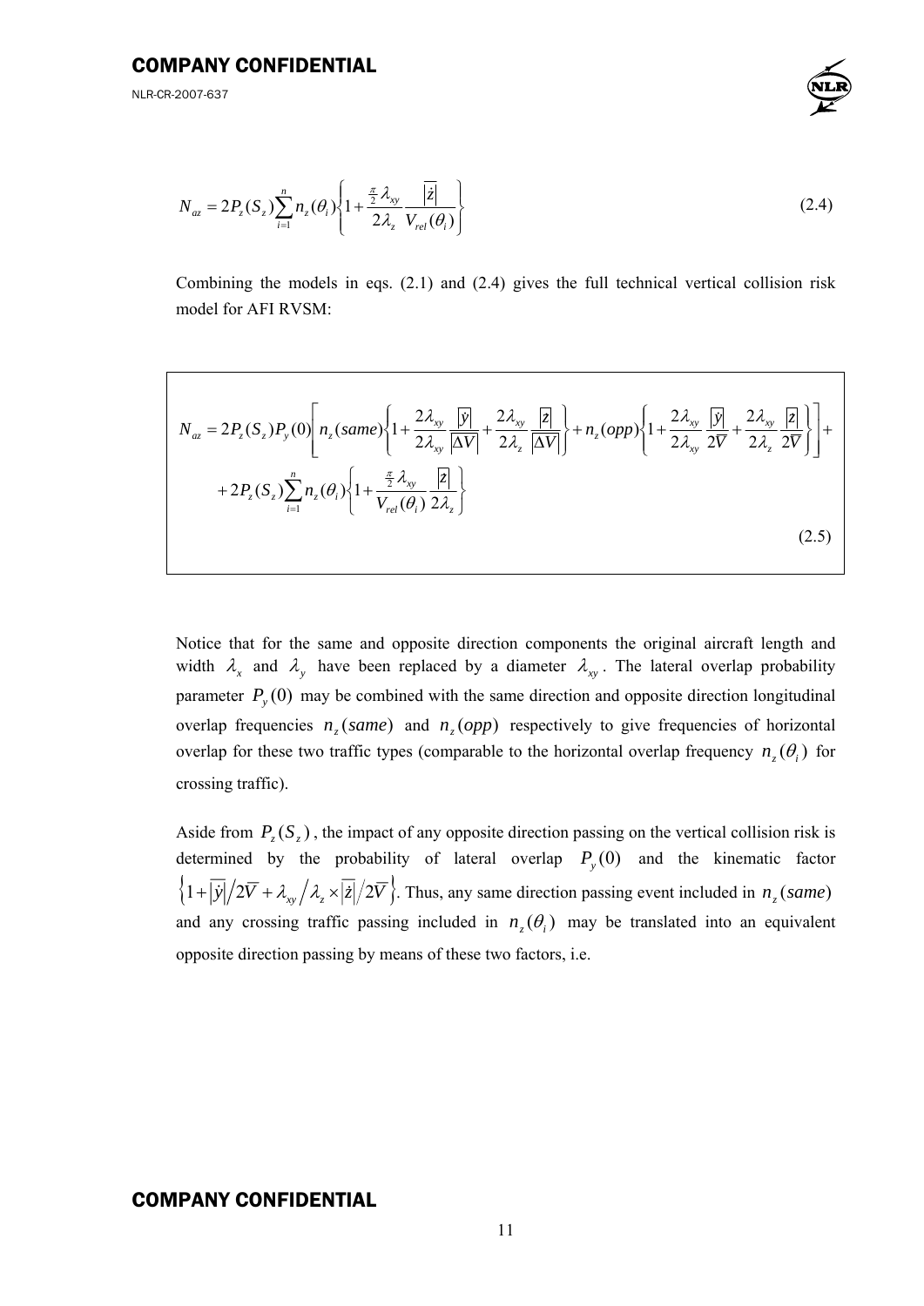$$N_{az} = 2P_z(S_z)\sum_{i=1}^{n} n_z(\theta_i)\left\{1 + \frac{\frac{\pi}{2}\lambda_{xy}}{2\lambda_z}\frac{\overline{|\dot{z}|}}{V_{rel}(\theta_i)}\right\} \tag{2.4}$$

Combining the models in eqs. (2.1) and (2.4) gives the full technical vertical collision risk model for AFI RVSM:

$$N_{az} = 2P_z(S_z)P_y(0)\left[n_z(same)\left\{1 + \frac{2\lambda_{xy}}{2\lambda_{xy}}\frac{\overline{|\dot{y}|}}{\overline{|\Delta V|}} + \frac{2\lambda_{xy}}{2\lambda_z}\frac{\overline{|\dot{z}|}}{\overline{|\Delta V|}}\right\} + n_z(opp)\left\{1 + \frac{2\lambda_{xy}}{2\lambda_{xy}}\frac{\overline{|\dot{y}|}}{2\overline{V}} + \frac{2\lambda_{xy}}{2\lambda_z}\frac{\overline{|\dot{z}|}}{2\overline{V}}\right\}\right] +$$
$$+ 2P_z(S_z)\sum_{i=1}^{n} n_z(\theta_i)\left\{1 + \frac{\frac{\pi}{2}\lambda_{xy}}{V_{rel}(\theta_i)}\frac{\overline{|\dot{z}|}}{2\lambda_z}\right\} \tag{2.5}$$

Notice that for the same and opposite direction components the original aircraft length and width $\lambda_x$ and $\lambda_y$ have been replaced by a diameter $\lambda_{xy}$. The lateral overlap probability parameter $P_y(0)$ may be combined with the same direction and opposite direction longitudinal overlap frequencies $n_z(same)$ and $n_z(opp)$ respectively to give frequencies of horizontal overlap for these two traffic types (comparable to the horizontal overlap frequency $n_z(\theta_i)$ for crossing traffic).

Aside from $P_z(S_z)$, the impact of any opposite direction passing on the vertical collision risk is determined by the probability of lateral overlap $P_y(0)$ and the kinematic factor $\left\{1 + \overline{|\dot{y}|}/2\overline{V} + \lambda_{xy}/\lambda_z \times \overline{|\dot{z}|}/2\overline{V}\right\}$. Thus, any same direction passing event included in $n_z(same)$ and any crossing traffic passing included in $n_z(\theta_i)$ may be translated into an equivalent opposite direction passing by means of these two factors, i.e.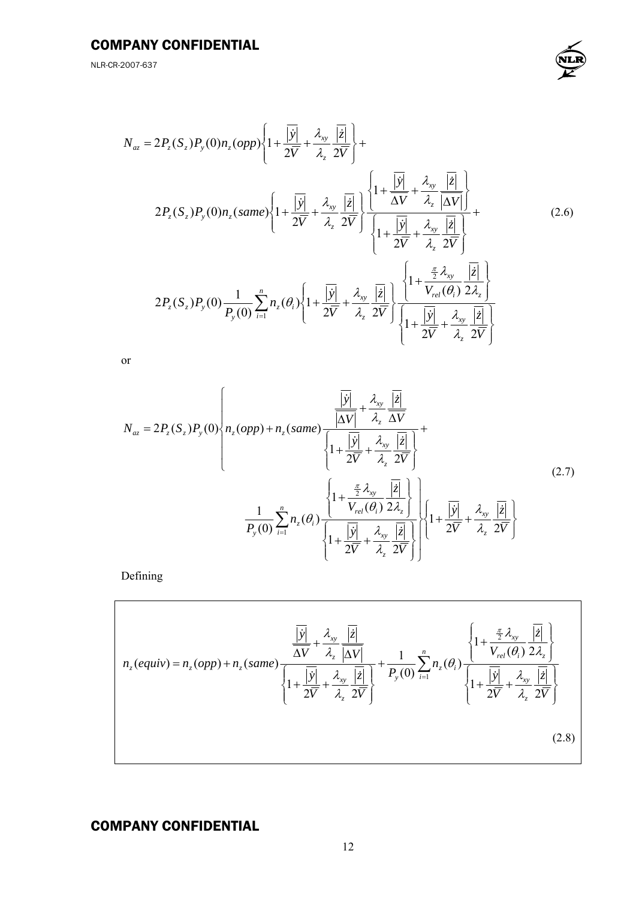$$
\begin{aligned}
N_{az} = {} & 2P_z(S_z)P_y(0)n_z(opp)\left\{1+\frac{\overline{|\dot{y}|}}{2\overline{V}}+\frac{\lambda_{xy}}{\lambda_z}\frac{\overline{|\dot{z}|}}{2\overline{V}}\right\}+ \\
& 2P_z(S_z)P_y(0)n_z(same)\left\{1+\frac{\overline{|\dot{y}|}}{2\overline{V}}+\frac{\lambda_{xy}}{\lambda_z}\frac{\overline{|\dot{z}|}}{2\overline{V}}\right\}\frac{\left\{1+\frac{\overline{|\dot{y}|}}{\overline{\Delta V}}+\frac{\lambda_{xy}}{\lambda_z}\frac{\overline{|\dot{z}|}}{\overline{|\Delta V|}}\right\}}{\left\{1+\frac{\overline{|\dot{y}|}}{2\overline{V}}+\frac{\lambda_{xy}}{\lambda_z}\frac{\overline{|\dot{z}|}}{2\overline{V}}\right\}}+ \\
& 2P_z(S_z)P_y(0)\frac{1}{P_y(0)}\sum_{i=1}^{n}n_z(\theta_i)\left\{1+\frac{\overline{|\dot{y}|}}{2\overline{V}}+\frac{\lambda_{xy}}{\lambda_z}\frac{\overline{|\dot{z}|}}{2\overline{V}}\right\}\frac{\left\{1+\frac{\frac{\pi}{2}\lambda_{xy}}{V_{rel}(\theta_i)}\frac{\overline{|\dot{z}|}}{2\lambda_z}\right\}}{\left\{1+\frac{\overline{|\dot{y}|}}{2\overline{V}}+\frac{\lambda_{xy}}{\lambda_z}\frac{\overline{|\dot{z}|}}{2\overline{V}}\right\}}
\end{aligned}
\tag{2.6}
$$

or

$$
\begin{aligned}
N_{az} = 2P_z(S_z)P_y(0) & \left\{ n_z(opp)+n_z(same)\frac{\frac{\overline{|\dot{y}|}}{\overline{|\Delta V|}}+\frac{\lambda_{xy}}{\lambda_z}\frac{\overline{|\dot{z}|}}{\overline{\Delta V}}}{\left\{1+\frac{\overline{|\dot{y}|}}{2\overline{V}}+\frac{\lambda_{xy}}{\lambda_z}\frac{\overline{|\dot{z}|}}{2\overline{V}}\right\}}+ \right. \\
& \left. \frac{1}{P_y(0)}\sum_{i=1}^{n}n_z(\theta_i)\frac{\left\{1+\frac{\frac{\pi}{2}\lambda_{xy}}{V_{rel}(\theta_i)}\frac{\overline{|\dot{z}|}}{2\lambda_z}\right\}}{\left\{1+\frac{\overline{|\dot{y}|}}{2\overline{V}}+\frac{\lambda_{xy}}{\lambda_z}\frac{\overline{|\dot{z}|}}{2\overline{V}}\right\}} \right\} \left\{1+\frac{\overline{|\dot{y}|}}{2\overline{V}}+\frac{\lambda_{xy}}{\lambda_z}\frac{\overline{|\dot{z}|}}{2\overline{V}}\right\}
\end{aligned}
\tag{2.7}
$$

Defining

$$
n_z(equiv) = n_z(opp)+n_z(same)\frac{\frac{\overline{|\dot{y}|}}{\overline{\Delta V}}+\frac{\lambda_{xy}}{\lambda_z}\frac{\overline{|\dot{z}|}}{\overline{|\Delta V|}}}{\left\{1+\frac{\overline{|\dot{y}|}}{2\overline{V}}+\frac{\lambda_{xy}}{\lambda_z}\frac{\overline{|\dot{z}|}}{2\overline{V}}\right\}}+\frac{1}{P_y(0)}\sum_{i=1}^{n}n_z(\theta_i)\frac{\left\{1+\frac{\frac{\pi}{2}\lambda_{xy}}{V_{rel}(\theta_i)}\frac{\overline{|\dot{z}|}}{2\lambda_z}\right\}}{\left\{1+\frac{\overline{|\dot{y}|}}{2\overline{V}}+\frac{\lambda_{xy}}{\lambda_z}\frac{\overline{|\dot{z}|}}{2\overline{V}}\right\}}
\tag{2.8}
$$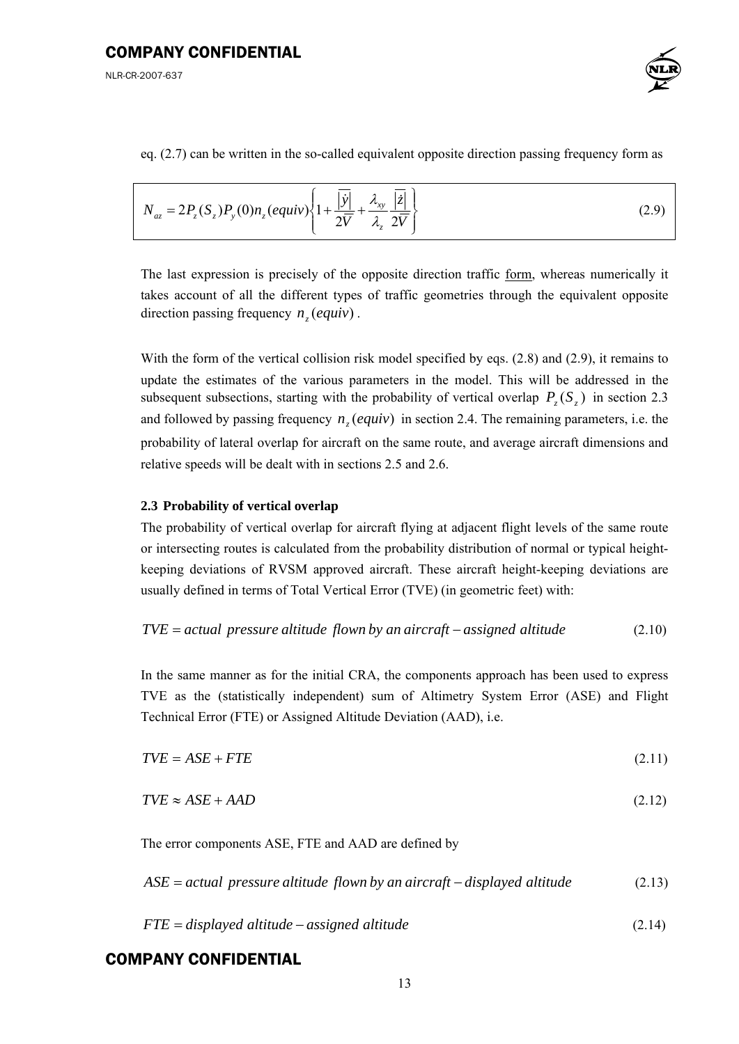eq. (2.7) can be written in the so-called equivalent opposite direction passing frequency form as

$$N_{az} = 2P_z(S_z)P_y(0)n_z(equiv)\left\{1 + \frac{\overline{|\dot{y}|}}{2\overline{V}} + \frac{\lambda_{xy}}{\lambda_z}\frac{\overline{|\dot{z}|}}{2\overline{V}}\right\} \tag{2.9}$$

The last expression is precisely of the opposite direction traffic form, whereas numerically it takes account of all the different types of traffic geometries through the equivalent opposite direction passing frequency $n_z(equiv)$.

With the form of the vertical collision risk model specified by eqs. (2.8) and (2.9), it remains to update the estimates of the various parameters in the model. This will be addressed in the subsequent subsections, starting with the probability of vertical overlap $P_z(S_z)$ in section 2.3 and followed by passing frequency $n_z(equiv)$ in section 2.4. The remaining parameters, i.e. the probability of lateral overlap for aircraft on the same route, and average aircraft dimensions and relative speeds will be dealt with in sections 2.5 and 2.6.

### 2.3 Probability of vertical overlap

The probability of vertical overlap for aircraft flying at adjacent flight levels of the same route or intersecting routes is calculated from the probability distribution of normal or typical height-keeping deviations of RVSM approved aircraft. These aircraft height-keeping deviations are usually defined in terms of Total Vertical Error (TVE) (in geometric feet) with:

$$TVE = actual\ pressure\ altitude\ flown\ by\ an\ aircraft - assigned\ altitude \tag{2.10}$$

In the same manner as for the initial CRA, the components approach has been used to express TVE as the (statistically independent) sum of Altimetry System Error (ASE) and Flight Technical Error (FTE) or Assigned Altitude Deviation (AAD), i.e.

$$TVE = ASE + FTE \tag{2.11}$$

$$TVE \approx ASE + AAD \tag{2.12}$$

The error components ASE, FTE and AAD are defined by

$$ASE = actual\ pressure\ altitude\ flown\ by\ an\ aircraft - displayed\ altitude \tag{2.13}$$

$$FTE = displayed\ altitude - assigned\ altitude \tag{2.14}$$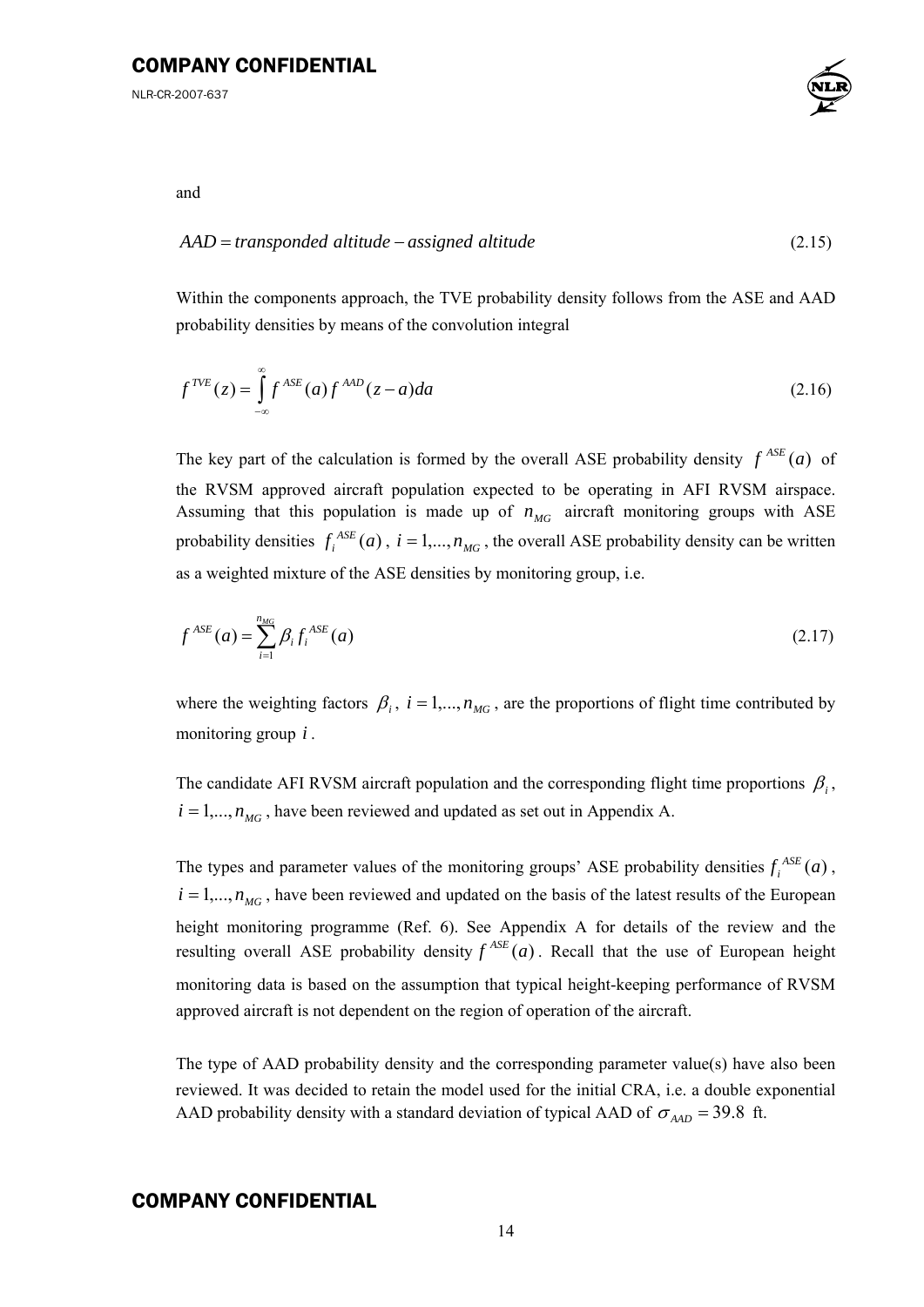and

$$AAD = transponded\ altitude - assigned\ altitude \tag{2.15}$$

Within the components approach, the TVE probability density follows from the ASE and AAD probability densities by means of the convolution integral

$$f^{TVE}(z) = \int_{-\infty}^{\infty} f^{ASE}(a) f^{AAD}(z-a) da \tag{2.16}$$

The key part of the calculation is formed by the overall ASE probability density $f^{ASE}(a)$ of the RVSM approved aircraft population expected to be operating in AFI RVSM airspace. Assuming that this population is made up of $n_{MG}$ aircraft monitoring groups with ASE probability densities $f_i^{ASE}(a)$, $i = 1,...,n_{MG}$, the overall ASE probability density can be written as a weighted mixture of the ASE densities by monitoring group, i.e.

$$f^{ASE}(a) = \sum_{i=1}^{n_{MG}} \beta_i f_i^{ASE}(a) \tag{2.17}$$

where the weighting factors $\beta_i$, $i = 1,...,n_{MG}$, are the proportions of flight time contributed by monitoring group $i$.

The candidate AFI RVSM aircraft population and the corresponding flight time proportions $\beta_i$, $i = 1,...,n_{MG}$, have been reviewed and updated as set out in Appendix A.

The types and parameter values of the monitoring groups' ASE probability densities $f_i^{ASE}(a)$, $i = 1,...,n_{MG}$, have been reviewed and updated on the basis of the latest results of the European height monitoring programme (Ref. 6). See Appendix A for details of the review and the resulting overall ASE probability density $f^{ASE}(a)$. Recall that the use of European height monitoring data is based on the assumption that typical height-keeping performance of RVSM approved aircraft is not dependent on the region of operation of the aircraft.

The type of AAD probability density and the corresponding parameter value(s) have also been reviewed. It was decided to retain the model used for the initial CRA, i.e. a double exponential AAD probability density with a standard deviation of typical AAD of $\sigma_{AAD} = 39.8$ ft.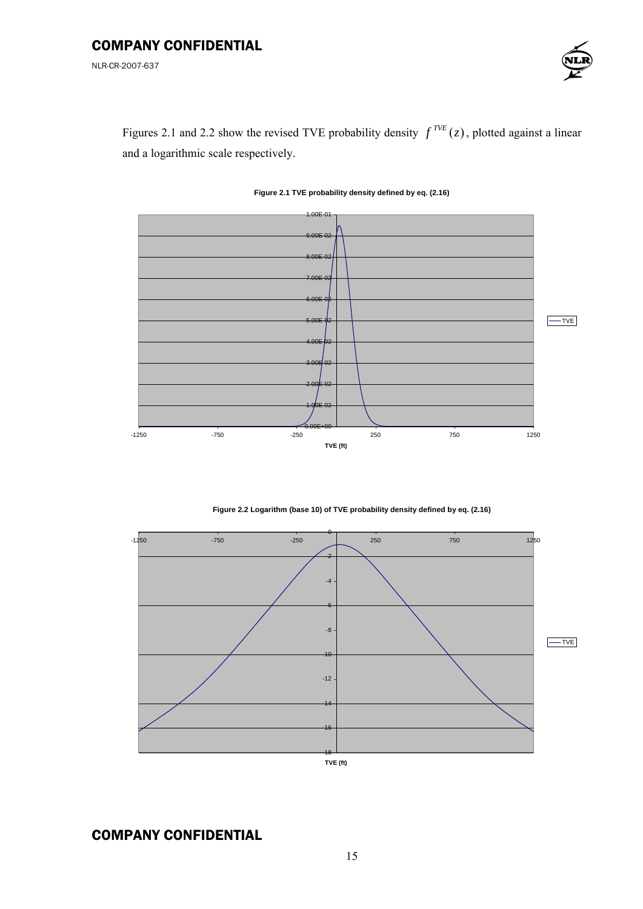Figures 2.1 and 2.2 show the revised TVE probability density $f^{TVE}(z)$, plotted against a linear and a logarithmic scale respectively.

**Figure 2.1 TVE probability density defined by eq. (2.16)**

**Figure 2.2 Logarithm (base 10) of TVE probability density defined by eq. (2.16)**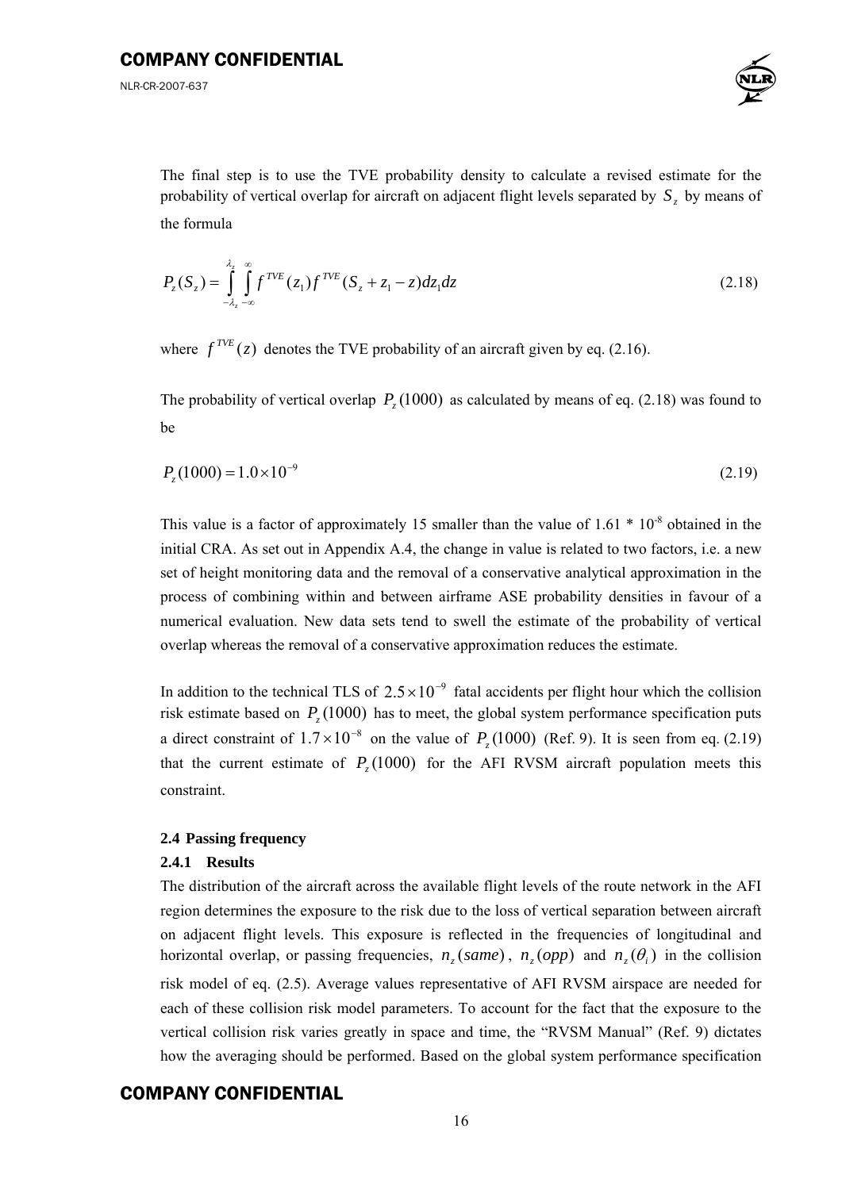The final step is to use the TVE probability density to calculate a revised estimate for the probability of vertical overlap for aircraft on adjacent flight levels separated by $S_z$ by means of the formula

$$P_z(S_z) = \int_{-\lambda_z}^{\lambda_z} \int_{-\infty}^{\infty} f^{TVE}(z_1) f^{TVE}(S_z + z_1 - z) dz_1 dz \tag{2.18}$$

where $f^{TVE}(z)$ denotes the TVE probability of an aircraft given by eq. (2.16).

The probability of vertical overlap $P_z(1000)$ as calculated by means of eq. (2.18) was found to be

$$P_z(1000) = 1.0 \times 10^{-9} \tag{2.19}$$

This value is a factor of approximately 15 smaller than the value of 1.61 * $10^{-8}$ obtained in the initial CRA. As set out in Appendix A.4, the change in value is related to two factors, i.e. a new set of height monitoring data and the removal of a conservative analytical approximation in the process of combining within and between airframe ASE probability densities in favour of a numerical evaluation. New data sets tend to swell the estimate of the probability of vertical overlap whereas the removal of a conservative approximation reduces the estimate.

In addition to the technical TLS of $2.5 \times 10^{-9}$ fatal accidents per flight hour which the collision risk estimate based on $P_z(1000)$ has to meet, the global system performance specification puts a direct constraint of $1.7 \times 10^{-8}$ on the value of $P_z(1000)$ (Ref. 9). It is seen from eq. (2.19) that the current estimate of $P_z(1000)$ for the AFI RVSM aircraft population meets this constraint.

### 2.4 Passing frequency

#### 2.4.1 Results

The distribution of the aircraft across the available flight levels of the route network in the AFI region determines the exposure to the risk due to the loss of vertical separation between aircraft on adjacent flight levels. This exposure is reflected in the frequencies of longitudinal and horizontal overlap, or passing frequencies, $n_z(same)$, $n_z(opp)$ and $n_z(\theta_i)$ in the collision risk model of eq. (2.5). Average values representative of AFI RVSM airspace are needed for each of these collision risk model parameters. To account for the fact that the exposure to the vertical collision risk varies greatly in space and time, the "RVSM Manual" (Ref. 9) dictates how the averaging should be performed. Based on the global system performance specification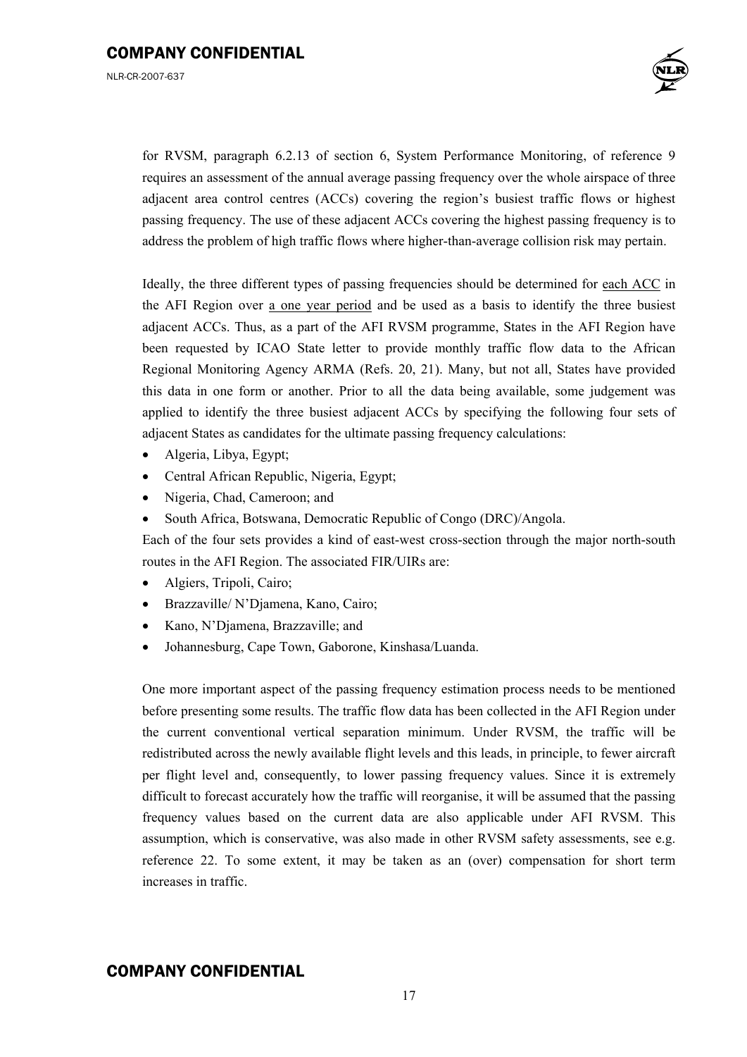for RVSM, paragraph 6.2.13 of section 6, System Performance Monitoring, of reference 9 requires an assessment of the annual average passing frequency over the whole airspace of three adjacent area control centres (ACCs) covering the region's busiest traffic flows or highest passing frequency. The use of these adjacent ACCs covering the highest passing frequency is to address the problem of high traffic flows where higher-than-average collision risk may pertain.

Ideally, the three different types of passing frequencies should be determined for each ACC in the AFI Region over a one year period and be used as a basis to identify the three busiest adjacent ACCs. Thus, as a part of the AFI RVSM programme, States in the AFI Region have been requested by ICAO State letter to provide monthly traffic flow data to the African Regional Monitoring Agency ARMA (Refs. 20, 21). Many, but not all, States have provided this data in one form or another. Prior to all the data being available, some judgement was applied to identify the three busiest adjacent ACCs by specifying the following four sets of adjacent States as candidates for the ultimate passing frequency calculations:

- Algeria, Libya, Egypt;
- Central African Republic, Nigeria, Egypt;
- Nigeria, Chad, Cameroon; and
- South Africa, Botswana, Democratic Republic of Congo (DRC)/Angola.

Each of the four sets provides a kind of east-west cross-section through the major north-south routes in the AFI Region. The associated FIR/UIRs are:

- Algiers, Tripoli, Cairo;
- Brazzaville/ N'Djamena, Kano, Cairo;
- Kano, N'Djamena, Brazzaville; and
- Johannesburg, Cape Town, Gaborone, Kinshasa/Luanda.

One more important aspect of the passing frequency estimation process needs to be mentioned before presenting some results. The traffic flow data has been collected in the AFI Region under the current conventional vertical separation minimum. Under RVSM, the traffic will be redistributed across the newly available flight levels and this leads, in principle, to fewer aircraft per flight level and, consequently, to lower passing frequency values. Since it is extremely difficult to forecast accurately how the traffic will reorganise, it will be assumed that the passing frequency values based on the current data are also applicable under AFI RVSM. This assumption, which is conservative, was also made in other RVSM safety assessments, see e.g. reference 22. To some extent, it may be taken as an (over) compensation for short term increases in traffic.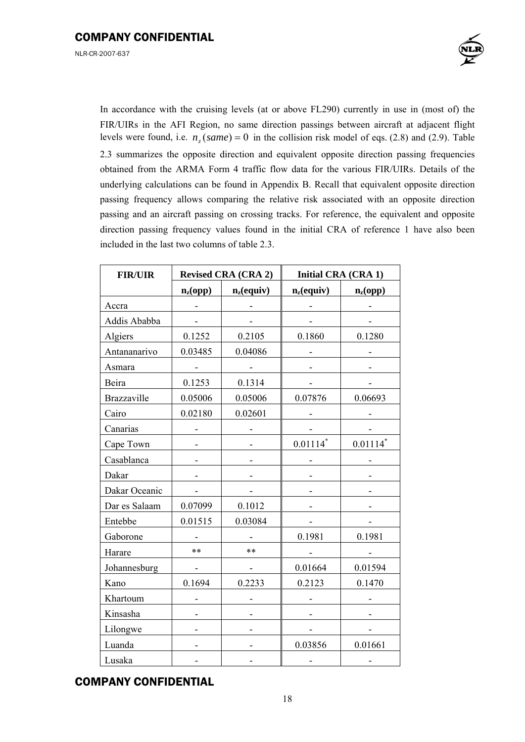In accordance with the cruising levels (at or above FL290) currently in use in (most of) the FIR/UIRs in the AFI Region, no same direction passings between aircraft at adjacent flight levels were found, i.e. $n_z(same) = 0$ in the collision risk model of eqs. (2.8) and (2.9). Table 2.3 summarizes the opposite direction and equivalent opposite direction passing frequencies obtained from the ARMA Form 4 traffic flow data for the various FIR/UIRs. Details of the underlying calculations can be found in Appendix B. Recall that equivalent opposite direction passing frequency allows comparing the relative risk associated with an opposite direction passing and an aircraft passing on crossing tracks. For reference, the equivalent and opposite direction passing frequency values found in the initial CRA of reference 1 have also been included in the last two columns of table 2.3.

| FIR/UIR | Revised CRA (CRA 2) | | Initial CRA (CRA 1) | |
|---|---|---|---|---|
| | $n_z$(opp) | $n_z$(equiv) | $n_z$(equiv) | $n_z$(opp) |
| Accra | - | - | - | - |
| Addis Ababba | - | - | - | - |
| Algiers | 0.1252 | 0.2105 | 0.1860 | 0.1280 |
| Antananarivo | 0.03485 | 0.04086 | - | - |
| Asmara | - | - | - | - |
| Beira | 0.1253 | 0.1314 | - | - |
| Brazzaville | 0.05006 | 0.05006 | 0.07876 | 0.06693 |
| Cairo | 0.02180 | 0.02601 | - | - |
| Canarias | - | - | - | - |
| Cape Town | - | - | 0.01114* | 0.01114* |
| Casablanca | - | - | - | - |
| Dakar | - | - | - | - |
| Dakar Oceanic | - | - | - | - |
| Dar es Salaam | 0.07099 | 0.1012 | - | - |
| Entebbe | 0.01515 | 0.03084 | - | - |
| Gaborone | - | - | 0.1981 | 0.1981 |
| Harare | ** | ** | - | - |
| Johannesburg | - | - | 0.01664 | 0.01594 |
| Kano | 0.1694 | 0.2233 | 0.2123 | 0.1470 |
| Khartoum | - | - | - | - |
| Kinsasha | - | - | - | - |
| Lilongwe | - | - | - | - |
| Luanda | - | - | 0.03856 | 0.01661 |
| Lusaka | - | - | - | - |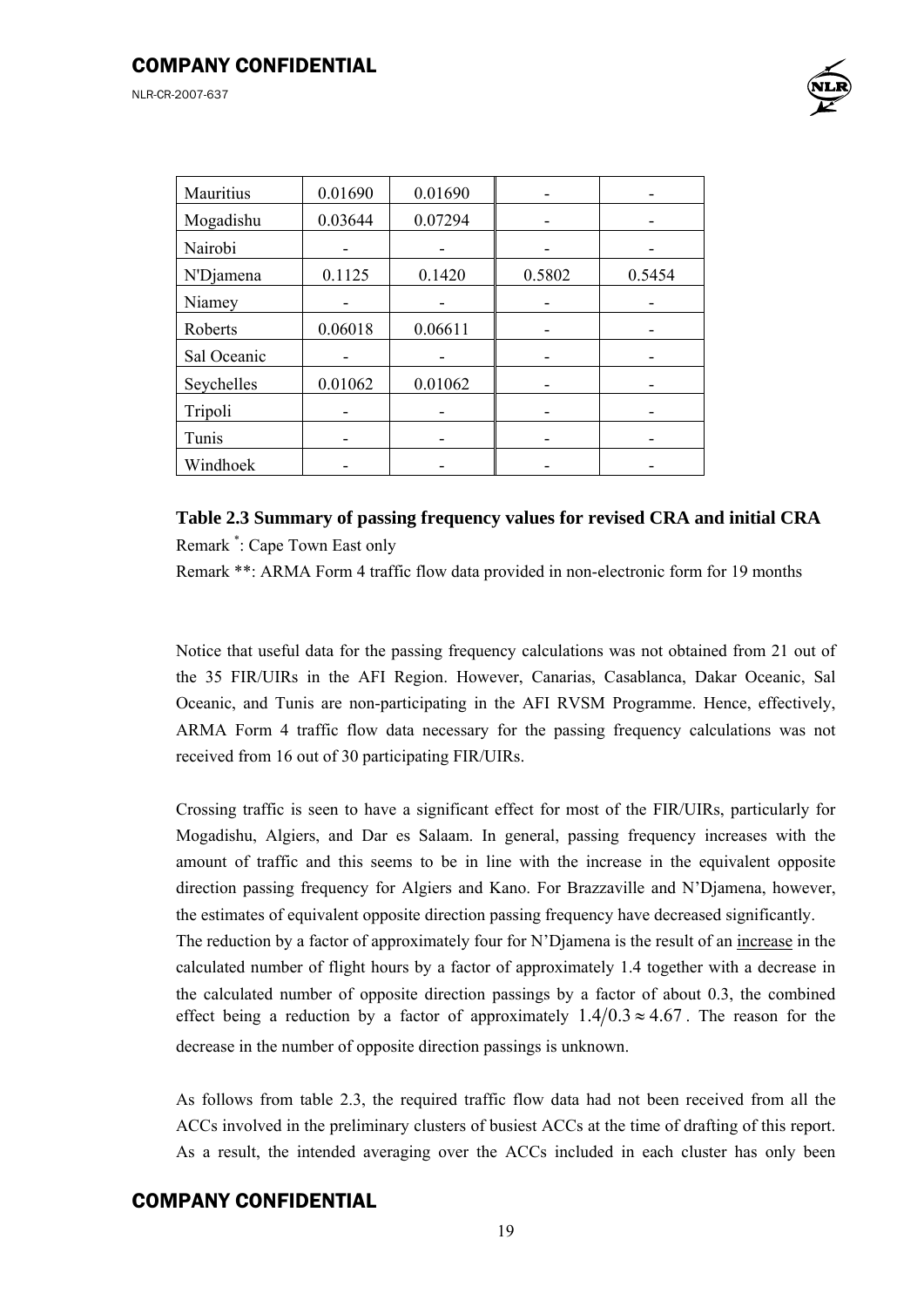| | | | | |
|---|---|---|---|---|
| Mauritius | 0.01690 | 0.01690 | - | - |
| Mogadishu | 0.03644 | 0.07294 | - | - |
| Nairobi | - | - | - | - |
| N'Djamena | 0.1125 | 0.1420 | 0.5802 | 0.5454 |
| Niamey | - | - | - | - |
| Roberts | 0.06018 | 0.06611 | - | - |
| Sal Oceanic | - | - | - | - |
| Seychelles | 0.01062 | 0.01062 | - | - |
| Tripoli | - | - | - | - |
| Tunis | - | - | - | - |
| Windhoek | - | - | - | - |

**Table 2.3 Summary of passing frequency values for revised CRA and initial CRA**

Remark *: Cape Town East only

Remark **: ARMA Form 4 traffic flow data provided in non-electronic form for 19 months

Notice that useful data for the passing frequency calculations was not obtained from 21 out of the 35 FIR/UIRs in the AFI Region. However, Canarias, Casablanca, Dakar Oceanic, Sal Oceanic, and Tunis are non-participating in the AFI RVSM Programme. Hence, effectively, ARMA Form 4 traffic flow data necessary for the passing frequency calculations was not received from 16 out of 30 participating FIR/UIRs.

Crossing traffic is seen to have a significant effect for most of the FIR/UIRs, particularly for Mogadishu, Algiers, and Dar es Salaam. In general, passing frequency increases with the amount of traffic and this seems to be in line with the increase in the equivalent opposite direction passing frequency for Algiers and Kano. For Brazzaville and N'Djamena, however, the estimates of equivalent opposite direction passing frequency have decreased significantly. The reduction by a factor of approximately four for N'Djamena is the result of an increase in the calculated number of flight hours by a factor of approximately 1.4 together with a decrease in the calculated number of opposite direction passings by a factor of about 0.3, the combined effect being a reduction by a factor of approximately $1.4/0.3 \approx 4.67$. The reason for the decrease in the number of opposite direction passings is unknown.

As follows from table 2.3, the required traffic flow data had not been received from all the ACCs involved in the preliminary clusters of busiest ACCs at the time of drafting of this report. As a result, the intended averaging over the ACCs included in each cluster has only been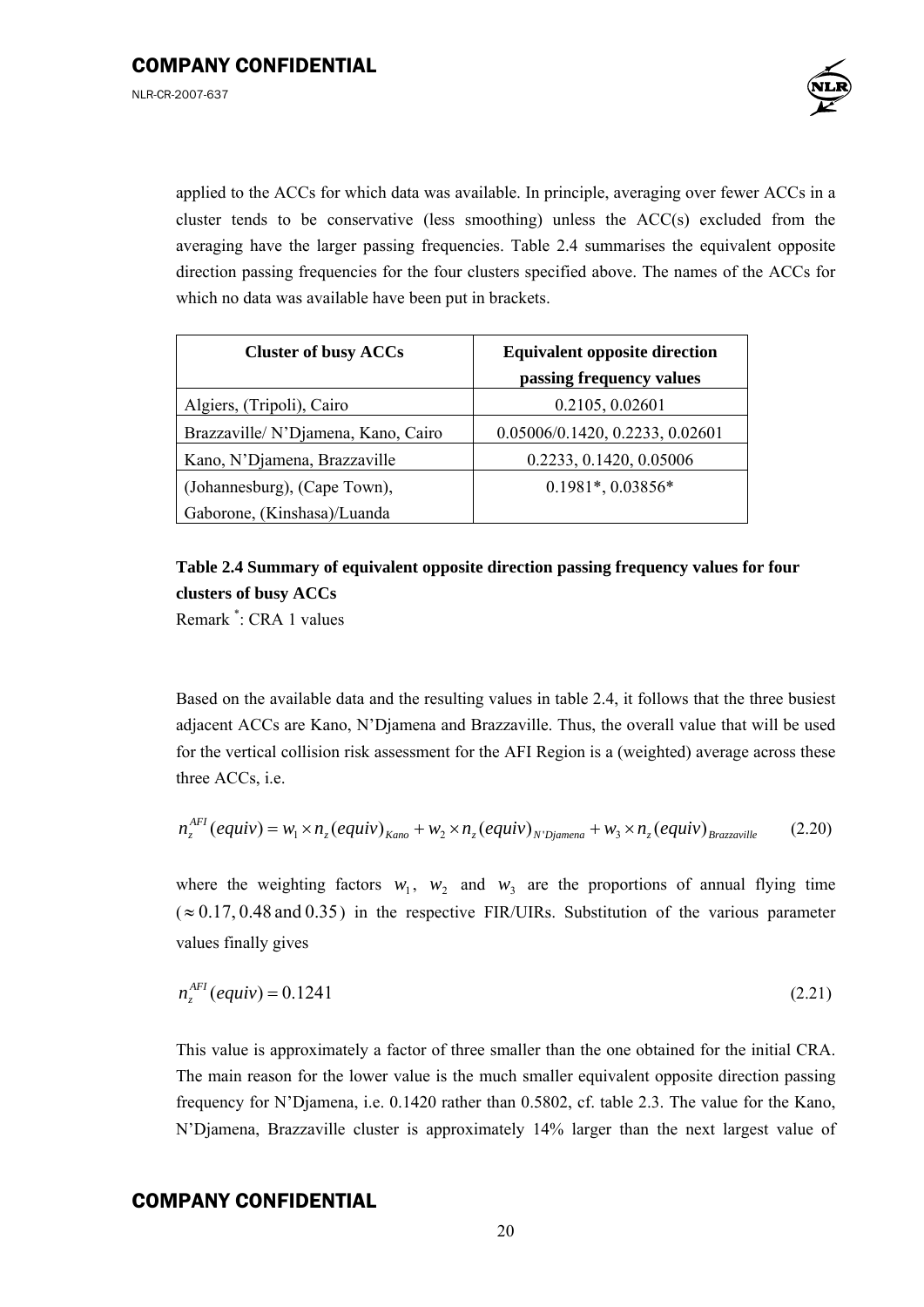applied to the ACCs for which data was available. In principle, averaging over fewer ACCs in a cluster tends to be conservative (less smoothing) unless the ACC(s) excluded from the averaging have the larger passing frequencies. Table 2.4 summarises the equivalent opposite direction passing frequencies for the four clusters specified above. The names of the ACCs for which no data was available have been put in brackets.

| **Cluster of busy ACCs** | **Equivalent opposite direction passing frequency values** |
|---|---|
| Algiers, (Tripoli), Cairo | 0.2105, 0.02601 |
| Brazzaville/ N'Djamena, Kano, Cairo | 0.05006/0.1420, 0.2233, 0.02601 |
| Kano, N'Djamena, Brazzaville | 0.2233, 0.1420, 0.05006 |
| (Johannesburg), (Cape Town), Gaborone, (Kinshasa)/Luanda | 0.1981*, 0.03856* |

**Table 2.4 Summary of equivalent opposite direction passing frequency values for four clusters of busy ACCs**

Remark *: CRA 1 values

Based on the available data and the resulting values in table 2.4, it follows that the three busiest adjacent ACCs are Kano, N'Djamena and Brazzaville. Thus, the overall value that will be used for the vertical collision risk assessment for the AFI Region is a (weighted) average across these three ACCs, i.e.

$$n_z^{AFI}(equiv) = w_1 \times n_z(equiv)_{Kano} + w_2 \times n_z(equiv)_{N'Djamena} + w_3 \times n_z(equiv)_{Brazzaville} \qquad (2.20)$$

where the weighting factors $w_1$, $w_2$ and $w_3$ are the proportions of annual flying time ($\approx 0.17, 0.48$ and $0.35$) in the respective FIR/UIRs. Substitution of the various parameter values finally gives

$$n_z^{AFI}(equiv) = 0.1241 \qquad (2.21)$$

This value is approximately a factor of three smaller than the one obtained for the initial CRA. The main reason for the lower value is the much smaller equivalent opposite direction passing frequency for N'Djamena, i.e. 0.1420 rather than 0.5802, cf. table 2.3. The value for the Kano, N'Djamena, Brazzaville cluster is approximately 14% larger than the next largest value of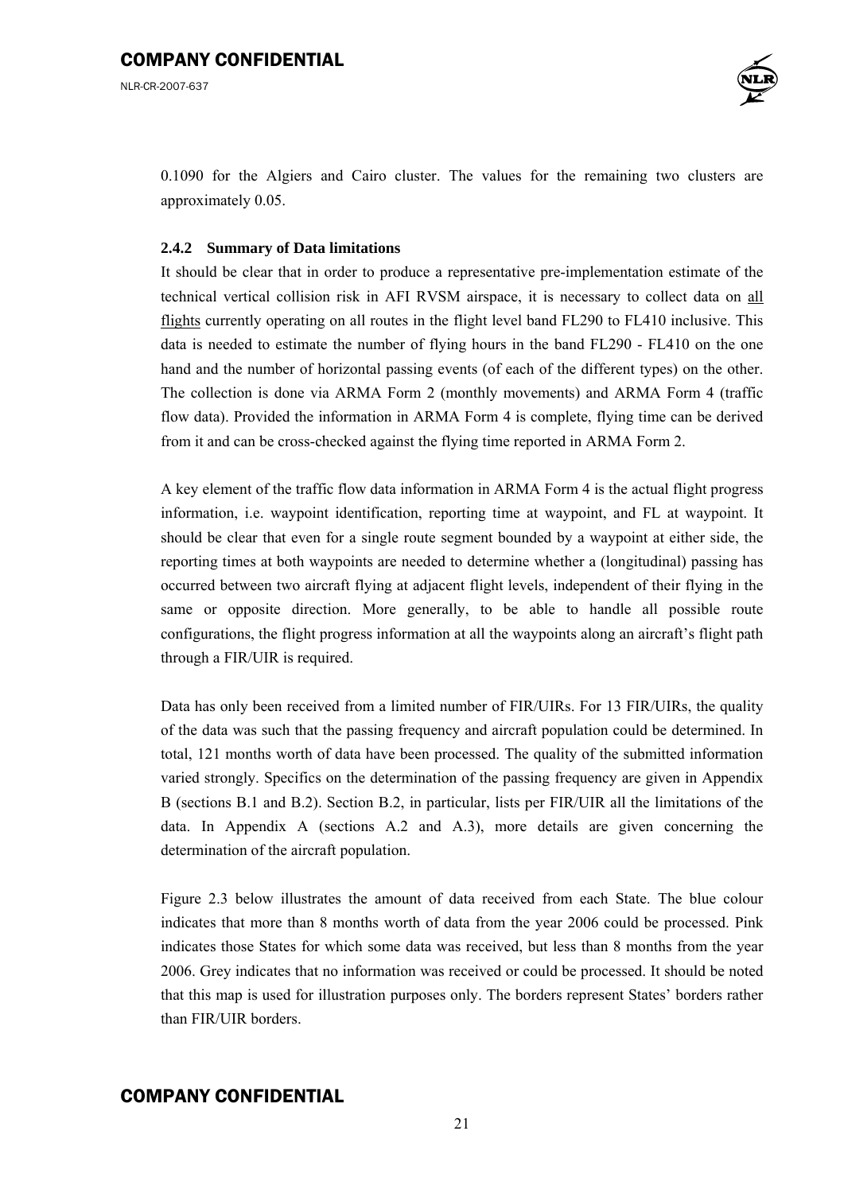0.1090 for the Algiers and Cairo cluster. The values for the remaining two clusters are approximately 0.05.

### 2.4.2 Summary of Data limitations

It should be clear that in order to produce a representative pre-implementation estimate of the technical vertical collision risk in AFI RVSM airspace, it is necessary to collect data on all flights currently operating on all routes in the flight level band FL290 to FL410 inclusive. This data is needed to estimate the number of flying hours in the band FL290 - FL410 on the one hand and the number of horizontal passing events (of each of the different types) on the other. The collection is done via ARMA Form 2 (monthly movements) and ARMA Form 4 (traffic flow data). Provided the information in ARMA Form 4 is complete, flying time can be derived from it and can be cross-checked against the flying time reported in ARMA Form 2.

A key element of the traffic flow data information in ARMA Form 4 is the actual flight progress information, i.e. waypoint identification, reporting time at waypoint, and FL at waypoint. It should be clear that even for a single route segment bounded by a waypoint at either side, the reporting times at both waypoints are needed to determine whether a (longitudinal) passing has occurred between two aircraft flying at adjacent flight levels, independent of their flying in the same or opposite direction. More generally, to be able to handle all possible route configurations, the flight progress information at all the waypoints along an aircraft's flight path through a FIR/UIR is required.

Data has only been received from a limited number of FIR/UIRs. For 13 FIR/UIRs, the quality of the data was such that the passing frequency and aircraft population could be determined. In total, 121 months worth of data have been processed. The quality of the submitted information varied strongly. Specifics on the determination of the passing frequency are given in Appendix B (sections B.1 and B.2). Section B.2, in particular, lists per FIR/UIR all the limitations of the data. In Appendix A (sections A.2 and A.3), more details are given concerning the determination of the aircraft population.

Figure 2.3 below illustrates the amount of data received from each State. The blue colour indicates that more than 8 months worth of data from the year 2006 could be processed. Pink indicates those States for which some data was received, but less than 8 months from the year 2006. Grey indicates that no information was received or could be processed. It should be noted that this map is used for illustration purposes only. The borders represent States' borders rather than FIR/UIR borders.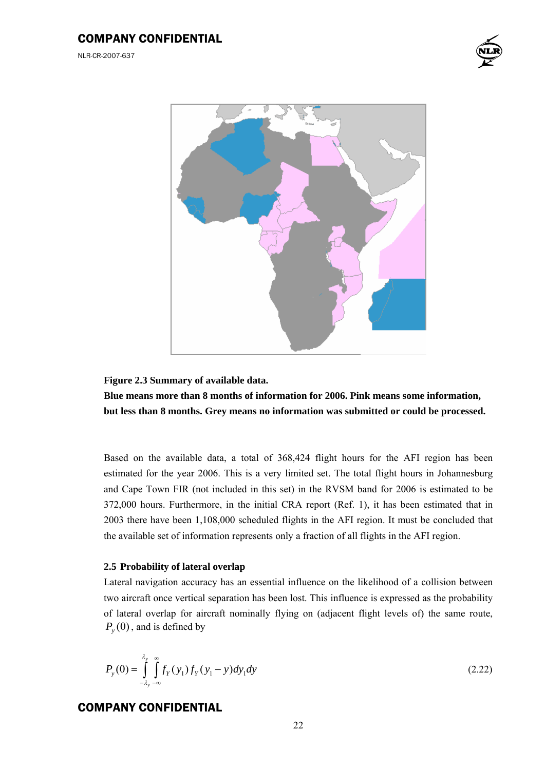**Figure 2.3 Summary of available data.**

**Blue means more than 8 months of information for 2006. Pink means some information, but less than 8 months. Grey means no information was submitted or could be processed.**

Based on the available data, a total of 368,424 flight hours for the AFI region has been estimated for the year 2006. This is a very limited set. The total flight hours in Johannesburg and Cape Town FIR (not included in this set) in the RVSM band for 2006 is estimated to be 372,000 hours. Furthermore, in the initial CRA report (Ref. 1), it has been estimated that in 2003 there have been 1,108,000 scheduled flights in the AFI region. It must be concluded that the available set of information represents only a fraction of all flights in the AFI region.

### 2.5 Probability of lateral overlap

Lateral navigation accuracy has an essential influence on the likelihood of a collision between two aircraft once vertical separation has been lost. This influence is expressed as the probability of lateral overlap for aircraft nominally flying on (adjacent flight levels of) the same route, $P_y(0)$, and is defined by

$$P_y(0) = \int_{-\lambda_y}^{\lambda_y} \int_{-\infty}^{\infty} f_Y(y_1) f_Y(y_1 - y) dy_1 dy \tag{2.22}$$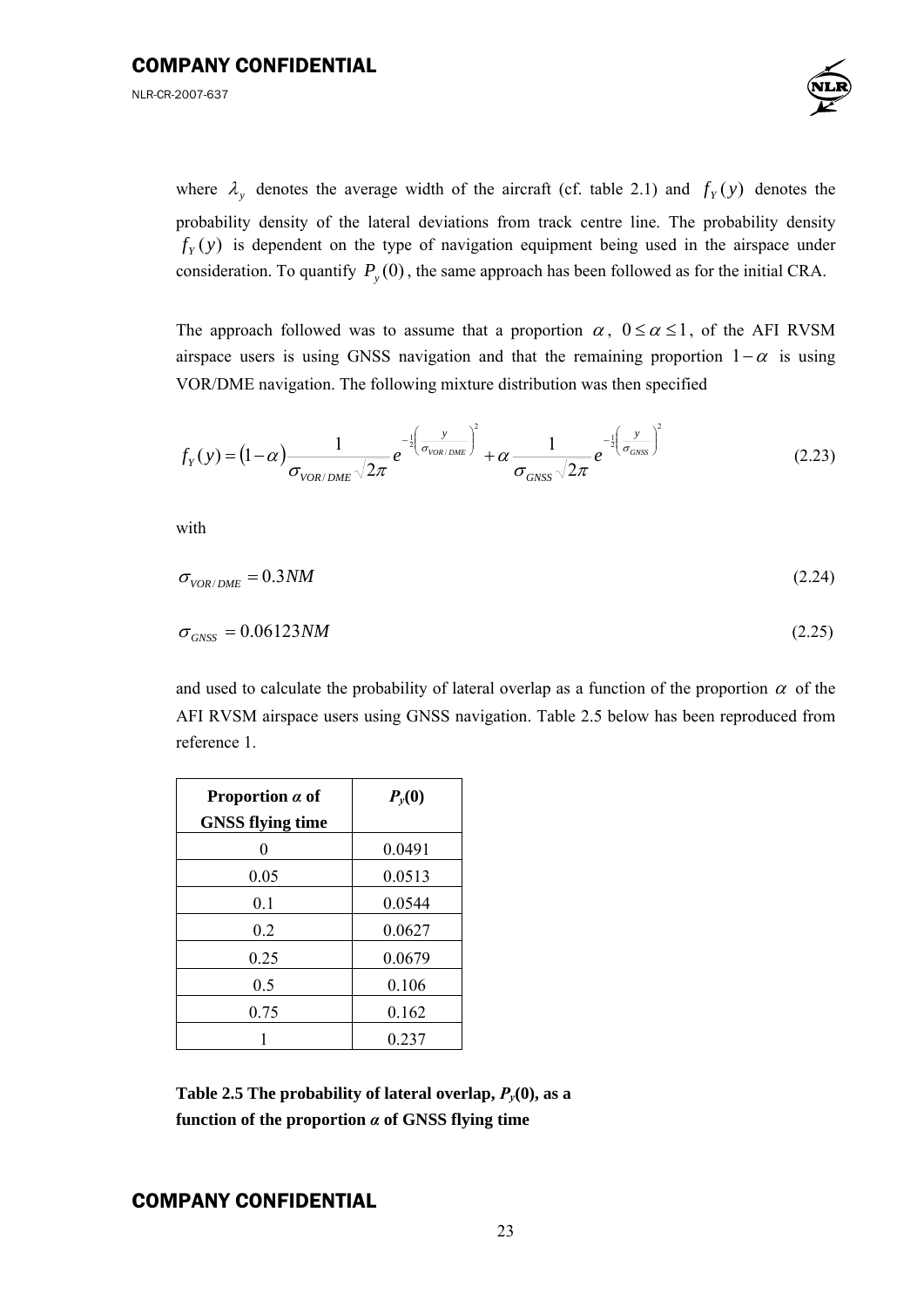where $\lambda_y$ denotes the average width of the aircraft (cf. table 2.1) and $f_Y(y)$ denotes the probability density of the lateral deviations from track centre line. The probability density $f_Y(y)$ is dependent on the type of navigation equipment being used in the airspace under consideration. To quantify $P_y(0)$, the same approach has been followed as for the initial CRA.

The approach followed was to assume that a proportion $\alpha$, $0 \leq \alpha \leq 1$, of the AFI RVSM airspace users is using GNSS navigation and that the remaining proportion $1-\alpha$ is using VOR/DME navigation. The following mixture distribution was then specified

$$f_Y(y) = (1-\alpha)\frac{1}{\sigma_{VOR/DME}\sqrt{2\pi}}e^{-\frac{1}{2}\left(\frac{y}{\sigma_{VOR/DME}}\right)^2} + \alpha\frac{1}{\sigma_{GNSS}\sqrt{2\pi}}e^{-\frac{1}{2}\left(\frac{y}{\sigma_{GNSS}}\right)^2} \tag{2.23}$$

with

$$\sigma_{VOR/DME} = 0.3NM \tag{2.24}$$

$$\sigma_{GNSS} = 0.06123NM \tag{2.25}$$

and used to calculate the probability of lateral overlap as a function of the proportion $\alpha$ of the AFI RVSM airspace users using GNSS navigation. Table 2.5 below has been reproduced from reference 1.

| Proportion *α* of GNSS flying time | $P_y(0)$ |
|---|---|
| 0 | 0.0491 |
| 0.05 | 0.0513 |
| 0.1 | 0.0544 |
| 0.2 | 0.0627 |
| 0.25 | 0.0679 |
| 0.5 | 0.106 |
| 0.75 | 0.162 |
| 1 | 0.237 |

**Table 2.5 The probability of lateral overlap, $P_y(0)$, as a function of the proportion *α* of GNSS flying time**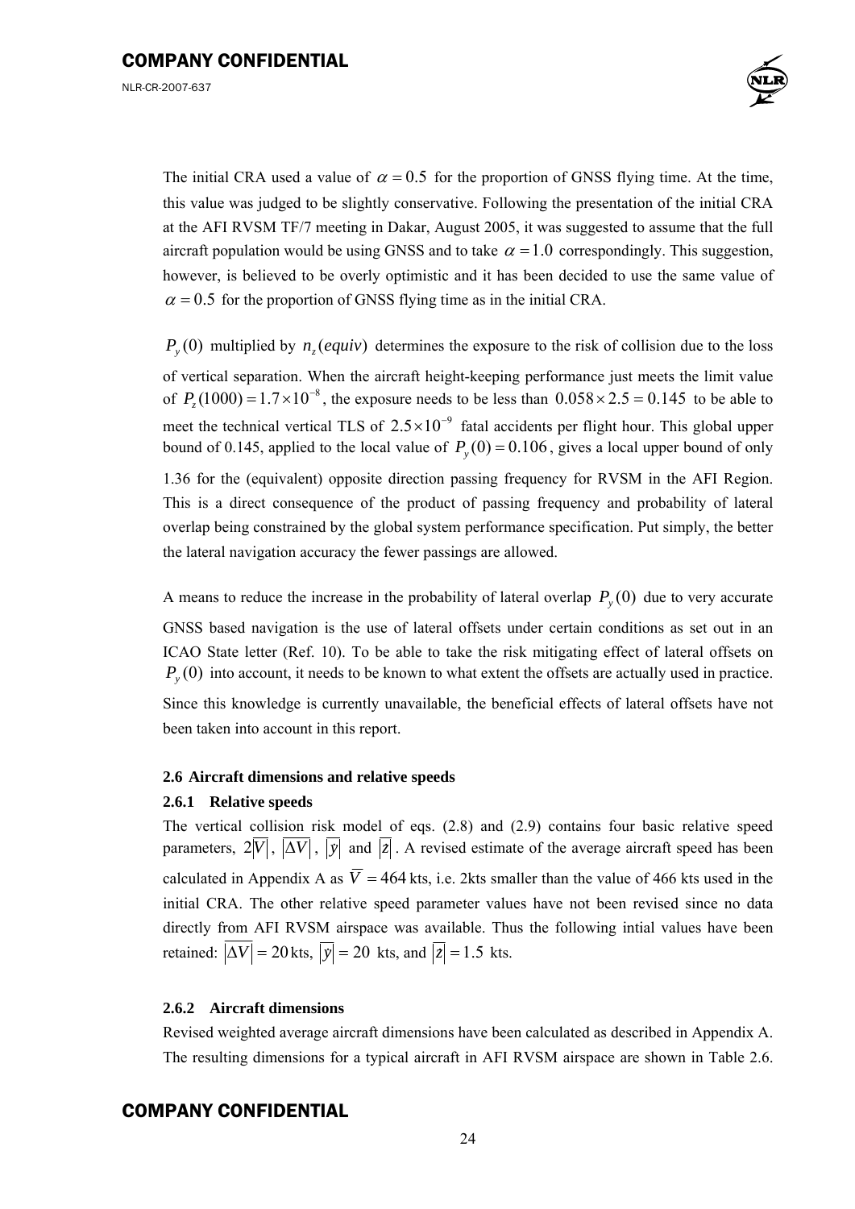The initial CRA used a value of $\alpha = 0.5$ for the proportion of GNSS flying time. At the time, this value was judged to be slightly conservative. Following the presentation of the initial CRA at the AFI RVSM TF/7 meeting in Dakar, August 2005, it was suggested to assume that the full aircraft population would be using GNSS and to take $\alpha = 1.0$ correspondingly. This suggestion, however, is believed to be overly optimistic and it has been decided to use the same value of $\alpha = 0.5$ for the proportion of GNSS flying time as in the initial CRA.

$P_y(0)$ multiplied by $n_z(equiv)$ determines the exposure to the risk of collision due to the loss of vertical separation. When the aircraft height-keeping performance just meets the limit value of $P_z(1000) = 1.7 \times 10^{-8}$, the exposure needs to be less than $0.058 \times 2.5 = 0.145$ to be able to meet the technical vertical TLS of $2.5 \times 10^{-9}$ fatal accidents per flight hour. This global upper bound of 0.145, applied to the local value of $P_y(0) = 0.106$, gives a local upper bound of only 1.36 for the (equivalent) opposite direction passing frequency for RVSM in the AFI Region. This is a direct consequence of the product of passing frequency and probability of lateral overlap being constrained by the global system performance specification. Put simply, the better the lateral navigation accuracy the fewer passings are allowed.

A means to reduce the increase in the probability of lateral overlap $P_y(0)$ due to very accurate GNSS based navigation is the use of lateral offsets under certain conditions as set out in an ICAO State letter (Ref. 10). To be able to take the risk mitigating effect of lateral offsets on $P_y(0)$ into account, it needs to be known to what extent the offsets are actually used in practice. Since this knowledge is currently unavailable, the beneficial effects of lateral offsets have not been taken into account in this report.

### 2.6 Aircraft dimensions and relative speeds

#### 2.6.1 Relative speeds

The vertical collision risk model of eqs. (2.8) and (2.9) contains four basic relative speed parameters, $2\overline{|V|}$, $\overline{|\Delta V|}$, $\overline{|\dot{y}|}$ and $\overline{|\dot{z}|}$. A revised estimate of the average aircraft speed has been calculated in Appendix A as $\overline{V} = 464$ kts, i.e. 2kts smaller than the value of 466 kts used in the initial CRA. The other relative speed parameter values have not been revised since no data directly from AFI RVSM airspace was available. Thus the following intial values have been retained: $\overline{|\Delta V|} = 20$ kts, $\overline{|\dot{y}|} = 20$ kts, and $\overline{|\dot{z}|} = 1.5$ kts.

#### 2.6.2 Aircraft dimensions

Revised weighted average aircraft dimensions have been calculated as described in Appendix A. The resulting dimensions for a typical aircraft in AFI RVSM airspace are shown in Table 2.6.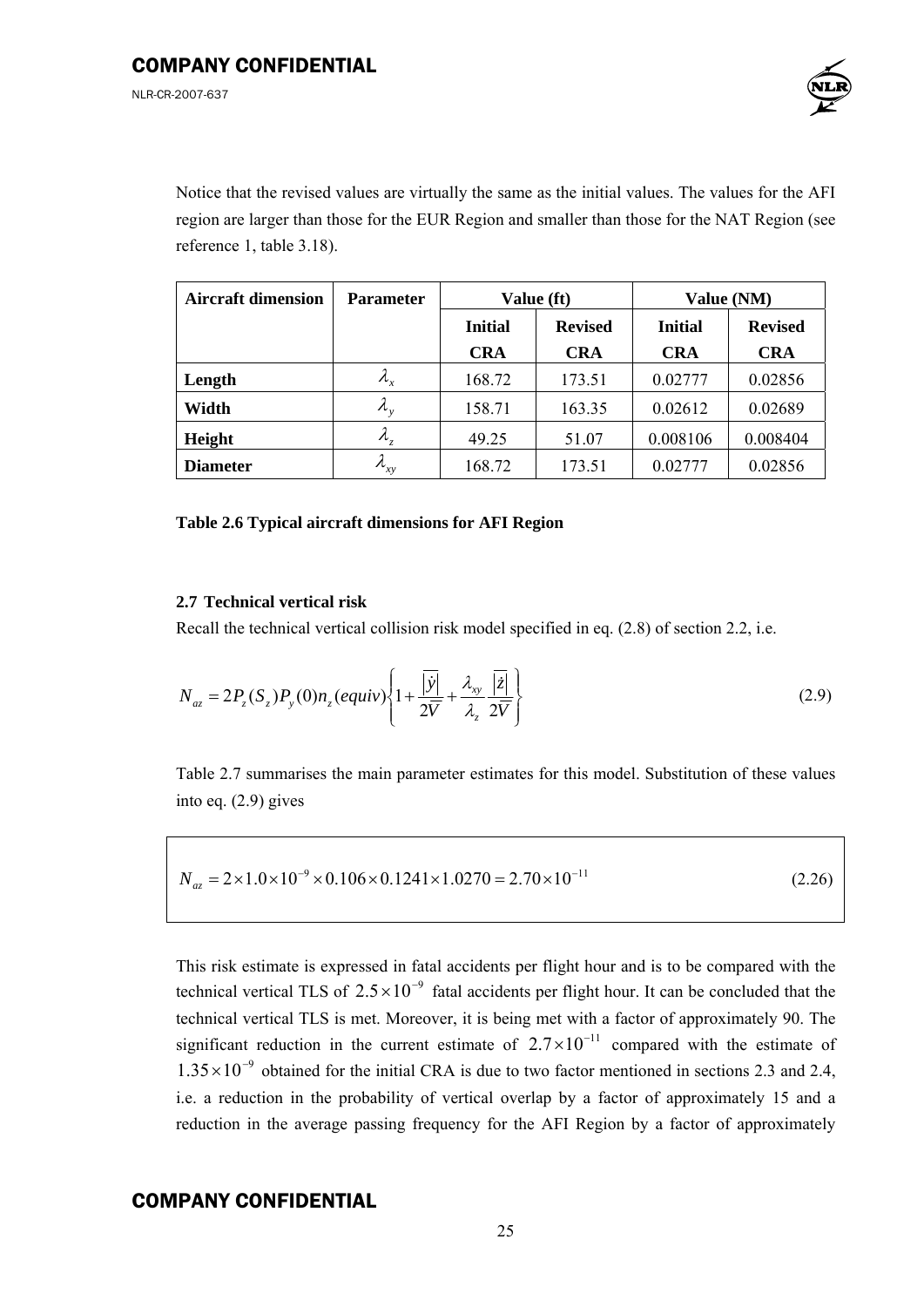Notice that the revised values are virtually the same as the initial values. The values for the AFI region are larger than those for the EUR Region and smaller than those for the NAT Region (see reference 1, table 3.18).

| Aircraft dimension | Parameter | Value (ft) | | Value (NM) | |
|---|---|---|---|---|---|
| | | Initial CRA | Revised CRA | Initial CRA | Revised CRA |
| **Length** | $\lambda_x$ | 168.72 | 173.51 | 0.02777 | 0.02856 |
| **Width** | $\lambda_y$ | 158.71 | 163.35 | 0.02612 | 0.02689 |
| **Height** | $\lambda_z$ | 49.25 | 51.07 | 0.008106 | 0.008404 |
| **Diameter** | $\lambda_{xy}$ | 168.72 | 173.51 | 0.02777 | 0.02856 |

**Table 2.6 Typical aircraft dimensions for AFI Region**

### 2.7 Technical vertical risk

Recall the technical vertical collision risk model specified in eq. (2.8) of section 2.2, i.e.

$$N_{az} = 2P_z(S_z)P_y(0)n_z(equiv)\left\{1 + \frac{\overline{|\dot{y}|}}{2\overline{V}} + \frac{\lambda_{xy}}{\lambda_z}\frac{\overline{|\dot{z}|}}{2\overline{V}}\right\} \tag{2.9}$$

Table 2.7 summarises the main parameter estimates for this model. Substitution of these values into eq. (2.9) gives

$$N_{az} = 2 \times 1.0 \times 10^{-9} \times 0.106 \times 0.1241 \times 1.0270 = 2.70 \times 10^{-11} \tag{2.26}$$

This risk estimate is expressed in fatal accidents per flight hour and is to be compared with the technical vertical TLS of $2.5 \times 10^{-9}$ fatal accidents per flight hour. It can be concluded that the technical vertical TLS is met. Moreover, it is being met with a factor of approximately 90. The significant reduction in the current estimate of $2.7 \times 10^{-11}$ compared with the estimate of $1.35 \times 10^{-9}$ obtained for the initial CRA is due to two factor mentioned in sections 2.3 and 2.4, i.e. a reduction in the probability of vertical overlap by a factor of approximately 15 and a reduction in the average passing frequency for the AFI Region by a factor of approximately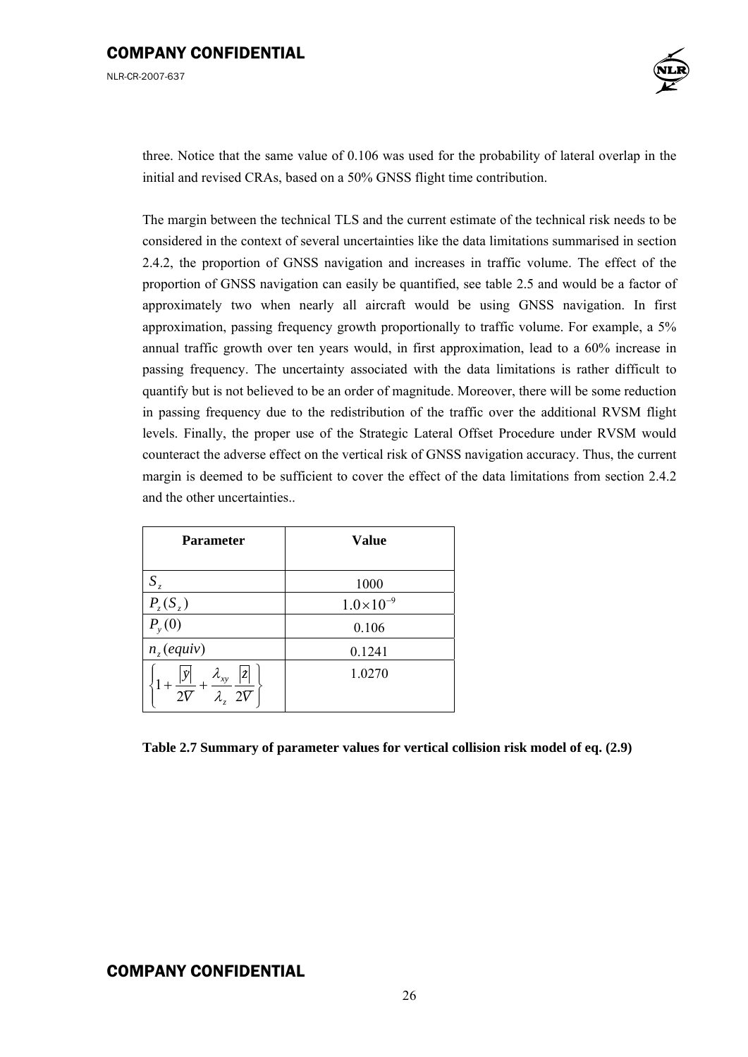three. Notice that the same value of 0.106 was used for the probability of lateral overlap in the initial and revised CRAs, based on a 50% GNSS flight time contribution.

The margin between the technical TLS and the current estimate of the technical risk needs to be considered in the context of several uncertainties like the data limitations summarised in section 2.4.2, the proportion of GNSS navigation and increases in traffic volume. The effect of the proportion of GNSS navigation can easily be quantified, see table 2.5 and would be a factor of approximately two when nearly all aircraft would be using GNSS navigation. In first approximation, passing frequency growth proportionally to traffic volume. For example, a 5% annual traffic growth over ten years would, in first approximation, lead to a 60% increase in passing frequency. The uncertainty associated with the data limitations is rather difficult to quantify but is not believed to be an order of magnitude. Moreover, there will be some reduction in passing frequency due to the redistribution of the traffic over the additional RVSM flight levels. Finally, the proper use of the Strategic Lateral Offset Procedure under RVSM would counteract the adverse effect on the vertical risk of GNSS navigation accuracy. Thus, the current margin is deemed to be sufficient to cover the effect of the data limitations from section 2.4.2 and the other uncertainties..

| Parameter | Value |
|---|---|
| $S_z$ | 1000 |
| $P_z(S_z)$ | $1.0 \times 10^{-9}$ |
| $P_y(0)$ | 0.106 |
| $n_z(equiv)$ | 0.1241 |
| $\left\{1 + \frac{\lvert\dot{y}\rvert}{2\overline{V}} + \frac{\lambda_{xy}}{\lambda_z}\frac{\lvert\dot{z}\rvert}{2\overline{V}}\right\}$ | 1.0270 |

**Table 2.7 Summary of parameter values for vertical collision risk model of eq. (2.9)**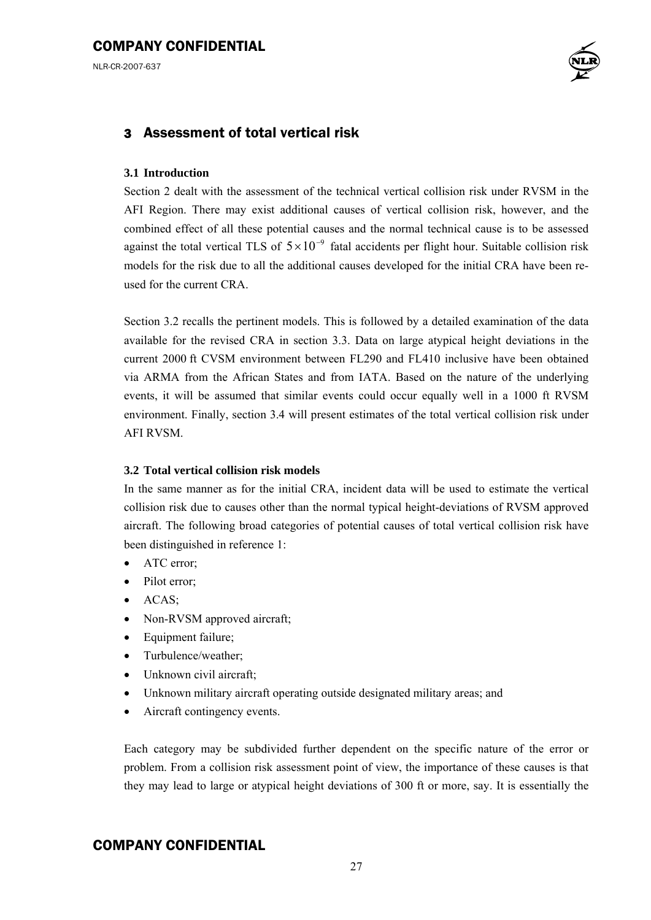# 3 Assessment of total vertical risk

### 3.1 Introduction

Section 2 dealt with the assessment of the technical vertical collision risk under RVSM in the AFI Region. There may exist additional causes of vertical collision risk, however, and the combined effect of all these potential causes and the normal technical cause is to be assessed against the total vertical TLS of $5 \times 10^{-9}$ fatal accidents per flight hour. Suitable collision risk models for the risk due to all the additional causes developed for the initial CRA have been re-used for the current CRA.

Section 3.2 recalls the pertinent models. This is followed by a detailed examination of the data available for the revised CRA in section 3.3. Data on large atypical height deviations in the current 2000 ft CVSM environment between FL290 and FL410 inclusive have been obtained via ARMA from the African States and from IATA. Based on the nature of the underlying events, it will be assumed that similar events could occur equally well in a 1000 ft RVSM environment. Finally, section 3.4 will present estimates of the total vertical collision risk under AFI RVSM.

### 3.2 Total vertical collision risk models

In the same manner as for the initial CRA, incident data will be used to estimate the vertical collision risk due to causes other than the normal typical height-deviations of RVSM approved aircraft. The following broad categories of potential causes of total vertical collision risk have been distinguished in reference 1:

- ATC error;
- Pilot error;
- ACAS;
- Non-RVSM approved aircraft;
- Equipment failure;
- Turbulence/weather;
- Unknown civil aircraft;
- Unknown military aircraft operating outside designated military areas; and
- Aircraft contingency events.

Each category may be subdivided further dependent on the specific nature of the error or problem. From a collision risk assessment point of view, the importance of these causes is that they may lead to large or atypical height deviations of 300 ft or more, say. It is essentially the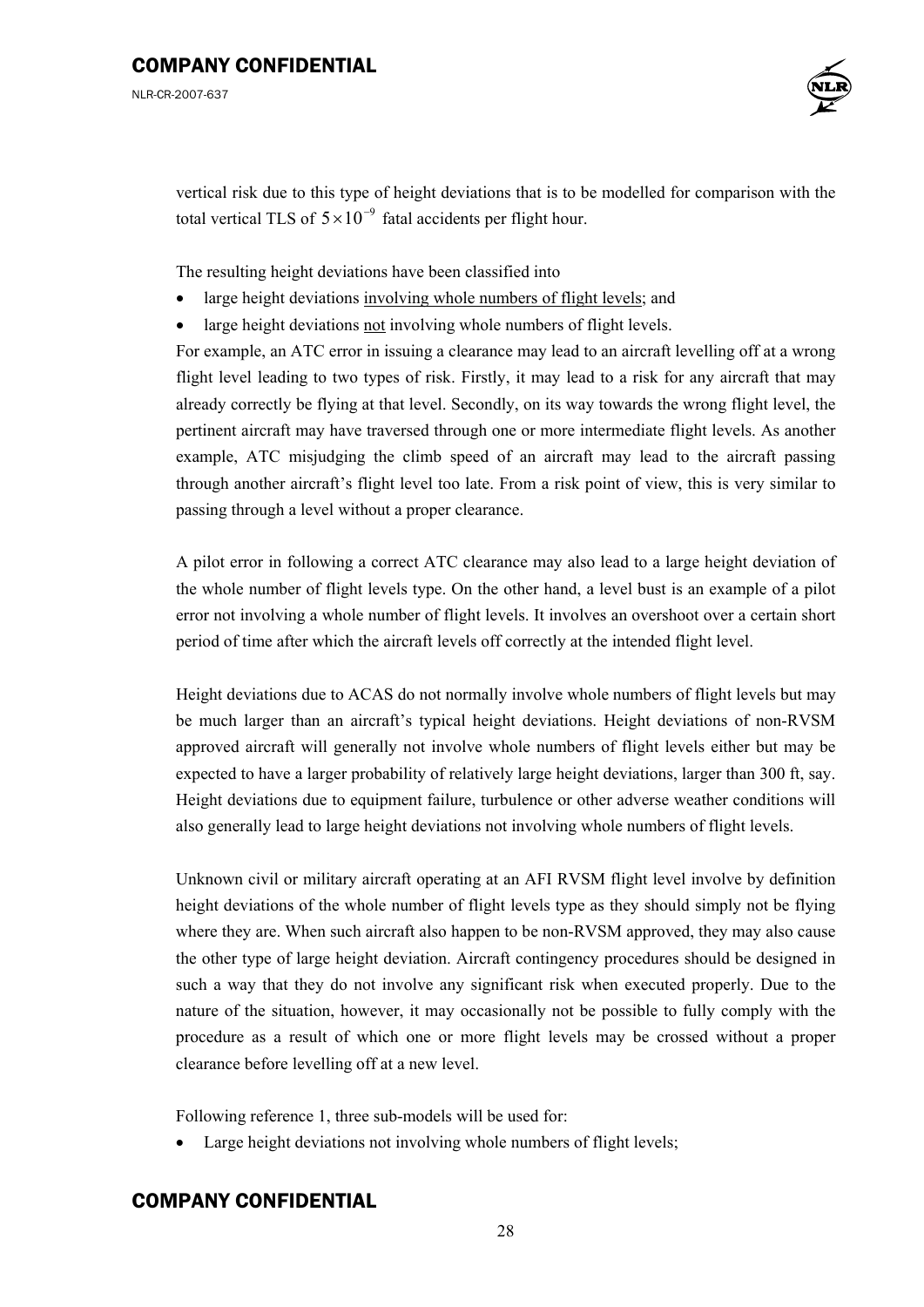vertical risk due to this type of height deviations that is to be modelled for comparison with the total vertical TLS of $5 \times 10^{-9}$ fatal accidents per flight hour.

The resulting height deviations have been classified into

- large height deviations <u>involving whole numbers of flight levels</u>; and
- large height deviations <u>not</u> involving whole numbers of flight levels.

For example, an ATC error in issuing a clearance may lead to an aircraft levelling off at a wrong flight level leading to two types of risk. Firstly, it may lead to a risk for any aircraft that may already correctly be flying at that level. Secondly, on its way towards the wrong flight level, the pertinent aircraft may have traversed through one or more intermediate flight levels. As another example, ATC misjudging the climb speed of an aircraft may lead to the aircraft passing through another aircraft's flight level too late. From a risk point of view, this is very similar to passing through a level without a proper clearance.

A pilot error in following a correct ATC clearance may also lead to a large height deviation of the whole number of flight levels type. On the other hand, a level bust is an example of a pilot error not involving a whole number of flight levels. It involves an overshoot over a certain short period of time after which the aircraft levels off correctly at the intended flight level.

Height deviations due to ACAS do not normally involve whole numbers of flight levels but may be much larger than an aircraft's typical height deviations. Height deviations of non-RVSM approved aircraft will generally not involve whole numbers of flight levels either but may be expected to have a larger probability of relatively large height deviations, larger than 300 ft, say. Height deviations due to equipment failure, turbulence or other adverse weather conditions will also generally lead to large height deviations not involving whole numbers of flight levels.

Unknown civil or military aircraft operating at an AFI RVSM flight level involve by definition height deviations of the whole number of flight levels type as they should simply not be flying where they are. When such aircraft also happen to be non-RVSM approved, they may also cause the other type of large height deviation. Aircraft contingency procedures should be designed in such a way that they do not involve any significant risk when executed properly. Due to the nature of the situation, however, it may occasionally not be possible to fully comply with the procedure as a result of which one or more flight levels may be crossed without a proper clearance before levelling off at a new level.

Following reference 1, three sub-models will be used for:

- Large height deviations not involving whole numbers of flight levels;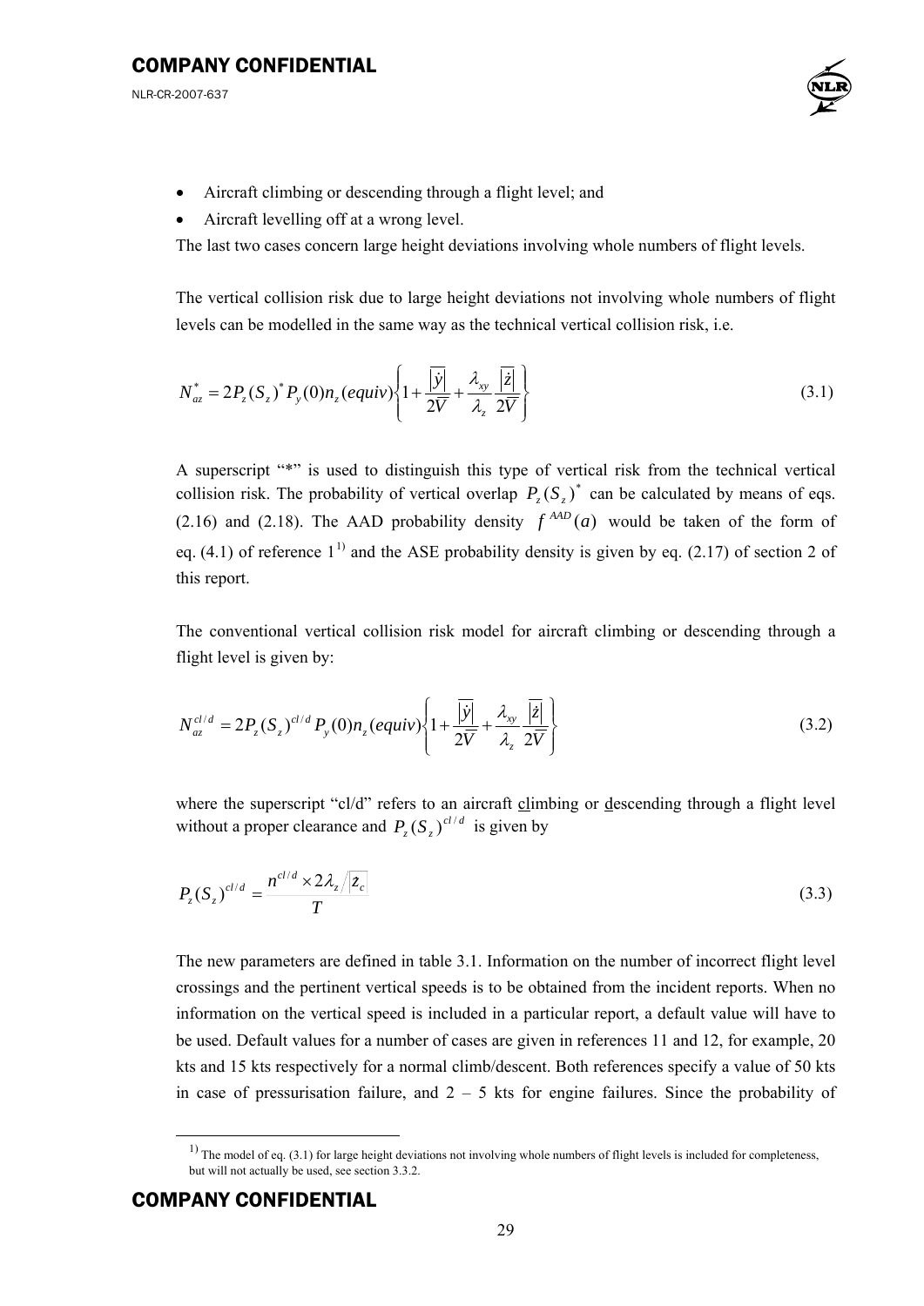- Aircraft climbing or descending through a flight level; and
- Aircraft levelling off at a wrong level.

The last two cases concern large height deviations involving whole numbers of flight levels.

The vertical collision risk due to large height deviations not involving whole numbers of flight levels can be modelled in the same way as the technical vertical collision risk, i.e.

$$N_{az}^{*} = 2P_z(S_z)^{*} P_y(0) n_z(equiv) \left\{ 1 + \frac{\overline{|\dot{y}|}}{2\overline{V}} + \frac{\lambda_{xy}}{\lambda_z} \frac{\overline{|\dot{z}|}}{2\overline{V}} \right\} \tag{3.1}$$

A superscript "*" is used to distinguish this type of vertical risk from the technical vertical collision risk. The probability of vertical overlap $P_z(S_z)^{*}$ can be calculated by means of eqs. (2.16) and (2.18). The AAD probability density $f^{AAD}(a)$ would be taken of the form of eq. (4.1) of reference 1[1]) and the ASE probability density is given by eq. (2.17) of section 2 of this report.

The conventional vertical collision risk model for aircraft climbing or descending through a flight level is given by:

$$N_{az}^{cl/d} = 2P_z(S_z)^{cl/d} P_y(0) n_z(equiv) \left\{ 1 + \frac{\overline{|\dot{y}|}}{2\overline{V}} + \frac{\lambda_{xy}}{\lambda_z} \frac{\overline{|\dot{z}|}}{2\overline{V}} \right\} \tag{3.2}$$

where the superscript "cl/d" refers to an aircraft <u>cl</u>imbing or <u>d</u>escending through a flight level without a proper clearance and $P_z(S_z)^{cl/d}$ is given by

$$P_z(S_z)^{cl/d} = \frac{n^{cl/d} \times 2\lambda_z / |\dot{z}_c|}{T} \tag{3.3}$$

The new parameters are defined in table 3.1. Information on the number of incorrect flight level crossings and the pertinent vertical speeds is to be obtained from the incident reports. When no information on the vertical speed is included in a particular report, a default value will have to be used. Default values for a number of cases are given in references 11 and 12, for example, 20 kts and 15 kts respectively for a normal climb/descent. Both references specify a value of 50 kts in case of pressurisation failure, and 2 – 5 kts for engine failures. Since the probability of

---

[1]) The model of eq. (3.1) for large height deviations not involving whole numbers of flight levels is included for completeness, but will not actually be used, see section 3.3.2.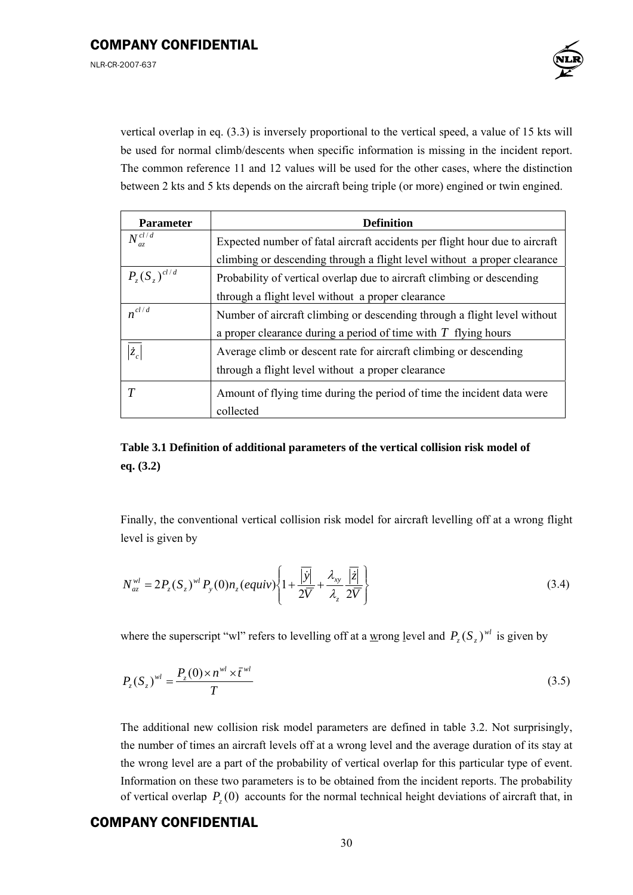vertical overlap in eq. (3.3) is inversely proportional to the vertical speed, a value of 15 kts will be used for normal climb/descents when specific information is missing in the incident report. The common reference 11 and 12 values will be used for the other cases, where the distinction between 2 kts and 5 kts depends on the aircraft being triple (or more) engined or twin engined.

| Parameter | Definition |
|---|---|
| $N_{az}^{cl/d}$ | Expected number of fatal aircraft accidents per flight hour due to aircraft climbing or descending through a flight level without a proper clearance |
| $P_z(S_z)^{cl/d}$ | Probability of vertical overlap due to aircraft climbing or descending through a flight level without a proper clearance |
| $n^{cl/d}$ | Number of aircraft climbing or descending through a flight level without a proper clearance during a period of time with $T$ flying hours |
| $\overline{\lvert \dot{z}_c \rvert}$ | Average climb or descent rate for aircraft climbing or descending through a flight level without a proper clearance |
| $T$ | Amount of flying time during the period of time the incident data were collected |

**Table 3.1 Definition of additional parameters of the vertical collision risk model of eq. (3.2)**

Finally, the conventional vertical collision risk model for aircraft levelling off at a wrong flight level is given by

$$N_{az}^{wl} = 2P_z(S_z)^{wl} P_y(0) n_z(equiv)\left\{1 + \frac{\overline{|\dot{y}|}}{2\overline{V}} + \frac{\lambda_{xy}}{\lambda_z}\frac{\overline{|\dot{z}|}}{2\overline{V}}\right\} \tag{3.4}$$

where the superscript "wl" refers to levelling off at a wrong level and $P_z(S_z)^{wl}$ is given by

$$P_z(S_z)^{wl} = \frac{P_z(0) \times n^{wl} \times \bar{t}^{wl}}{T} \tag{3.5}$$

The additional new collision risk model parameters are defined in table 3.2. Not surprisingly, the number of times an aircraft levels off at a wrong level and the average duration of its stay at the wrong level are a part of the probability of vertical overlap for this particular type of event. Information on these two parameters is to be obtained from the incident reports. The probability of vertical overlap $P_z(0)$ accounts for the normal technical height deviations of aircraft that, in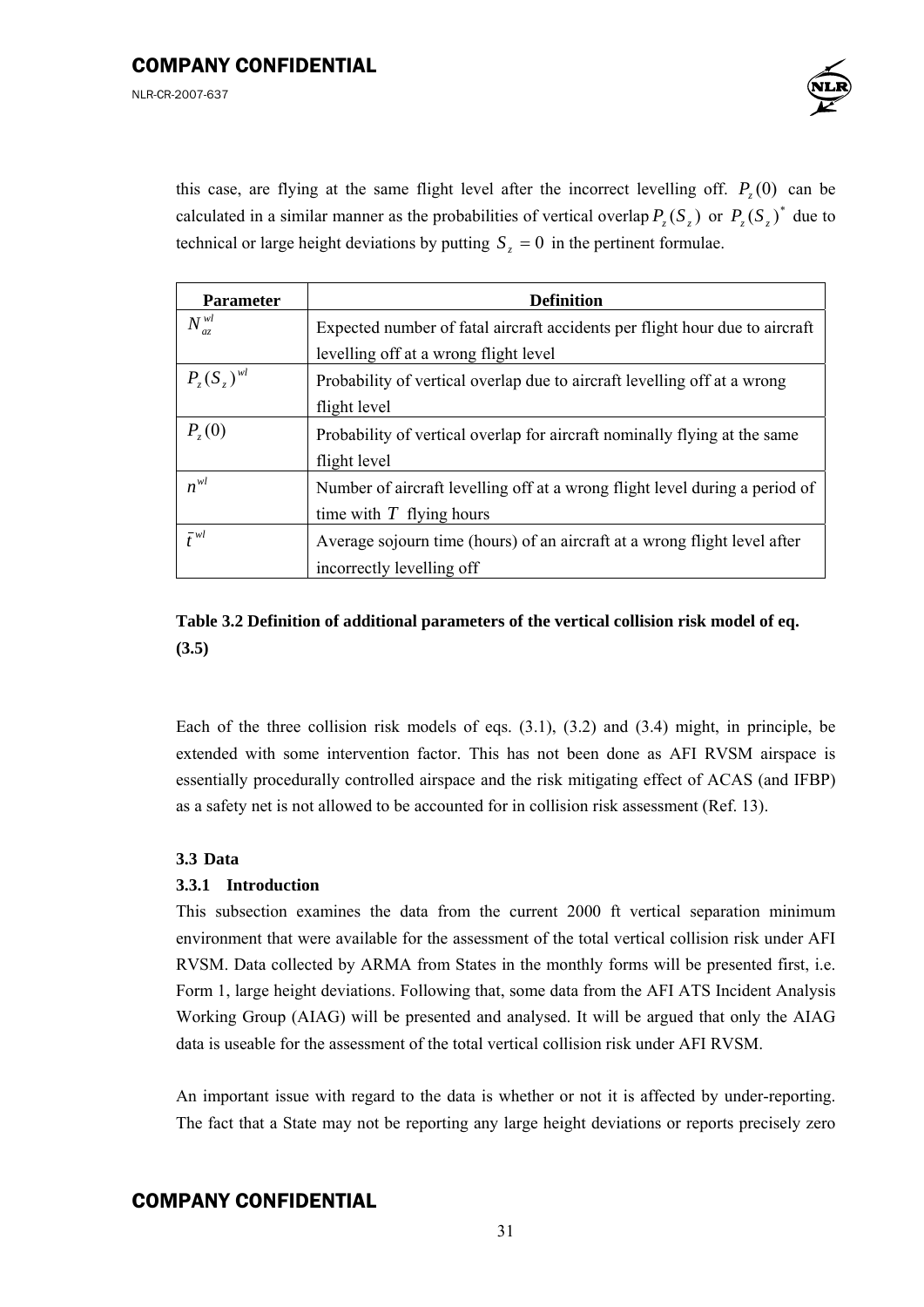this case, are flying at the same flight level after the incorrect levelling off. $P_z(0)$ can be calculated in a similar manner as the probabilities of vertical overlap $P_z(S_z)$ or $P_z(S_z)^*$ due to technical or large height deviations by putting $S_z = 0$ in the pertinent formulae.

| Parameter | Definition |
|---|---|
| $N_{az}^{wl}$ | Expected number of fatal aircraft accidents per flight hour due to aircraft levelling off at a wrong flight level |
| $P_z(S_z)^{wl}$ | Probability of vertical overlap due to aircraft levelling off at a wrong flight level |
| $P_z(0)$ | Probability of vertical overlap for aircraft nominally flying at the same flight level |
| $n^{wl}$ | Number of aircraft levelling off at a wrong flight level during a period of time with $T$ flying hours |
| $\bar{t}^{wl}$ | Average sojourn time (hours) of an aircraft at a wrong flight level after incorrectly levelling off |

**Table 3.2 Definition of additional parameters of the vertical collision risk model of eq. (3.5)**

Each of the three collision risk models of eqs. (3.1), (3.2) and (3.4) might, in principle, be extended with some intervention factor. This has not been done as AFI RVSM airspace is essentially procedurally controlled airspace and the risk mitigating effect of ACAS (and IFBP) as a safety net is not allowed to be accounted for in collision risk assessment (Ref. 13).

## 3.3 Data

### 3.3.1 Introduction

This subsection examines the data from the current 2000 ft vertical separation minimum environment that were available for the assessment of the total vertical collision risk under AFI RVSM. Data collected by ARMA from States in the monthly forms will be presented first, i.e. Form 1, large height deviations. Following that, some data from the AFI ATS Incident Analysis Working Group (AIAG) will be presented and analysed. It will be argued that only the AIAG data is useable for the assessment of the total vertical collision risk under AFI RVSM.

An important issue with regard to the data is whether or not it is affected by under-reporting. The fact that a State may not be reporting any large height deviations or reports precisely zero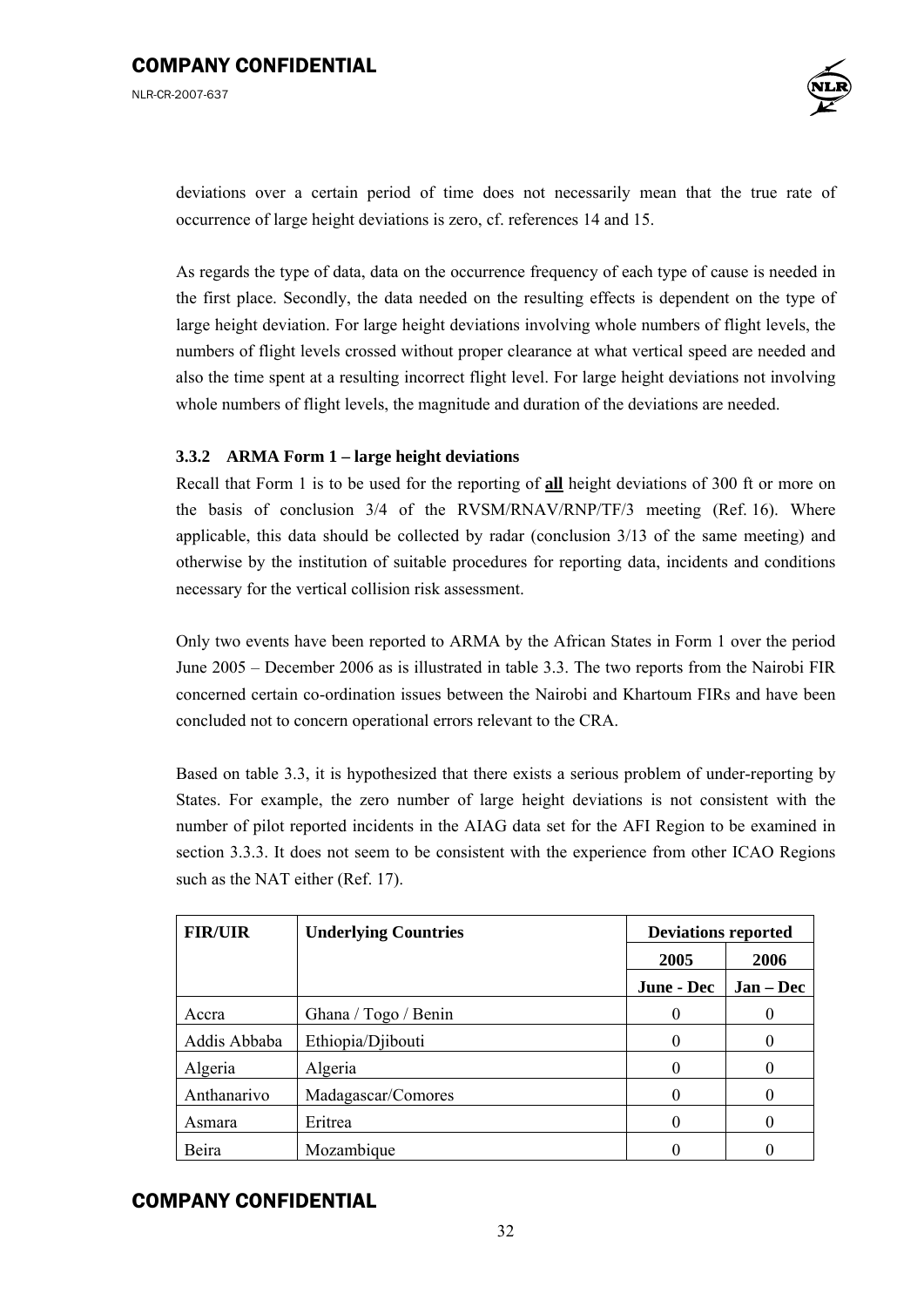deviations over a certain period of time does not necessarily mean that the true rate of occurrence of large height deviations is zero, cf. references 14 and 15.

As regards the type of data, data on the occurrence frequency of each type of cause is needed in the first place. Secondly, the data needed on the resulting effects is dependent on the type of large height deviation. For large height deviations involving whole numbers of flight levels, the numbers of flight levels crossed without proper clearance at what vertical speed are needed and also the time spent at a resulting incorrect flight level. For large height deviations not involving whole numbers of flight levels, the magnitude and duration of the deviations are needed.

### 3.3.2 ARMA Form 1 – large height deviations

Recall that Form 1 is to be used for the reporting of **all** height deviations of 300 ft or more on the basis of conclusion 3/4 of the RVSM/RNAV/RNP/TF/3 meeting (Ref. 16). Where applicable, this data should be collected by radar (conclusion 3/13 of the same meeting) and otherwise by the institution of suitable procedures for reporting data, incidents and conditions necessary for the vertical collision risk assessment.

Only two events have been reported to ARMA by the African States in Form 1 over the period June 2005 – December 2006 as is illustrated in table 3.3. The two reports from the Nairobi FIR concerned certain co-ordination issues between the Nairobi and Khartoum FIRs and have been concluded not to concern operational errors relevant to the CRA.

Based on table 3.3, it is hypothesized that there exists a serious problem of under-reporting by States. For example, the zero number of large height deviations is not consistent with the number of pilot reported incidents in the AIAG data set for the AFI Region to be examined in section 3.3.3. It does not seem to be consistent with the experience from other ICAO Regions such as the NAT either (Ref. 17).

| FIR/UIR | Underlying Countries | Deviations reported | |
|---|---|---|---|
| | | 2005 | 2006 |
| | | June - Dec | Jan – Dec |
| Accra | Ghana / Togo / Benin | 0 | 0 |
| Addis Abbaba | Ethiopia/Djibouti | 0 | 0 |
| Algeria | Algeria | 0 | 0 |
| Anthanarivo | Madagascar/Comores | 0 | 0 |
| Asmara | Eritrea | 0 | 0 |
| Beira | Mozambique | 0 | 0 |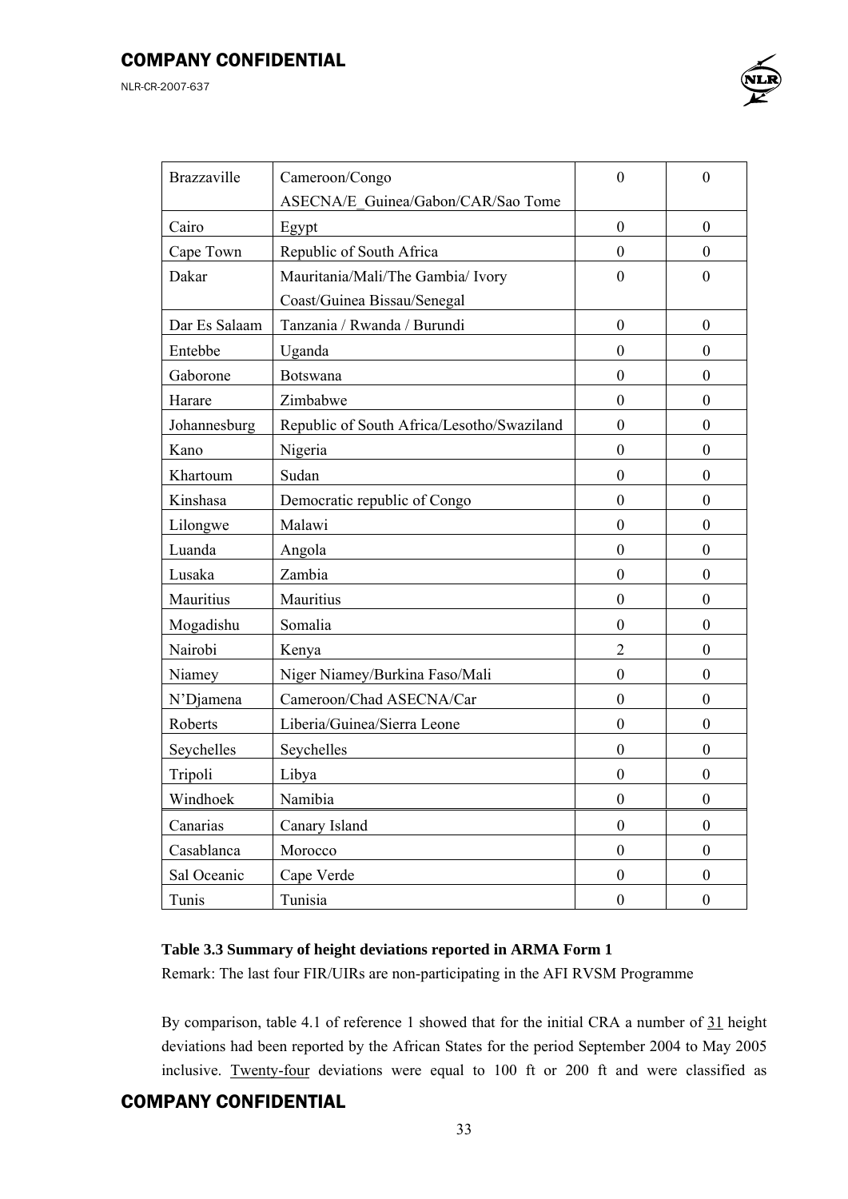| Brazzaville | Cameroon/Congo ASECNA/E_Guinea/Gabon/CAR/Sao Tome | 0 | 0 |
|---|---|---|---|
| Cairo | Egypt | 0 | 0 |
| Cape Town | Republic of South Africa | 0 | 0 |
| Dakar | Mauritania/Mali/The Gambia/ Ivory Coast/Guinea Bissau/Senegal | 0 | 0 |
| Dar Es Salaam | Tanzania / Rwanda / Burundi | 0 | 0 |
| Entebbe | Uganda | 0 | 0 |
| Gaborone | Botswana | 0 | 0 |
| Harare | Zimbabwe | 0 | 0 |
| Johannesburg | Republic of South Africa/Lesotho/Swaziland | 0 | 0 |
| Kano | Nigeria | 0 | 0 |
| Khartoum | Sudan | 0 | 0 |
| Kinshasa | Democratic republic of Congo | 0 | 0 |
| Lilongwe | Malawi | 0 | 0 |
| Luanda | Angola | 0 | 0 |
| Lusaka | Zambia | 0 | 0 |
| Mauritius | Mauritius | 0 | 0 |
| Mogadishu | Somalia | 0 | 0 |
| Nairobi | Kenya | 2 | 0 |
| Niamey | Niger Niamey/Burkina Faso/Mali | 0 | 0 |
| N'Djamena | Cameroon/Chad ASECNA/Car | 0 | 0 |
| Roberts | Liberia/Guinea/Sierra Leone | 0 | 0 |
| Seychelles | Seychelles | 0 | 0 |
| Tripoli | Libya | 0 | 0 |
| Windhoek | Namibia | 0 | 0 |
| Canarias | Canary Island | 0 | 0 |
| Casablanca | Morocco | 0 | 0 |
| Sal Oceanic | Cape Verde | 0 | 0 |
| Tunis | Tunisia | 0 | 0 |

**Table 3.3 Summary of height deviations reported in ARMA Form 1**

Remark: The last four FIR/UIRs are non-participating in the AFI RVSM Programme

By comparison, table 4.1 of reference 1 showed that for the initial CRA a number of 31 height deviations had been reported by the African States for the period September 2004 to May 2005 inclusive. Twenty-four deviations were equal to 100 ft or 200 ft and were classified as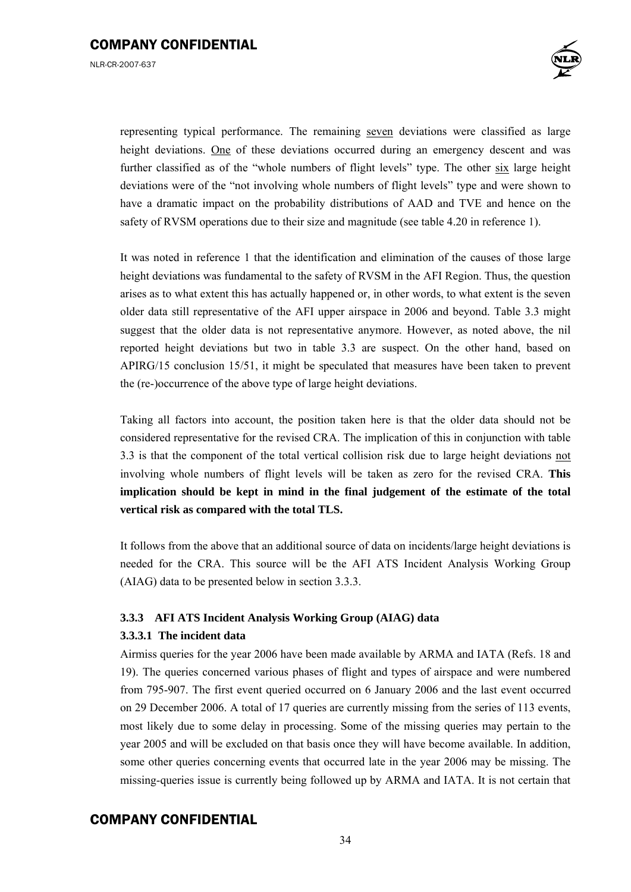representing typical performance. The remaining <u>seven</u> deviations were classified as large height deviations. <u>One</u> of these deviations occurred during an emergency descent and was further classified as of the "whole numbers of flight levels" type. The other <u>six</u> large height deviations were of the "not involving whole numbers of flight levels" type and were shown to have a dramatic impact on the probability distributions of AAD and TVE and hence on the safety of RVSM operations due to their size and magnitude (see table 4.20 in reference 1).

It was noted in reference 1 that the identification and elimination of the causes of those large height deviations was fundamental to the safety of RVSM in the AFI Region. Thus, the question arises as to what extent this has actually happened or, in other words, to what extent is the seven older data still representative of the AFI upper airspace in 2006 and beyond. Table 3.3 might suggest that the older data is not representative anymore. However, as noted above, the nil reported height deviations but two in table 3.3 are suspect. On the other hand, based on APIRG/15 conclusion 15/51, it might be speculated that measures have been taken to prevent the (re-)occurrence of the above type of large height deviations.

Taking all factors into account, the position taken here is that the older data should not be considered representative for the revised CRA. The implication of this in conjunction with table 3.3 is that the component of the total vertical collision risk due to large height deviations <u>not</u> involving whole numbers of flight levels will be taken as zero for the revised CRA. **This implication should be kept in mind in the final judgement of the estimate of the total vertical risk as compared with the total TLS.**

It follows from the above that an additional source of data on incidents/large height deviations is needed for the CRA. This source will be the AFI ATS Incident Analysis Working Group (AIAG) data to be presented below in section 3.3.3.

### 3.3.3 AFI ATS Incident Analysis Working Group (AIAG) data

#### 3.3.3.1 The incident data

Airmiss queries for the year 2006 have been made available by ARMA and IATA (Refs. 18 and 19). The queries concerned various phases of flight and types of airspace and were numbered from 795-907. The first event queried occurred on 6 January 2006 and the last event occurred on 29 December 2006. A total of 17 queries are currently missing from the series of 113 events, most likely due to some delay in processing. Some of the missing queries may pertain to the year 2005 and will be excluded on that basis once they will have become available. In addition, some other queries concerning events that occurred late in the year 2006 may be missing. The missing-queries issue is currently being followed up by ARMA and IATA. It is not certain that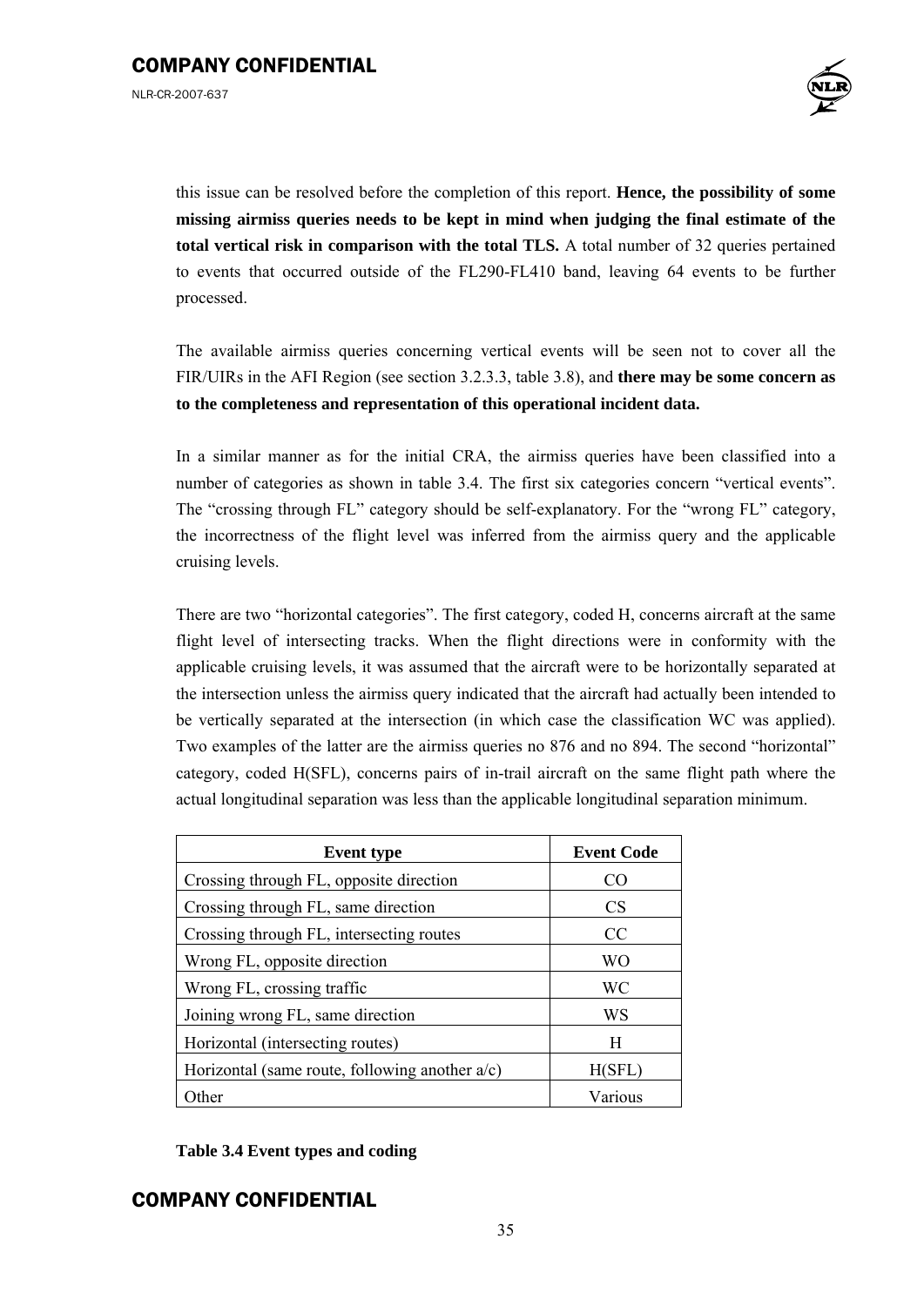this issue can be resolved before the completion of this report. **Hence, the possibility of some missing airmiss queries needs to be kept in mind when judging the final estimate of the total vertical risk in comparison with the total TLS.** A total number of 32 queries pertained to events that occurred outside of the FL290-FL410 band, leaving 64 events to be further processed.

The available airmiss queries concerning vertical events will be seen not to cover all the FIR/UIRs in the AFI Region (see section 3.2.3.3, table 3.8), and **there may be some concern as to the completeness and representation of this operational incident data.**

In a similar manner as for the initial CRA, the airmiss queries have been classified into a number of categories as shown in table 3.4. The first six categories concern "vertical events". The "crossing through FL" category should be self-explanatory. For the "wrong FL" category, the incorrectness of the flight level was inferred from the airmiss query and the applicable cruising levels.

There are two "horizontal categories". The first category, coded H, concerns aircraft at the same flight level of intersecting tracks. When the flight directions were in conformity with the applicable cruising levels, it was assumed that the aircraft were to be horizontally separated at the intersection unless the airmiss query indicated that the aircraft had actually been intended to be vertically separated at the intersection (in which case the classification WC was applied). Two examples of the latter are the airmiss queries no 876 and no 894. The second "horizontal" category, coded H(SFL), concerns pairs of in-trail aircraft on the same flight path where the actual longitudinal separation was less than the applicable longitudinal separation minimum.

| Event type | Event Code |
|---|---|
| Crossing through FL, opposite direction | CO |
| Crossing through FL, same direction | CS |
| Crossing through FL, intersecting routes | CC |
| Wrong FL, opposite direction | WO |
| Wrong FL, crossing traffic | WC |
| Joining wrong FL, same direction | WS |
| Horizontal (intersecting routes) | H |
| Horizontal (same route, following another a/c) | H(SFL) |
| Other | Various |

**Table 3.4 Event types and coding**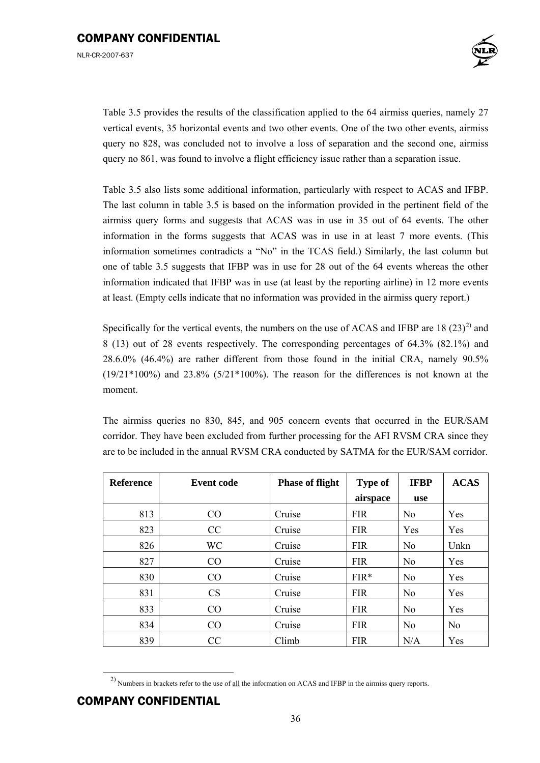Table 3.5 provides the results of the classification applied to the 64 airmiss queries, namely 27 vertical events, 35 horizontal events and two other events. One of the two other events, airmiss query no 828, was concluded not to involve a loss of separation and the second one, airmiss query no 861, was found to involve a flight efficiency issue rather than a separation issue.

Table 3.5 also lists some additional information, particularly with respect to ACAS and IFBP. The last column in table 3.5 is based on the information provided in the pertinent field of the airmiss query forms and suggests that ACAS was in use in 35 out of 64 events. The other information in the forms suggests that ACAS was in use in at least 7 more events. (This information sometimes contradicts a "No" in the TCAS field.) Similarly, the last column but one of table 3.5 suggests that IFBP was in use for 28 out of the 64 events whereas the other information indicated that IFBP was in use (at least by the reporting airline) in 12 more events at least. (Empty cells indicate that no information was provided in the airmiss query report.)

Specifically for the vertical events, the numbers on the use of ACAS and IFBP are 18 (23)[2] and 8 (13) out of 28 events respectively. The corresponding percentages of 64.3% (82.1%) and 28.6.0% (46.4%) are rather different from those found in the initial CRA, namely 90.5% (19/21\*100%) and 23.8% (5/21\*100%). The reason for the differences is not known at the moment.

The airmiss queries no 830, 845, and 905 concern events that occurred in the EUR/SAM corridor. They have been excluded from further processing for the AFI RVSM CRA since they are to be included in the annual RVSM CRA conducted by SATMA for the EUR/SAM corridor.

| Reference | Event code | Phase of flight | Type of airspace | IFBP use | ACAS |
|---|---|---|---|---|---|
| 813 | CO | Cruise | FIR | No | Yes |
| 823 | CC | Cruise | FIR | Yes | Yes |
| 826 | WC | Cruise | FIR | No | Unkn |
| 827 | CO | Cruise | FIR | No | Yes |
| 830 | CO | Cruise | FIR* | No | Yes |
| 831 | CS | Cruise | FIR | No | Yes |
| 833 | CO | Cruise | FIR | No | Yes |
| 834 | CO | Cruise | FIR | No | No |
| 839 | CC | Climb | FIR | N/A | Yes |

[2] Numbers in brackets refer to the use of all the information on ACAS and IFBP in the airmiss query reports.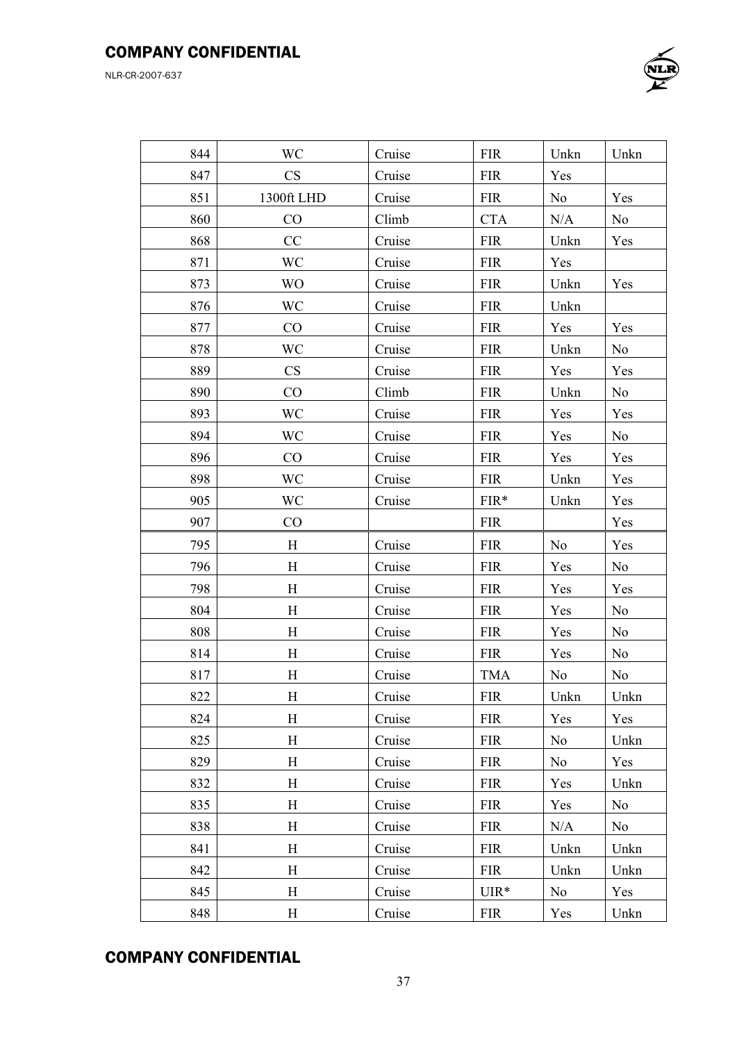| 844 | WC | Cruise | FIR | Unkn | Unkn |
|---|---|---|---|---|---|
| 847 | CS | Cruise | FIR | Yes | |
| 851 | 1300ft LHD | Cruise | FIR | No | Yes |
| 860 | CO | Climb | CTA | N/A | No |
| 868 | CC | Cruise | FIR | Unkn | Yes |
| 871 | WC | Cruise | FIR | Yes | |
| 873 | WO | Cruise | FIR | Unkn | Yes |
| 876 | WC | Cruise | FIR | Unkn | |
| 877 | CO | Cruise | FIR | Yes | Yes |
| 878 | WC | Cruise | FIR | Unkn | No |
| 889 | CS | Cruise | FIR | Yes | Yes |
| 890 | CO | Climb | FIR | Unkn | No |
| 893 | WC | Cruise | FIR | Yes | Yes |
| 894 | WC | Cruise | FIR | Yes | No |
| 896 | CO | Cruise | FIR | Yes | Yes |
| 898 | WC | Cruise | FIR | Unkn | Yes |
| 905 | WC | Cruise | FIR* | Unkn | Yes |
| 907 | CO | | FIR | | Yes |
| 795 | H | Cruise | FIR | No | Yes |
| 796 | H | Cruise | FIR | Yes | No |
| 798 | H | Cruise | FIR | Yes | Yes |
| 804 | H | Cruise | FIR | Yes | No |
| 808 | H | Cruise | FIR | Yes | No |
| 814 | H | Cruise | FIR | Yes | No |
| 817 | H | Cruise | TMA | No | No |
| 822 | H | Cruise | FIR | Unkn | Unkn |
| 824 | H | Cruise | FIR | Yes | Yes |
| 825 | H | Cruise | FIR | No | Unkn |
| 829 | H | Cruise | FIR | No | Yes |
| 832 | H | Cruise | FIR | Yes | Unkn |
| 835 | H | Cruise | FIR | Yes | No |
| 838 | H | Cruise | FIR | N/A | No |
| 841 | H | Cruise | FIR | Unkn | Unkn |
| 842 | H | Cruise | FIR | Unkn | Unkn |
| 845 | H | Cruise | UIR* | No | Yes |
| 848 | H | Cruise | FIR | Yes | Unkn |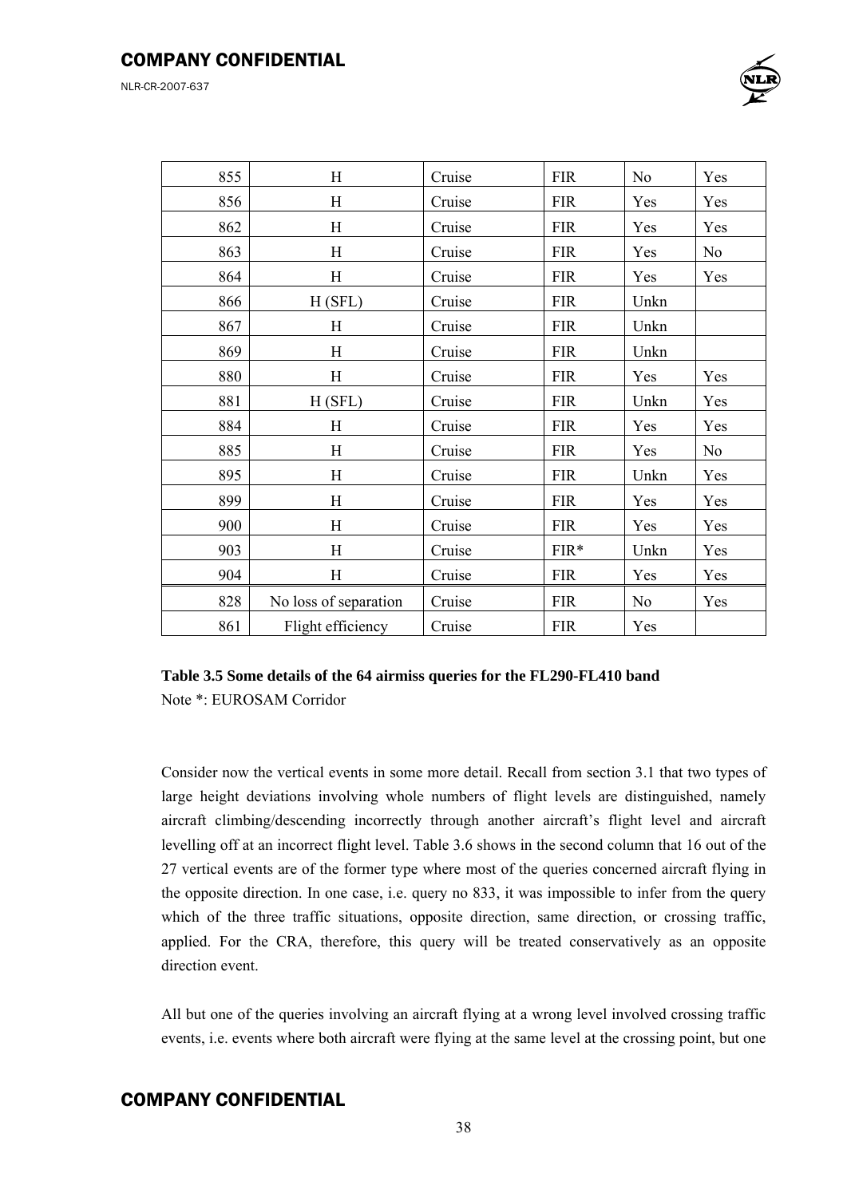| | | | | | |
|---|---|---|---|---|---|
| 855 | H | Cruise | FIR | No | Yes |
| 856 | H | Cruise | FIR | Yes | Yes |
| 862 | H | Cruise | FIR | Yes | Yes |
| 863 | H | Cruise | FIR | Yes | No |
| 864 | H | Cruise | FIR | Yes | Yes |
| 866 | H (SFL) | Cruise | FIR | Unkn | |
| 867 | H | Cruise | FIR | Unkn | |
| 869 | H | Cruise | FIR | Unkn | |
| 880 | H | Cruise | FIR | Yes | Yes |
| 881 | H (SFL) | Cruise | FIR | Unkn | Yes |
| 884 | H | Cruise | FIR | Yes | Yes |
| 885 | H | Cruise | FIR | Yes | No |
| 895 | H | Cruise | FIR | Unkn | Yes |
| 899 | H | Cruise | FIR | Yes | Yes |
| 900 | H | Cruise | FIR | Yes | Yes |
| 903 | H | Cruise | FIR* | Unkn | Yes |
| 904 | H | Cruise | FIR | Yes | Yes |
| 828 | No loss of separation | Cruise | FIR | No | Yes |
| 861 | Flight efficiency | Cruise | FIR | Yes | |

**Table 3.5 Some details of the 64 airmiss queries for the FL290-FL410 band**

Note *: EUROSAM Corridor

Consider now the vertical events in some more detail. Recall from section 3.1 that two types of large height deviations involving whole numbers of flight levels are distinguished, namely aircraft climbing/descending incorrectly through another aircraft's flight level and aircraft levelling off at an incorrect flight level. Table 3.6 shows in the second column that 16 out of the 27 vertical events are of the former type where most of the queries concerned aircraft flying in the opposite direction. In one case, i.e. query no 833, it was impossible to infer from the query which of the three traffic situations, opposite direction, same direction, or crossing traffic, applied. For the CRA, therefore, this query will be treated conservatively as an opposite direction event.

All but one of the queries involving an aircraft flying at a wrong level involved crossing traffic events, i.e. events where both aircraft were flying at the same level at the crossing point, but one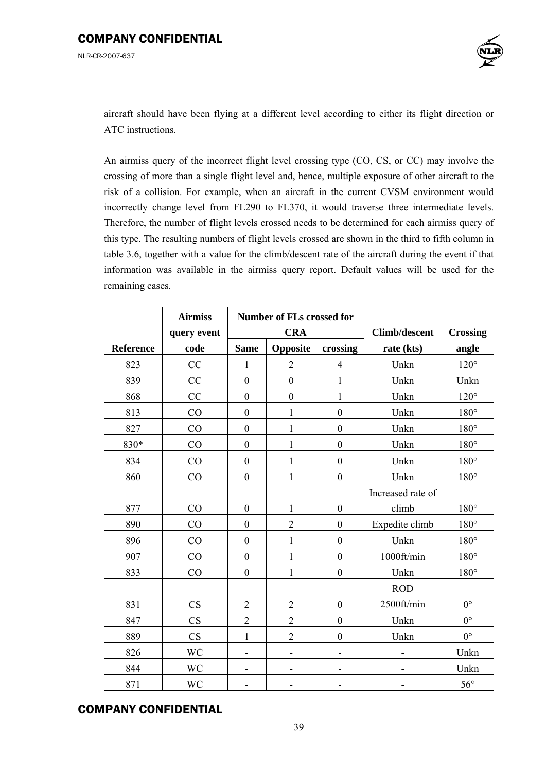aircraft should have been flying at a different level according to either its flight direction or ATC instructions.

An airmiss query of the incorrect flight level crossing type (CO, CS, or CC) may involve the crossing of more than a single flight level and, hence, multiple exposure of other aircraft to the risk of a collision. For example, when an aircraft in the current CVSM environment would incorrectly change level from FL290 to FL370, it would traverse three intermediate levels. Therefore, the number of flight levels crossed needs to be determined for each airmiss query of this type. The resulting numbers of flight levels crossed are shown in the third to fifth column in table 3.6, together with a value for the climb/descent rate of the aircraft during the event if that information was available in the airmiss query report. Default values will be used for the remaining cases.

| Reference | Airmiss query event code | Number of FLs crossed for CRA | | | Climb/descent rate (kts) | Crossing angle |
|---|---|---|---|---|---|---|
| | | Same | Opposite | crossing | | |
| 823 | CC | 1 | 2 | 4 | Unkn | 120° |
| 839 | CC | 0 | 0 | 1 | Unkn | Unkn |
| 868 | CC | 0 | 0 | 1 | Unkn | 120° |
| 813 | CO | 0 | 1 | 0 | Unkn | 180° |
| 827 | CO | 0 | 1 | 0 | Unkn | 180° |
| 830* | CO | 0 | 1 | 0 | Unkn | 180° |
| 834 | CO | 0 | 1 | 0 | Unkn | 180° |
| 860 | CO | 0 | 1 | 0 | Unkn | 180° |
| 877 | CO | 0 | 1 | 0 | Increased rate of climb | 180° |
| 890 | CO | 0 | 2 | 0 | Expedite climb | 180° |
| 896 | CO | 0 | 1 | 0 | Unkn | 180° |
| 907 | CO | 0 | 1 | 0 | 1000ft/min | 180° |
| 833 | CO | 0 | 1 | 0 | Unkn | 180° |
| 831 | CS | 2 | 2 | 0 | ROD 2500ft/min | 0° |
| 847 | CS | 2 | 2 | 0 | Unkn | 0° |
| 889 | CS | 1 | 2 | 0 | Unkn | 0° |
| 826 | WC | - | - | - | - | Unkn |
| 844 | WC | - | - | - | - | Unkn |
| 871 | WC | - | - | - | - | 56° |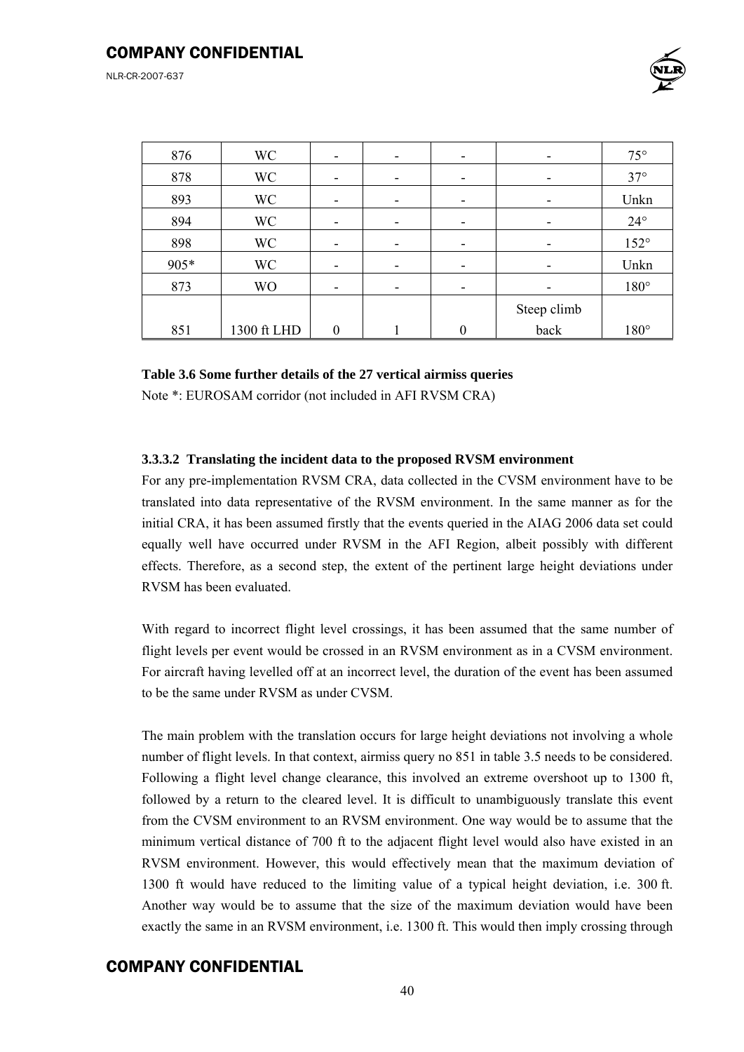| | | | | | | |
|---|---|---|---|---|---|---|
| 876 | WC | - | - | - | - | 75° |
| 878 | WC | - | - | - | - | 37° |
| 893 | WC | - | - | - | - | Unkn |
| 894 | WC | - | - | - | - | 24° |
| 898 | WC | - | - | - | - | 152° |
| 905* | WC | - | - | - | - | Unkn |
| 873 | WO | - | - | - | - | 180° |
| 851 | 1300 ft LHD | 0 | 1 | 0 | Steep climb back | 180° |

**Table 3.6 Some further details of the 27 vertical airmiss queries**

Note *: EUROSAM corridor (not included in AFI RVSM CRA)

#### 3.3.3.2 Translating the incident data to the proposed RVSM environment

For any pre-implementation RVSM CRA, data collected in the CVSM environment have to be translated into data representative of the RVSM environment. In the same manner as for the initial CRA, it has been assumed firstly that the events queried in the AIAG 2006 data set could equally well have occurred under RVSM in the AFI Region, albeit possibly with different effects. Therefore, as a second step, the extent of the pertinent large height deviations under RVSM has been evaluated.

With regard to incorrect flight level crossings, it has been assumed that the same number of flight levels per event would be crossed in an RVSM environment as in a CVSM environment. For aircraft having levelled off at an incorrect level, the duration of the event has been assumed to be the same under RVSM as under CVSM.

The main problem with the translation occurs for large height deviations not involving a whole number of flight levels. In that context, airmiss query no 851 in table 3.5 needs to be considered. Following a flight level change clearance, this involved an extreme overshoot up to 1300 ft, followed by a return to the cleared level. It is difficult to unambiguously translate this event from the CVSM environment to an RVSM environment. One way would be to assume that the minimum vertical distance of 700 ft to the adjacent flight level would also have existed in an RVSM environment. However, this would effectively mean that the maximum deviation of 1300 ft would have reduced to the limiting value of a typical height deviation, i.e. 300 ft. Another way would be to assume that the size of the maximum deviation would have been exactly the same in an RVSM environment, i.e. 1300 ft. This would then imply crossing through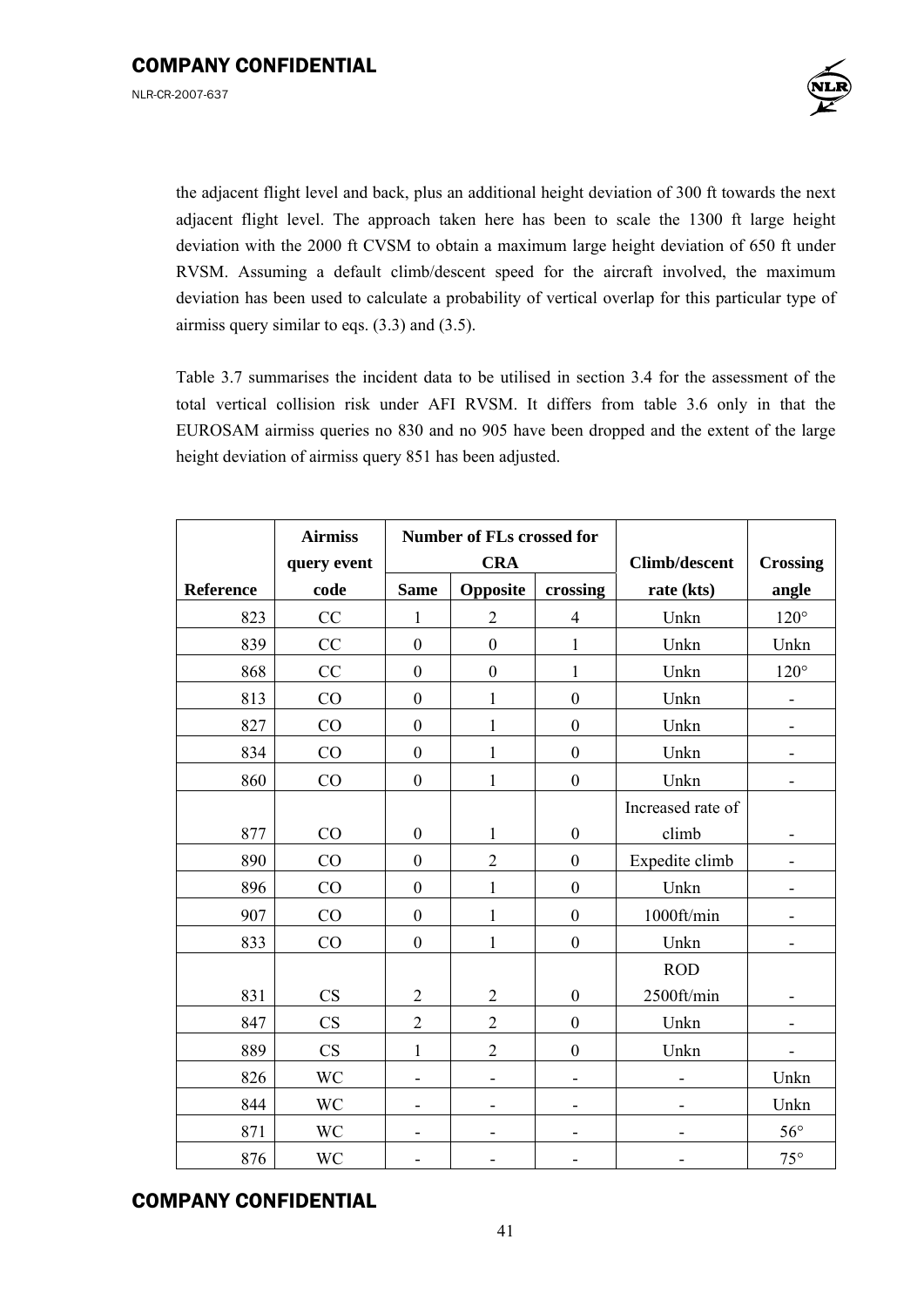the adjacent flight level and back, plus an additional height deviation of 300 ft towards the next adjacent flight level. The approach taken here has been to scale the 1300 ft large height deviation with the 2000 ft CVSM to obtain a maximum large height deviation of 650 ft under RVSM. Assuming a default climb/descent speed for the aircraft involved, the maximum deviation has been used to calculate a probability of vertical overlap for this particular type of airmiss query similar to eqs. (3.3) and (3.5).

Table 3.7 summarises the incident data to be utilised in section 3.4 for the assessment of the total vertical collision risk under AFI RVSM. It differs from table 3.6 only in that the EUROSAM airmiss queries no 830 and no 905 have been dropped and the extent of the large height deviation of airmiss query 851 has been adjusted.

| Reference | Airmiss query event code | Number of FLs crossed for CRA | | | Climb/descent rate (kts) | Crossing angle |
|---|---|---|---|---|---|---|
| | | Same | Opposite | crossing | | |
| 823 | CC | 1 | 2 | 4 | Unkn | 120° |
| 839 | CC | 0 | 0 | 1 | Unkn | Unkn |
| 868 | CC | 0 | 0 | 1 | Unkn | 120° |
| 813 | CO | 0 | 1 | 0 | Unkn | - |
| 827 | CO | 0 | 1 | 0 | Unkn | - |
| 834 | CO | 0 | 1 | 0 | Unkn | - |
| 860 | CO | 0 | 1 | 0 | Unkn | - |
| 877 | CO | 0 | 1 | 0 | Increased rate of climb | - |
| 890 | CO | 0 | 2 | 0 | Expedite climb | - |
| 896 | CO | 0 | 1 | 0 | Unkn | - |
| 907 | CO | 0 | 1 | 0 | 1000ft/min | - |
| 833 | CO | 0 | 1 | 0 | Unkn | - |
| 831 | CS | 2 | 2 | 0 | ROD 2500ft/min | - |
| 847 | CS | 2 | 2 | 0 | Unkn | - |
| 889 | CS | 1 | 2 | 0 | Unkn | - |
| 826 | WC | - | - | - | - | Unkn |
| 844 | WC | - | - | - | - | Unkn |
| 871 | WC | - | - | - | - | 56° |
| 876 | WC | - | - | - | - | 75° |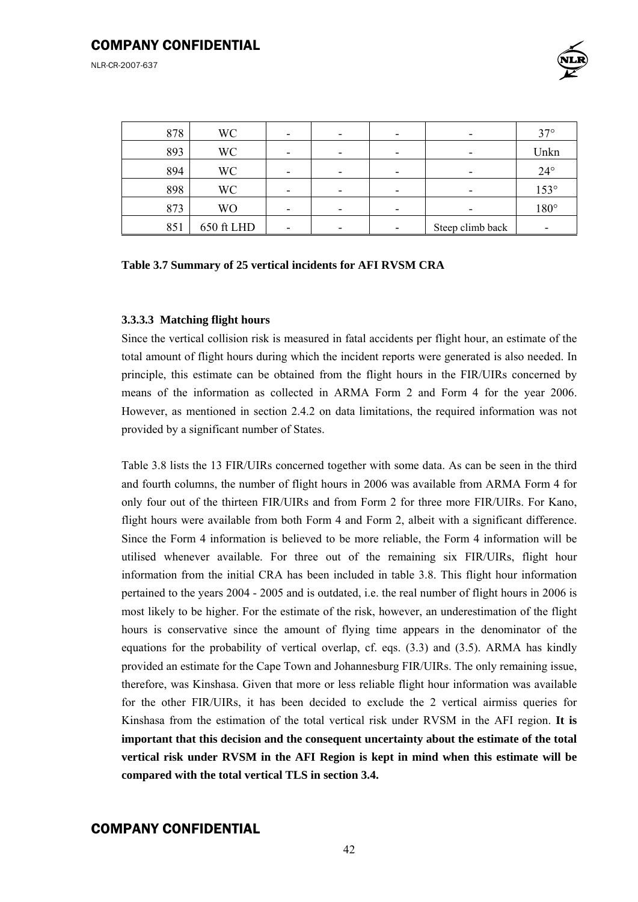| 878 | WC | - | - | - | - | 37° |
|---|---|---|---|---|---|---|
| 893 | WC | - | - | - | - | Unkn |
| 894 | WC | - | - | - | - | 24° |
| 898 | WC | - | - | - | - | 153° |
| 873 | WO | - | - | - | - | 180° |
| 851 | 650 ft LHD | - | - | - | Steep climb back | - |

**Table 3.7 Summary of 25 vertical incidents for AFI RVSM CRA**

#### 3.3.3.3 Matching flight hours

Since the vertical collision risk is measured in fatal accidents per flight hour, an estimate of the total amount of flight hours during which the incident reports were generated is also needed. In principle, this estimate can be obtained from the flight hours in the FIR/UIRs concerned by means of the information as collected in ARMA Form 2 and Form 4 for the year 2006. However, as mentioned in section 2.4.2 on data limitations, the required information was not provided by a significant number of States.

Table 3.8 lists the 13 FIR/UIRs concerned together with some data. As can be seen in the third and fourth columns, the number of flight hours in 2006 was available from ARMA Form 4 for only four out of the thirteen FIR/UIRs and from Form 2 for three more FIR/UIRs. For Kano, flight hours were available from both Form 4 and Form 2, albeit with a significant difference. Since the Form 4 information is believed to be more reliable, the Form 4 information will be utilised whenever available. For three out of the remaining six FIR/UIRs, flight hour information from the initial CRA has been included in table 3.8. This flight hour information pertained to the years 2004 - 2005 and is outdated, i.e. the real number of flight hours in 2006 is most likely to be higher. For the estimate of the risk, however, an underestimation of the flight hours is conservative since the amount of flying time appears in the denominator of the equations for the probability of vertical overlap, cf. eqs. (3.3) and (3.5). ARMA has kindly provided an estimate for the Cape Town and Johannesburg FIR/UIRs. The only remaining issue, therefore, was Kinshasa. Given that more or less reliable flight hour information was available for the other FIR/UIRs, it has been decided to exclude the 2 vertical airmiss queries for Kinshasa from the estimation of the total vertical risk under RVSM in the AFI region. **It is important that this decision and the consequent uncertainty about the estimate of the total vertical risk under RVSM in the AFI Region is kept in mind when this estimate will be compared with the total vertical TLS in section 3.4.**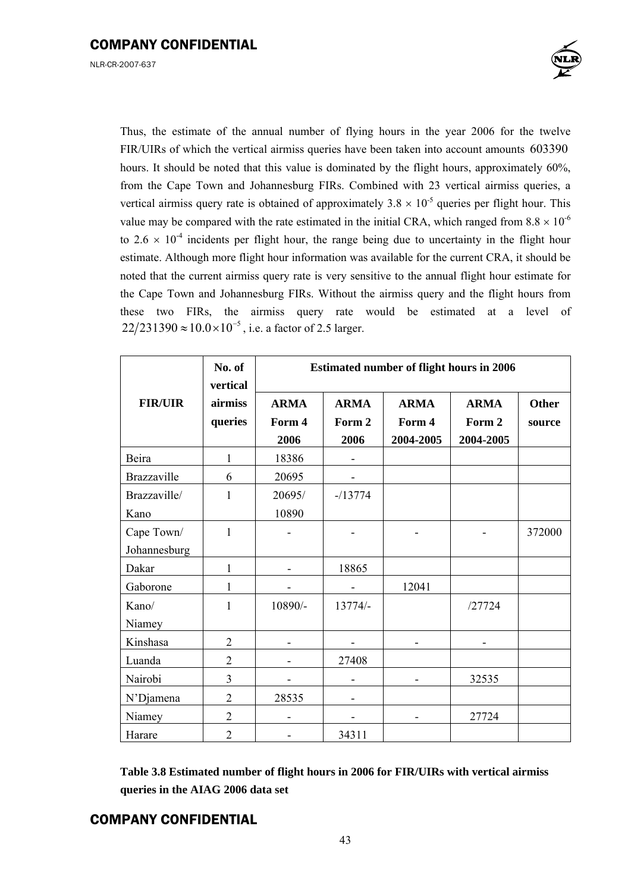Thus, the estimate of the annual number of flying hours in the year 2006 for the twelve FIR/UIRs of which the vertical airmiss queries have been taken into account amounts $603390$ hours. It should be noted that this value is dominated by the flight hours, approximately 60%, from the Cape Town and Johannesburg FIRs. Combined with 23 vertical airmiss queries, a vertical airmiss query rate is obtained of approximately $3.8 \times 10^{-5}$ queries per flight hour. This value may be compared with the rate estimated in the initial CRA, which ranged from $8.8 \times 10^{-6}$ to $2.6 \times 10^{-4}$ incidents per flight hour, the range being due to uncertainty in the flight hour estimate. Although more flight hour information was available for the current CRA, it should be noted that the current airmiss query rate is very sensitive to the annual flight hour estimate for the Cape Town and Johannesburg FIRs. Without the airmiss query and the flight hours from these two FIRs, the airmiss query rate would be estimated at a level of $22/231390 \approx 10.0 \times 10^{-5}$, i.e. a factor of 2.5 larger.

| FIR/UIR | No. of vertical airmiss queries | Estimated number of flight hours in 2006 | | | | |
|---|---|---|---|---|---|---|
| | | ARMA Form 4 2006 | ARMA Form 2 2006 | ARMA Form 4 2004-2005 | ARMA Form 2 2004-2005 | Other source |
| Beira | 1 | 18386 | - | | | |
| Brazzaville | 6 | 20695 | - | | | |
| Brazzaville/ Kano | 1 | 20695/ 10890 | -/13774 | | | |
| Cape Town/ Johannesburg | 1 | - | - | - | - | 372000 |
| Dakar | 1 | - | 18865 | | | |
| Gaborone | 1 | - | - | 12041 | | |
| Kano/ Niamey | 1 | 10890/- | 13774/- | | /27724 | |
| Kinshasa | 2 | - | - | - | - | |
| Luanda | 2 | - | 27408 | | | |
| Nairobi | 3 | - | - | - | 32535 | |
| N'Djamena | 2 | 28535 | - | | | |
| Niamey | 2 | - | - | - | 27724 | |
| Harare | 2 | - | 34311 | | | |

**Table 3.8 Estimated number of flight hours in 2006 for FIR/UIRs with vertical airmiss queries in the AIAG 2006 data set**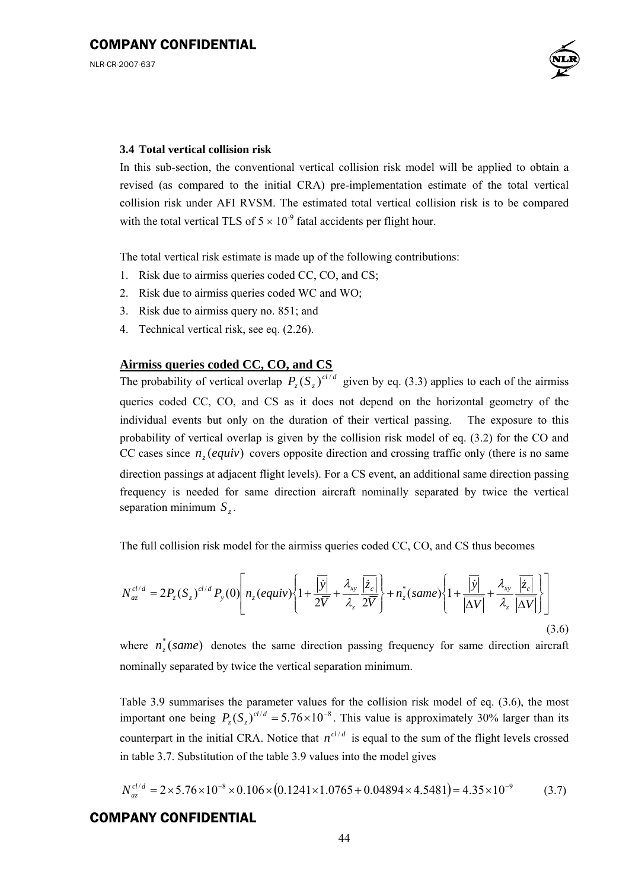### 3.4 Total vertical collision risk

In this sub-section, the conventional vertical collision risk model will be applied to obtain a revised (as compared to the initial CRA) pre-implementation estimate of the total vertical collision risk under AFI RVSM. The estimated total vertical collision risk is to be compared with the total vertical TLS of $5 \times 10^{-9}$ fatal accidents per flight hour.

The total vertical risk estimate is made up of the following contributions:

1. Risk due to airmiss queries coded CC, CO, and CS;
2. Risk due to airmiss queries coded WC and WO;
3. Risk due to airmiss query no. 851; and
4. Technical vertical risk, see eq. (2.26).

**Airmiss queries coded CC, CO, and CS**

The probability of vertical overlap $P_z(S_z)^{cl/d}$ given by eq. (3.3) applies to each of the airmiss queries coded CC, CO, and CS as it does not depend on the horizontal geometry of the individual events but only on the duration of their vertical passing. The exposure to this probability of vertical overlap is given by the collision risk model of eq. (3.2) for the CO and CC cases since $n_z(equiv)$ covers opposite direction and crossing traffic only (there is no same direction passings at adjacent flight levels). For a CS event, an additional same direction passing frequency is needed for same direction aircraft nominally separated by twice the vertical separation minimum $S_z$.

The full collision risk model for the airmiss queries coded CC, CO, and CS thus becomes

$$N_{az}^{cl/d} = 2P_z(S_z)^{cl/d} P_y(0)\left[ n_z(equiv)\left\{1 + \frac{\overline{|\dot{y}|}}{2\overline{V}} + \frac{\lambda_{xy}}{\lambda_z}\frac{\overline{|\dot{z}_c|}}{2\overline{V}}\right\} + n_z^*(same)\left\{1 + \frac{\overline{|\dot{y}|}}{\overline{|\Delta V|}} + \frac{\lambda_{xy}}{\lambda_z}\frac{\overline{|\dot{z}_c|}}{\overline{|\Delta V|}}\right\}\right] \tag{3.6}$$

where $n_z^*(same)$ denotes the same direction passing frequency for same direction aircraft nominally separated by twice the vertical separation minimum.

Table 3.9 summarises the parameter values for the collision risk model of eq. (3.6), the most important one being $P_z(S_z)^{cl/d} = 5.76 \times 10^{-8}$. This value is approximately 30% larger than its counterpart in the initial CRA. Notice that $n^{cl/d}$ is equal to the sum of the flight levels crossed in table 3.7. Substitution of the table 3.9 values into the model gives

$$N_{az}^{cl/d} = 2 \times 5.76 \times 10^{-8} \times 0.106 \times (0.1241 \times 1.0765 + 0.04894 \times 4.5481) = 4.35 \times 10^{-9} \tag{3.7}$$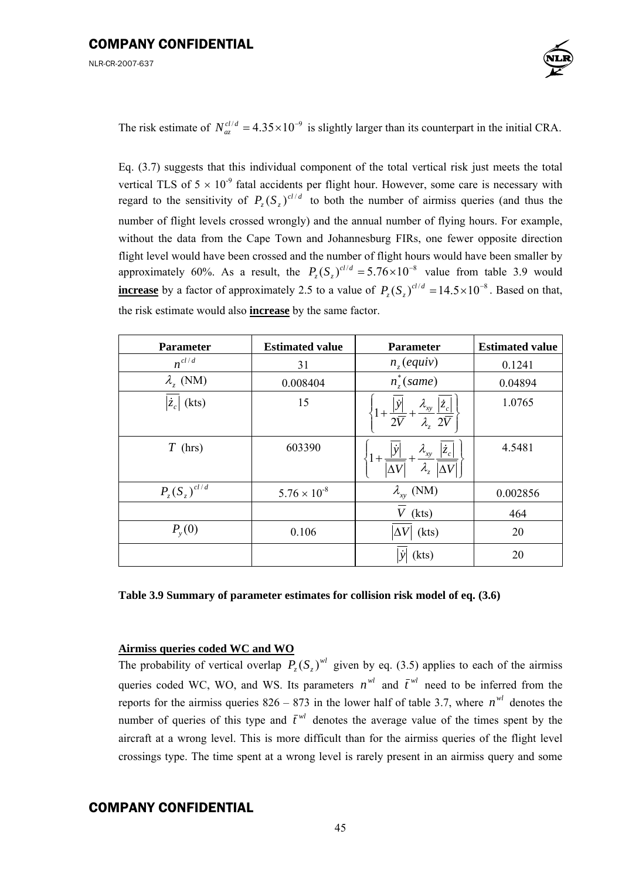The risk estimate of $N_{az}^{cl/d} = 4.35 \times 10^{-9}$ is slightly larger than its counterpart in the initial CRA.

Eq. (3.7) suggests that this individual component of the total vertical risk just meets the total vertical TLS of $5 \times 10^{-9}$ fatal accidents per flight hour. However, some care is necessary with regard to the sensitivity of $P_z(S_z)^{cl/d}$ to both the number of airmiss queries (and thus the number of flight levels crossed wrongly) and the annual number of flying hours. For example, without the data from the Cape Town and Johannesburg FIRs, one fewer opposite direction flight level would have been crossed and the number of flight hours would have been smaller by approximately 60%. As a result, the $P_z(S_z)^{cl/d} = 5.76 \times 10^{-8}$ value from table 3.9 would **increase** by a factor of approximately 2.5 to a value of $P_z(S_z)^{cl/d} = 14.5 \times 10^{-8}$. Based on that, the risk estimate would also **increase** by the same factor.

| Parameter | Estimated value | Parameter | Estimated value |
|---|---|---|---|
| $n^{cl/d}$ | 31 | $n_z(equiv)$ | 0.1241 |
| $\lambda_z$ (NM) | 0.008404 | $n_z^*(same)$ | 0.04894 |
| $\lvert\dot{z}_c\rvert$ (kts) | 15 | $\left\{1 + \frac{\overline{\lvert\dot{y}\rvert}}{2\overline{V}} + \frac{\lambda_{xy}}{\lambda_z}\frac{\overline{\lvert\dot{z}_c\rvert}}{2\overline{V}}\right\}$ | 1.0765 |
| $T$ (hrs) | 603390 | $\left\{1 + \frac{\overline{\lvert\dot{y}\rvert}}{\lvert\Delta V\rvert} + \frac{\lambda_{xy}}{\lambda_z}\frac{\overline{\lvert\dot{z}_c\rvert}}{\lvert\Delta V\rvert}\right\}$ | 4.5481 |
| $P_z(S_z)^{cl/d}$ | $5.76 \times 10^{-8}$ | $\lambda_{xy}$ (NM) | 0.002856 |
| | | $\overline{V}$ (kts) | 464 |
| $P_y(0)$ | 0.106 | $\lvert\Delta V\rvert$ (kts) | 20 |
| | | $\overline{\lvert\dot{y}\rvert}$ (kts) | 20 |

**Table 3.9 Summary of parameter estimates for collision risk model of eq. (3.6)**

**Airmiss queries coded WC and WO**

The probability of vertical overlap $P_z(S_z)^{wl}$ given by eq. (3.5) applies to each of the airmiss queries coded WC, WO, and WS. Its parameters $n^{wl}$ and $\bar{t}^{wl}$ need to be inferred from the reports for the airmiss queries 826 – 873 in the lower half of table 3.7, where $n^{wl}$ denotes the number of queries of this type and $\bar{t}^{wl}$ denotes the average value of the times spent by the aircraft at a wrong level. This is more difficult than for the airmiss queries of the flight level crossings type. The time spent at a wrong level is rarely present in an airmiss query and some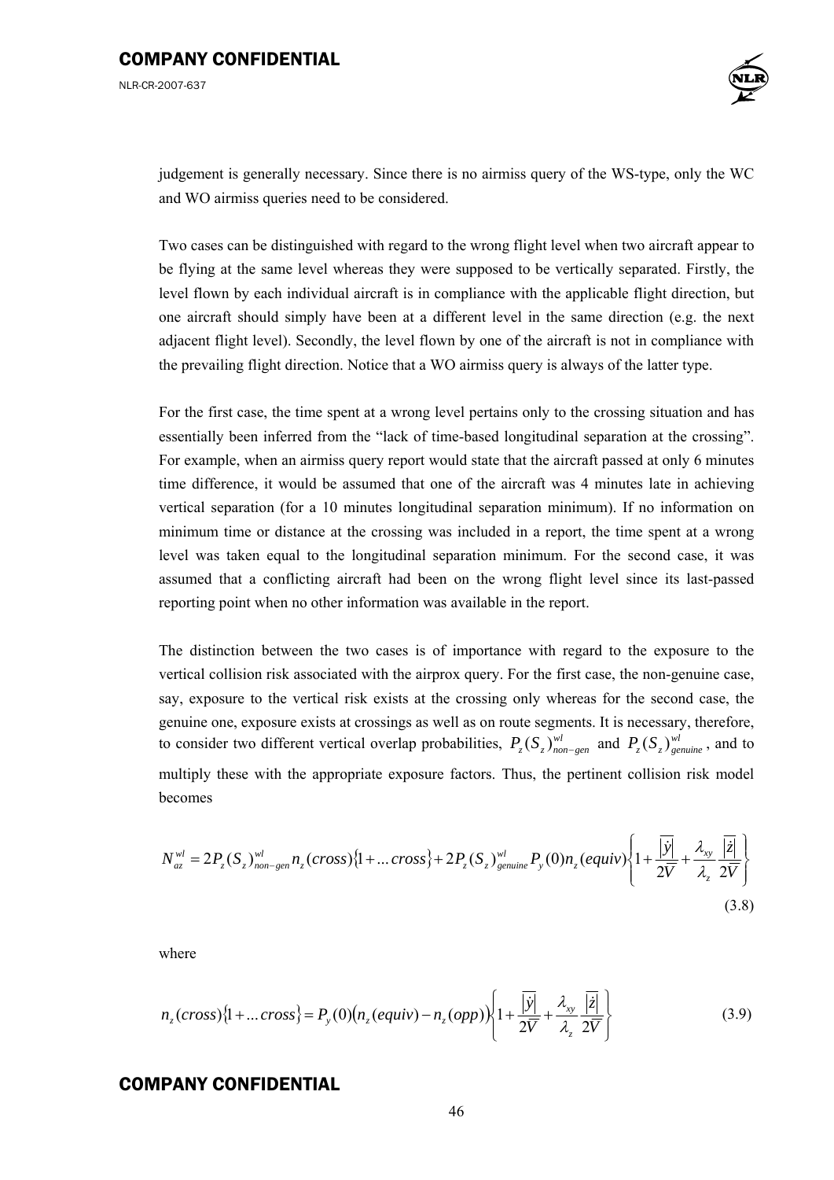judgement is generally necessary. Since there is no airmiss query of the WS-type, only the WC and WO airmiss queries need to be considered.

Two cases can be distinguished with regard to the wrong flight level when two aircraft appear to be flying at the same level whereas they were supposed to be vertically separated. Firstly, the level flown by each individual aircraft is in compliance with the applicable flight direction, but one aircraft should simply have been at a different level in the same direction (e.g. the next adjacent flight level). Secondly, the level flown by one of the aircraft is not in compliance with the prevailing flight direction. Notice that a WO airmiss query is always of the latter type.

For the first case, the time spent at a wrong level pertains only to the crossing situation and has essentially been inferred from the "lack of time-based longitudinal separation at the crossing". For example, when an airmiss query report would state that the aircraft passed at only 6 minutes time difference, it would be assumed that one of the aircraft was 4 minutes late in achieving vertical separation (for a 10 minutes longitudinal separation minimum). If no information on minimum time or distance at the crossing was included in a report, the time spent at a wrong level was taken equal to the longitudinal separation minimum. For the second case, it was assumed that a conflicting aircraft had been on the wrong flight level since its last-passed reporting point when no other information was available in the report.

The distinction between the two cases is of importance with regard to the exposure to the vertical collision risk associated with the airprox query. For the first case, the non-genuine case, say, exposure to the vertical risk exists at the crossing only whereas for the second case, the genuine one, exposure exists at crossings as well as on route segments. It is necessary, therefore, to consider two different vertical overlap probabilities, $P_z(S_z)^{wl}_{non-gen}$ and $P_z(S_z)^{wl}_{genuine}$, and to multiply these with the appropriate exposure factors. Thus, the pertinent collision risk model becomes

$$N^{wl}_{az} = 2P_z(S_z)^{wl}_{non-gen} n_z(cross)\{1+...cross\} + 2P_z(S_z)^{wl}_{genuine} P_y(0) n_z(equiv)\left\{1+\frac{\overline{|\dot{y}|}}{2\overline{V}}+\frac{\lambda_{xy}}{\lambda_z}\frac{\overline{|\dot{z}|}}{2\overline{V}}\right\} \tag{3.8}$$

where

$$n_z(cross)\{1+...cross\} = P_y(0)\left(n_z(equiv) - n_z(opp)\right)\left\{1+\frac{\overline{|\dot{y}|}}{2\overline{V}}+\frac{\lambda_{xy}}{\lambda_z}\frac{\overline{|\dot{z}|}}{2\overline{V}}\right\} \tag{3.9}$$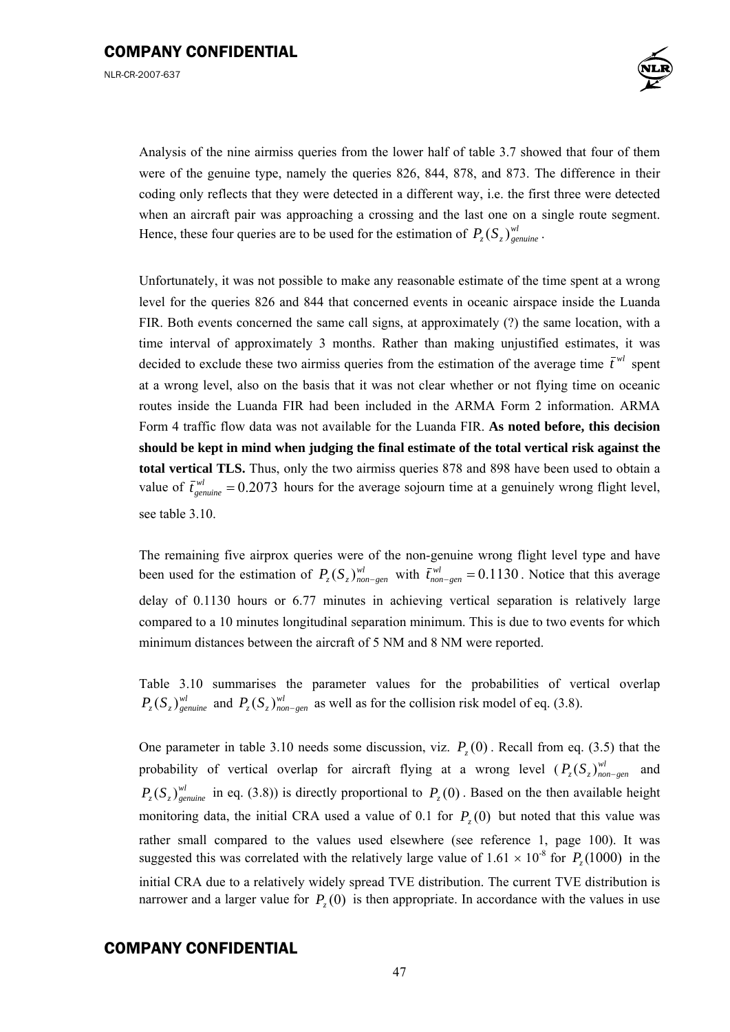Analysis of the nine airmiss queries from the lower half of table 3.7 showed that four of them were of the genuine type, namely the queries 826, 844, 878, and 873. The difference in their coding only reflects that they were detected in a different way, i.e. the first three were detected when an aircraft pair was approaching a crossing and the last one on a single route segment. Hence, these four queries are to be used for the estimation of $P_z(S_z)^{wl}_{genuine}$.

Unfortunately, it was not possible to make any reasonable estimate of the time spent at a wrong level for the queries 826 and 844 that concerned events in oceanic airspace inside the Luanda FIR. Both events concerned the same call signs, at approximately (?) the same location, with a time interval of approximately 3 months. Rather than making unjustified estimates, it was decided to exclude these two airmiss queries from the estimation of the average time $\bar{t}^{wl}$ spent at a wrong level, also on the basis that it was not clear whether or not flying time on oceanic routes inside the Luanda FIR had been included in the ARMA Form 2 information. ARMA Form 4 traffic flow data was not available for the Luanda FIR. **As noted before, this decision should be kept in mind when judging the final estimate of the total vertical risk against the total vertical TLS.** Thus, only the two airmiss queries 878 and 898 have been used to obtain a value of $\bar{t}^{wl}_{genuine} = 0.2073$ hours for the average sojourn time at a genuinely wrong flight level, see table 3.10.

The remaining five airprox queries were of the non-genuine wrong flight level type and have been used for the estimation of $P_z(S_z)^{wl}_{non-gen}$ with $\bar{t}^{wl}_{non-gen} = 0.1130$. Notice that this average delay of 0.1130 hours or 6.77 minutes in achieving vertical separation is relatively large compared to a 10 minutes longitudinal separation minimum. This is due to two events for which minimum distances between the aircraft of 5 NM and 8 NM were reported.

Table 3.10 summarises the parameter values for the probabilities of vertical overlap $P_z(S_z)^{wl}_{genuine}$ and $P_z(S_z)^{wl}_{non-gen}$ as well as for the collision risk model of eq. (3.8).

One parameter in table 3.10 needs some discussion, viz. $P_z(0)$. Recall from eq. (3.5) that the probability of vertical overlap for aircraft flying at a wrong level ($P_z(S_z)^{wl}_{non-gen}$ and $P_z(S_z)^{wl}_{genuine}$ in eq. (3.8)) is directly proportional to $P_z(0)$. Based on the then available height monitoring data, the initial CRA used a value of 0.1 for $P_z(0)$ but noted that this value was rather small compared to the values used elsewhere (see reference 1, page 100). It was suggested this was correlated with the relatively large value of $1.61 \times 10^{-8}$ for $P_z(1000)$ in the initial CRA due to a relatively widely spread TVE distribution. The current TVE distribution is narrower and a larger value for $P_z(0)$ is then appropriate. In accordance with the values in use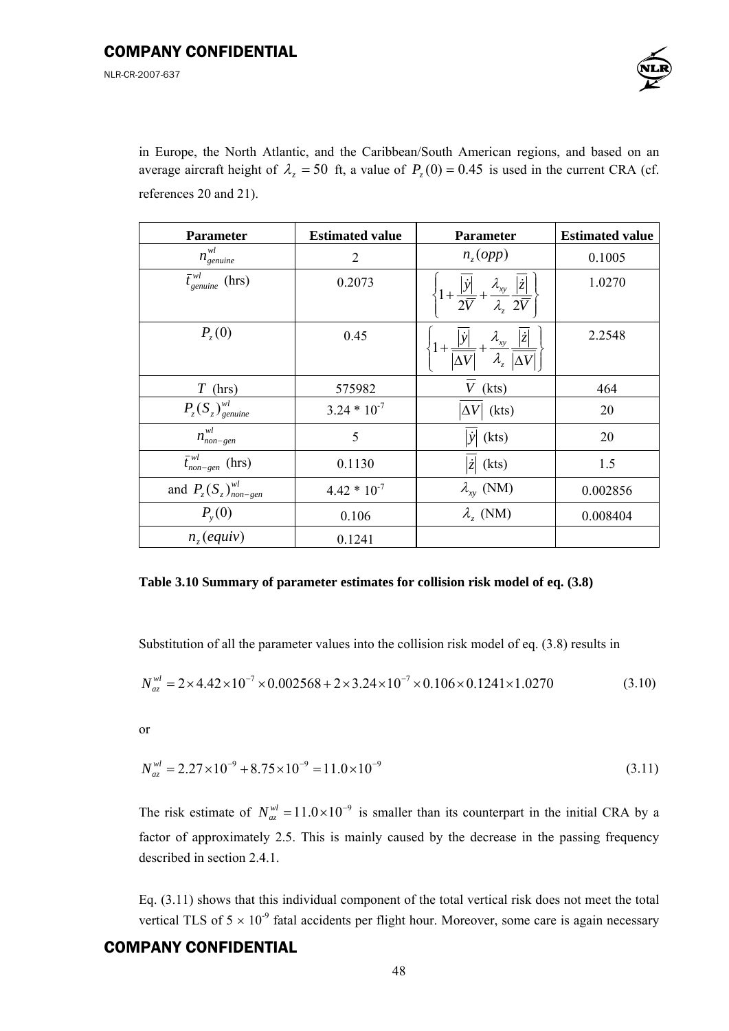in Europe, the North Atlantic, and the Caribbean/South American regions, and based on an average aircraft height of $\lambda_z = 50$ ft, a value of $P_z(0) = 0.45$ is used in the current CRA (cf. references 20 and 21).

| Parameter | Estimated value | Parameter | Estimated value |
|---|---|---|---|
| $n^{wl}_{genuine}$ | 2 | $n_z(opp)$ | 0.1005 |
| $\bar{t}^{wl}_{genuine}$ (hrs) | 0.2073 | $\left\{1 + \frac{\overline{\lvert\dot{y}\rvert}}{2\bar{V}} + \frac{\lambda_{xy}}{\lambda_z}\frac{\overline{\lvert\dot{z}\rvert}}{2\bar{V}}\right\}$ | 1.0270 |
| $P_z(0)$ | 0.45 | $\left\{1 + \frac{\overline{\lvert\dot{y}\rvert}}{\overline{\lvert\Delta V\rvert}} + \frac{\lambda_{xy}}{\lambda_z}\frac{\overline{\lvert\dot{z}\rvert}}{\overline{\lvert\Delta V\rvert}}\right\}$ | 2.2548 |
| $T$ (hrs) | 575982 | $\bar{V}$ (kts) | 464 |
| $P_z(S_z)^{wl}_{genuine}$ | 3.24 * 10$^{-7}$ | $\overline{\lvert\Delta V\rvert}$ (kts) | 20 |
| $n^{wl}_{non-gen}$ | 5 | $\overline{\lvert\dot{y}\rvert}$ (kts) | 20 |
| $\bar{t}^{wl}_{non-gen}$ (hrs) | 0.1130 | $\overline{\lvert\dot{z}\rvert}$ (kts) | 1.5 |
| and $P_z(S_z)^{wl}_{non-gen}$ | 4.42 * 10$^{-7}$ | $\lambda_{xy}$ (NM) | 0.002856 |
| $P_y(0)$ | 0.106 | $\lambda_z$ (NM) | 0.008404 |
| $n_z(equiv)$ | 0.1241 | | |

**Table 3.10 Summary of parameter estimates for collision risk model of eq. (3.8)**

Substitution of all the parameter values into the collision risk model of eq. (3.8) results in

$$N^{wl}_{az} = 2 \times 4.42 \times 10^{-7} \times 0.002568 + 2 \times 3.24 \times 10^{-7} \times 0.106 \times 0.1241 \times 1.0270 \tag{3.10}$$

or

$$N^{wl}_{az} = 2.27 \times 10^{-9} + 8.75 \times 10^{-9} = 11.0 \times 10^{-9} \tag{3.11}$$

The risk estimate of $N^{wl}_{az} = 11.0 \times 10^{-9}$ is smaller than its counterpart in the initial CRA by a factor of approximately 2.5. This is mainly caused by the decrease in the passing frequency described in section 2.4.1.

Eq. (3.11) shows that this individual component of the total vertical risk does not meet the total vertical TLS of $5 \times 10^{-9}$ fatal accidents per flight hour. Moreover, some care is again necessary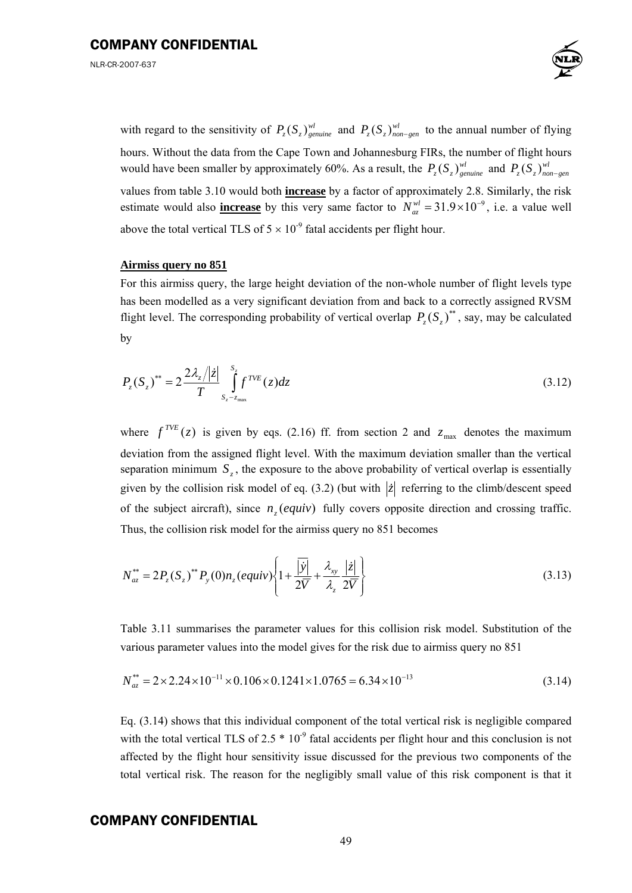with regard to the sensitivity of $P_z(S_z)^{wl}_{genuine}$ and $P_z(S_z)^{wl}_{non-gen}$ to the annual number of flying hours. Without the data from the Cape Town and Johannesburg FIRs, the number of flight hours would have been smaller by approximately 60%. As a result, the $P_z(S_z)^{wl}_{genuine}$ and $P_z(S_z)^{wl}_{non-gen}$ values from table 3.10 would both **increase** by a factor of approximately 2.8. Similarly, the risk estimate would also **increase** by this very same factor to $N^{wl}_{az} = 31.9 \times 10^{-9}$, i.e. a value well above the total vertical TLS of $5 \times 10^{-9}$ fatal accidents per flight hour.

**Airmiss query no 851**

For this airmiss query, the large height deviation of the non-whole number of flight levels type has been modelled as a very significant deviation from and back to a correctly assigned RVSM flight level. The corresponding probability of vertical overlap $P_z(S_z)^{**}$, say, may be calculated by

$$P_z(S_z)^{**} = 2\frac{2\lambda_z/|\dot{z}|}{T}\int_{S_z - z_{\max}}^{S_z} f^{TVE}(z)dz \tag{3.12}$$

where $f^{TVE}(z)$ is given by eqs. (2.16) ff. from section 2 and $z_{\max}$ denotes the maximum deviation from the assigned flight level. With the maximum deviation smaller than the vertical separation minimum $S_z$, the exposure to the above probability of vertical overlap is essentially given by the collision risk model of eq. (3.2) (but with $|\dot{z}|$ referring to the climb/descent speed of the subject aircraft), since $n_z(equiv)$ fully covers opposite direction and crossing traffic. Thus, the collision risk model for the airmiss query no 851 becomes

$$N^{**}_{az} = 2P_z(S_z)^{**}P_y(0)n_z(equiv)\left\{1 + \frac{\overline{|\dot{y}|}}{2\overline{V}} + \frac{\lambda_{xy}}{\lambda_z}\frac{|\dot{z}|}{2\overline{V}}\right\} \tag{3.13}$$

Table 3.11 summarises the parameter values for this collision risk model. Substitution of the various parameter values into the model gives for the risk due to airmiss query no 851

$$N^{**}_{az} = 2 \times 2.24 \times 10^{-11} \times 0.106 \times 0.1241 \times 1.0765 = 6.34 \times 10^{-13} \tag{3.14}$$

Eq. (3.14) shows that this individual component of the total vertical risk is negligible compared with the total vertical TLS of 2.5 * $10^{-9}$ fatal accidents per flight hour and this conclusion is not affected by the flight hour sensitivity issue discussed for the previous two components of the total vertical risk. The reason for the negligibly small value of this risk component is that it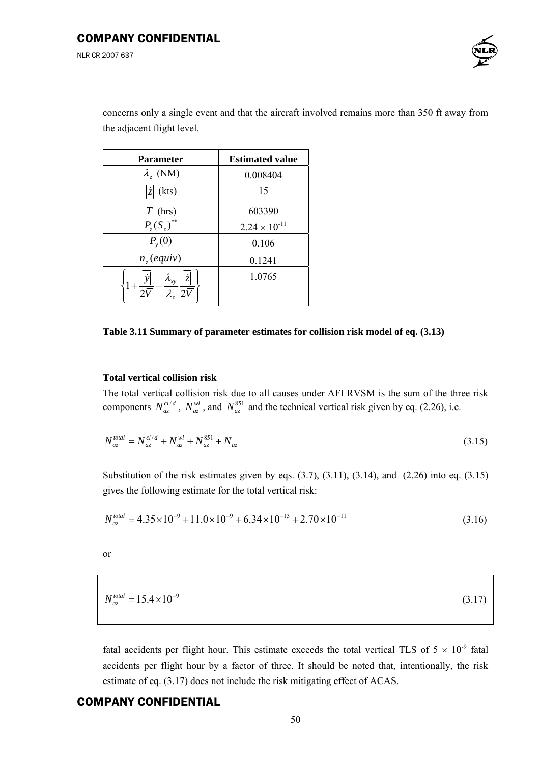concerns only a single event and that the aircraft involved remains more than 350 ft away from the adjacent flight level.

| Parameter | Estimated value |
| --- | --- |
| $\lambda_z$ (NM) | 0.008404 |
| $\overline{\lvert \dot{z} \rvert}$ (kts) | 15 |
| $T$ (hrs) | 603390 |
| $P_z(S_z)^{**}$ | $2.24 \times 10^{-11}$ |
| $P_y(0)$ | 0.106 |
| $n_z(equiv)$ | 0.1241 |
| $\left\{ 1 + \frac{\overline{\lvert \dot{y} \rvert}}{2\overline{V}} + \frac{\lambda_{xy}}{\lambda_z} \frac{\overline{\lvert \dot{z} \rvert}}{2\overline{V}} \right\}$ | 1.0765 |

**Table 3.11 Summary of parameter estimates for collision risk model of eq. (3.13)**

**Total vertical collision risk**

The total vertical collision risk due to all causes under AFI RVSM is the sum of the three risk components $N_{az}^{cl/d}$, $N_{az}^{wl}$, and $N_{az}^{851}$ and the technical vertical risk given by eq. (2.26), i.e.

$$N_{az}^{total} = N_{az}^{cl/d} + N_{az}^{wl} + N_{az}^{851} + N_{az} \tag{3.15}$$

Substitution of the risk estimates given by eqs. (3.7), (3.11), (3.14), and (2.26) into eq. (3.15) gives the following estimate for the total vertical risk:

$$N_{az}^{total} = 4.35 \times 10^{-9} + 11.0 \times 10^{-9} + 6.34 \times 10^{-13} + 2.70 \times 10^{-11} \tag{3.16}$$

or

$$N_{az}^{total} = 15.4 \times 10^{-9} \tag{3.17}$$

fatal accidents per flight hour. This estimate exceeds the total vertical TLS of $5 \times 10^{-9}$ fatal accidents per flight hour by a factor of three. It should be noted that, intentionally, the risk estimate of eq. (3.17) does not include the risk mitigating effect of ACAS.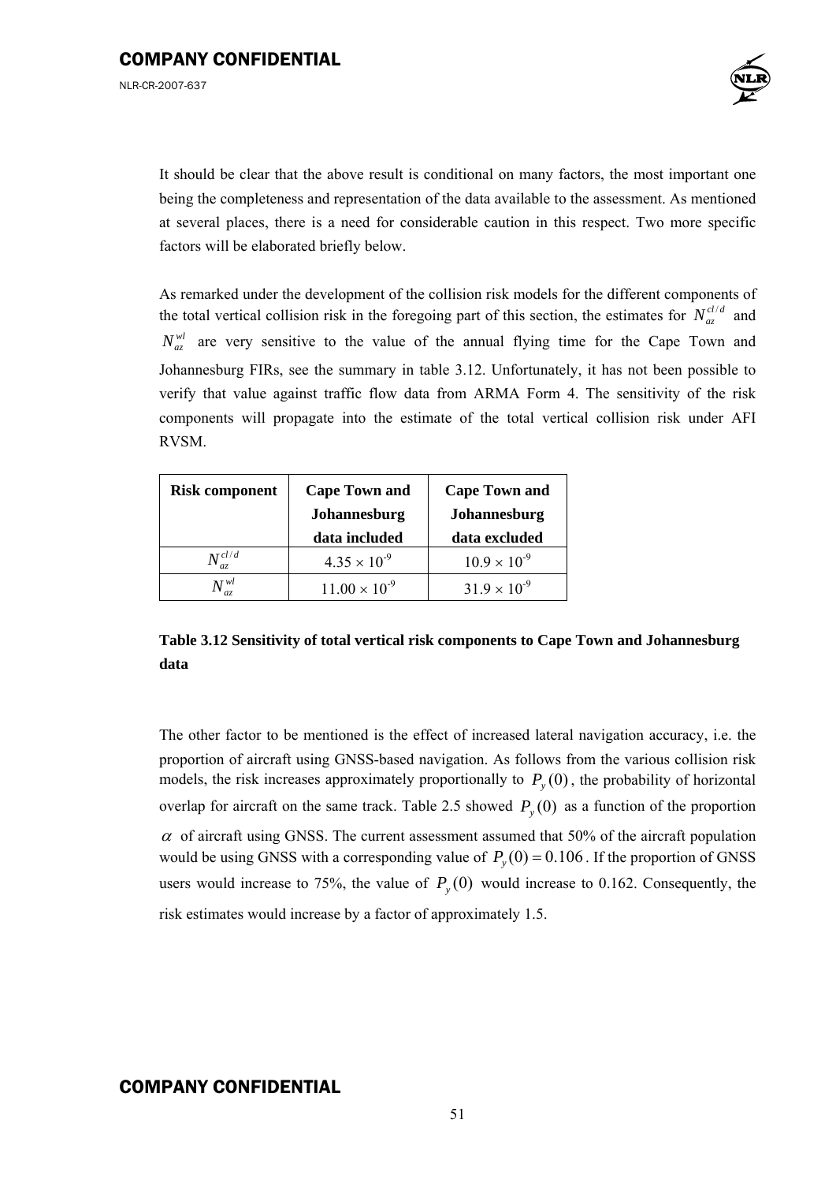It should be clear that the above result is conditional on many factors, the most important one being the completeness and representation of the data available to the assessment. As mentioned at several places, there is a need for considerable caution in this respect. Two more specific factors will be elaborated briefly below.

As remarked under the development of the collision risk models for the different components of the total vertical collision risk in the foregoing part of this section, the estimates for $N_{az}^{cl/d}$ and $N_{az}^{wl}$ are very sensitive to the value of the annual flying time for the Cape Town and Johannesburg FIRs, see the summary in table 3.12. Unfortunately, it has not been possible to verify that value against traffic flow data from ARMA Form 4. The sensitivity of the risk components will propagate into the estimate of the total vertical collision risk under AFI RVSM.

| Risk component | Cape Town and Johannesburg data included | Cape Town and Johannesburg data excluded |
|---|---|---|
| $N_{az}^{cl/d}$ | $4.35 \times 10^{-9}$ | $10.9 \times 10^{-9}$ |
| $N_{az}^{wl}$ | $11.00 \times 10^{-9}$ | $31.9 \times 10^{-9}$ |

**Table 3.12 Sensitivity of total vertical risk components to Cape Town and Johannesburg data**

The other factor to be mentioned is the effect of increased lateral navigation accuracy, i.e. the proportion of aircraft using GNSS-based navigation. As follows from the various collision risk models, the risk increases approximately proportionally to $P_y(0)$, the probability of horizontal overlap for aircraft on the same track. Table 2.5 showed $P_y(0)$ as a function of the proportion $\alpha$ of aircraft using GNSS. The current assessment assumed that 50% of the aircraft population would be using GNSS with a corresponding value of $P_y(0) = 0.106$. If the proportion of GNSS users would increase to 75%, the value of $P_y(0)$ would increase to 0.162. Consequently, the risk estimates would increase by a factor of approximately 1.5.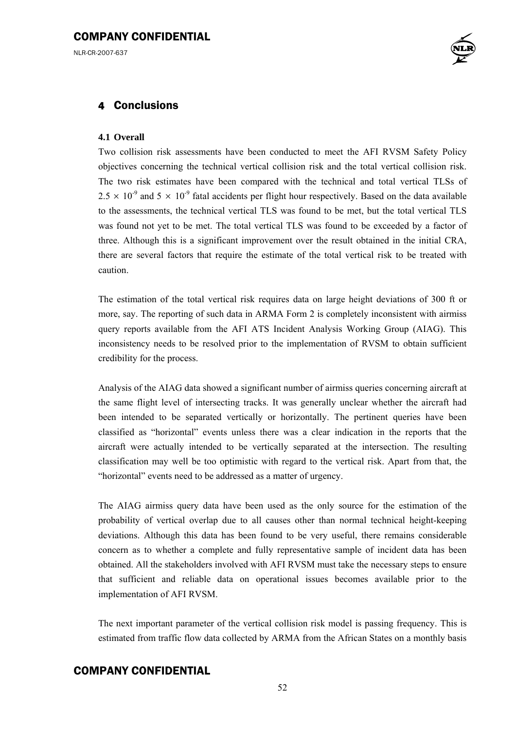# 4 Conclusions

### 4.1 Overall

Two collision risk assessments have been conducted to meet the AFI RVSM Safety Policy objectives concerning the technical vertical collision risk and the total vertical collision risk. The two risk estimates have been compared with the technical and total vertical TLSs of $2.5 \times 10^{-9}$ and $5 \times 10^{-9}$ fatal accidents per flight hour respectively. Based on the data available to the assessments, the technical vertical TLS was found to be met, but the total vertical TLS was found not yet to be met. The total vertical TLS was found to be exceeded by a factor of three. Although this is a significant improvement over the result obtained in the initial CRA, there are several factors that require the estimate of the total vertical risk to be treated with caution.

The estimation of the total vertical risk requires data on large height deviations of 300 ft or more, say. The reporting of such data in ARMA Form 2 is completely inconsistent with airmiss query reports available from the AFI ATS Incident Analysis Working Group (AIAG). This inconsistency needs to be resolved prior to the implementation of RVSM to obtain sufficient credibility for the process.

Analysis of the AIAG data showed a significant number of airmiss queries concerning aircraft at the same flight level of intersecting tracks. It was generally unclear whether the aircraft had been intended to be separated vertically or horizontally. The pertinent queries have been classified as "horizontal" events unless there was a clear indication in the reports that the aircraft were actually intended to be vertically separated at the intersection. The resulting classification may well be too optimistic with regard to the vertical risk. Apart from that, the "horizontal" events need to be addressed as a matter of urgency.

The AIAG airmiss query data have been used as the only source for the estimation of the probability of vertical overlap due to all causes other than normal technical height-keeping deviations. Although this data has been found to be very useful, there remains considerable concern as to whether a complete and fully representative sample of incident data has been obtained. All the stakeholders involved with AFI RVSM must take the necessary steps to ensure that sufficient and reliable data on operational issues becomes available prior to the implementation of AFI RVSM.

The next important parameter of the vertical collision risk model is passing frequency. This is estimated from traffic flow data collected by ARMA from the African States on a monthly basis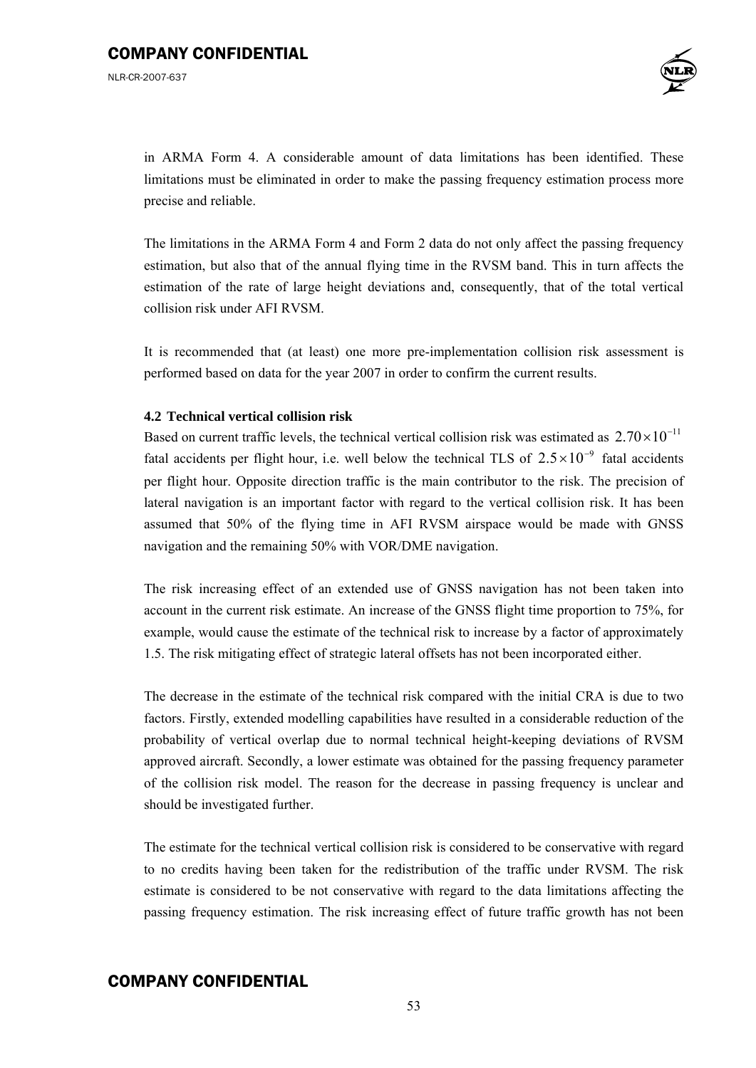in ARMA Form 4. A considerable amount of data limitations has been identified. These limitations must be eliminated in order to make the passing frequency estimation process more precise and reliable.

The limitations in the ARMA Form 4 and Form 2 data do not only affect the passing frequency estimation, but also that of the annual flying time in the RVSM band. This in turn affects the estimation of the rate of large height deviations and, consequently, that of the total vertical collision risk under AFI RVSM.

It is recommended that (at least) one more pre-implementation collision risk assessment is performed based on data for the year 2007 in order to confirm the current results.

### 4.2 Technical vertical collision risk

Based on current traffic levels, the technical vertical collision risk was estimated as $2.70 \times 10^{-11}$ fatal accidents per flight hour, i.e. well below the technical TLS of $2.5 \times 10^{-9}$ fatal accidents per flight hour. Opposite direction traffic is the main contributor to the risk. The precision of lateral navigation is an important factor with regard to the vertical collision risk. It has been assumed that 50% of the flying time in AFI RVSM airspace would be made with GNSS navigation and the remaining 50% with VOR/DME navigation.

The risk increasing effect of an extended use of GNSS navigation has not been taken into account in the current risk estimate. An increase of the GNSS flight time proportion to 75%, for example, would cause the estimate of the technical risk to increase by a factor of approximately 1.5. The risk mitigating effect of strategic lateral offsets has not been incorporated either.

The decrease in the estimate of the technical risk compared with the initial CRA is due to two factors. Firstly, extended modelling capabilities have resulted in a considerable reduction of the probability of vertical overlap due to normal technical height-keeping deviations of RVSM approved aircraft. Secondly, a lower estimate was obtained for the passing frequency parameter of the collision risk model. The reason for the decrease in passing frequency is unclear and should be investigated further.

The estimate for the technical vertical collision risk is considered to be conservative with regard to no credits having been taken for the redistribution of the traffic under RVSM. The risk estimate is considered to be not conservative with regard to the data limitations affecting the passing frequency estimation. The risk increasing effect of future traffic growth has not been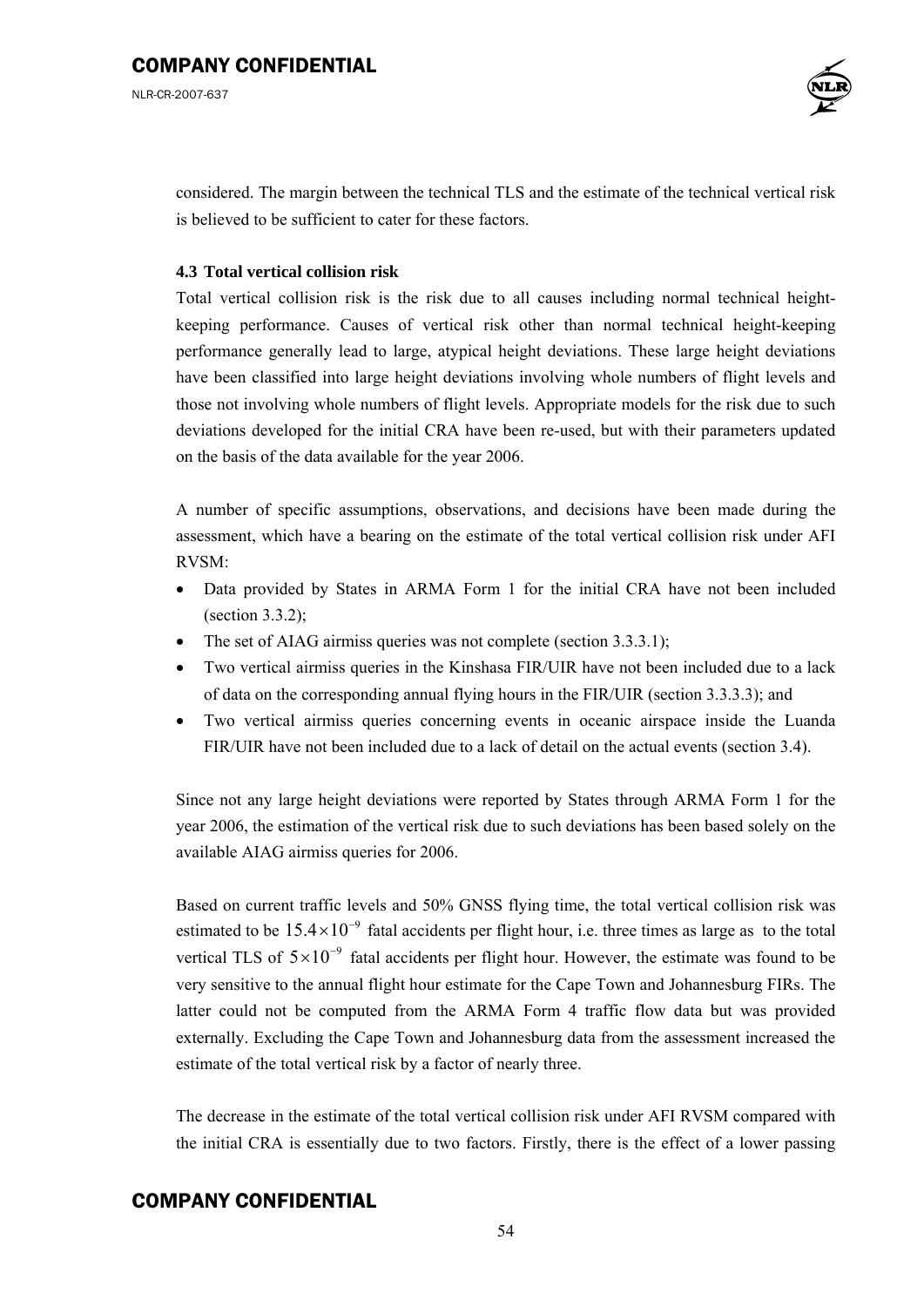considered. The margin between the technical TLS and the estimate of the technical vertical risk is believed to be sufficient to cater for these factors.

### 4.3 Total vertical collision risk

Total vertical collision risk is the risk due to all causes including normal technical height-keeping performance. Causes of vertical risk other than normal technical height-keeping performance generally lead to large, atypical height deviations. These large height deviations have been classified into large height deviations involving whole numbers of flight levels and those not involving whole numbers of flight levels. Appropriate models for the risk due to such deviations developed for the initial CRA have been re-used, but with their parameters updated on the basis of the data available for the year 2006.

A number of specific assumptions, observations, and decisions have been made during the assessment, which have a bearing on the estimate of the total vertical collision risk under AFI RVSM:

- Data provided by States in ARMA Form 1 for the initial CRA have not been included (section 3.3.2);
- The set of AIAG airmiss queries was not complete (section 3.3.3.1);
- Two vertical airmiss queries in the Kinshasa FIR/UIR have not been included due to a lack of data on the corresponding annual flying hours in the FIR/UIR (section 3.3.3.3); and
- Two vertical airmiss queries concerning events in oceanic airspace inside the Luanda FIR/UIR have not been included due to a lack of detail on the actual events (section 3.4).

Since not any large height deviations were reported by States through ARMA Form 1 for the year 2006, the estimation of the vertical risk due to such deviations has been based solely on the available AIAG airmiss queries for 2006.

Based on current traffic levels and 50% GNSS flying time, the total vertical collision risk was estimated to be $15.4 \times 10^{-9}$ fatal accidents per flight hour, i.e. three times as large as to the total vertical TLS of $5 \times 10^{-9}$ fatal accidents per flight hour. However, the estimate was found to be very sensitive to the annual flight hour estimate for the Cape Town and Johannesburg FIRs. The latter could not be computed from the ARMA Form 4 traffic flow data but was provided externally. Excluding the Cape Town and Johannesburg data from the assessment increased the estimate of the total vertical risk by a factor of nearly three.

The decrease in the estimate of the total vertical collision risk under AFI RVSM compared with the initial CRA is essentially due to two factors. Firstly, there is the effect of a lower passing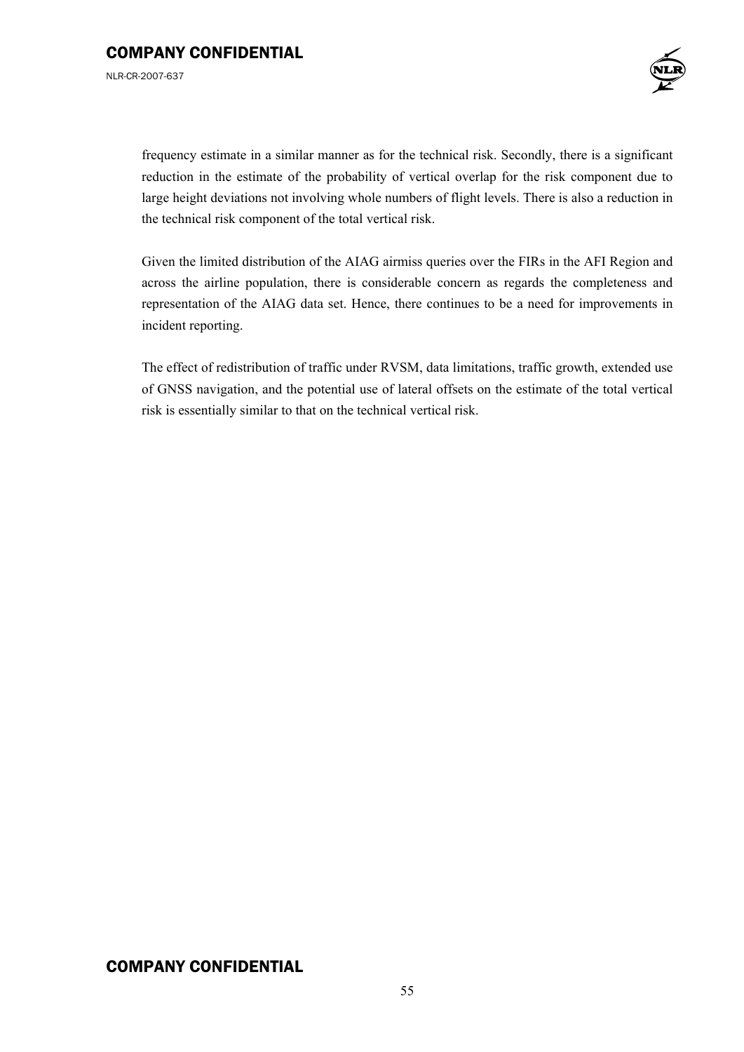frequency estimate in a similar manner as for the technical risk. Secondly, there is a significant reduction in the estimate of the probability of vertical overlap for the risk component due to large height deviations not involving whole numbers of flight levels. There is also a reduction in the technical risk component of the total vertical risk.

Given the limited distribution of the AIAG airmiss queries over the FIRs in the AFI Region and across the airline population, there is considerable concern as regards the completeness and representation of the AIAG data set. Hence, there continues to be a need for improvements in incident reporting.

The effect of redistribution of traffic under RVSM, data limitations, traffic growth, extended use of GNSS navigation, and the potential use of lateral offsets on the estimate of the total vertical risk is essentially similar to that on the technical vertical risk.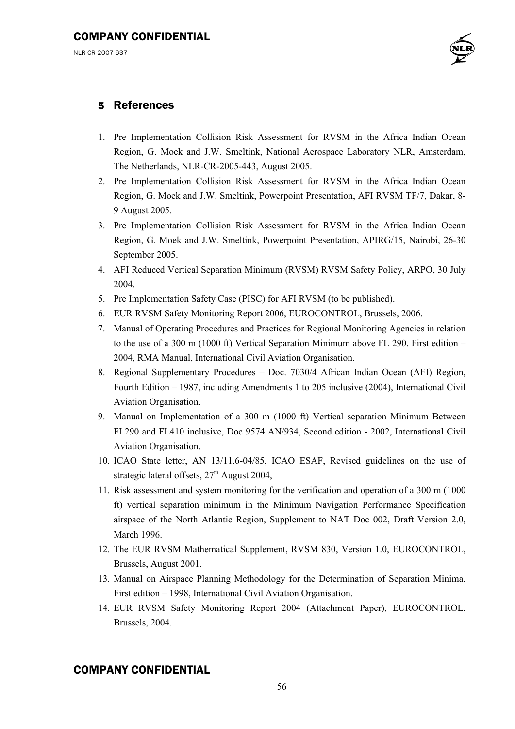## 5 References

1. Pre Implementation Collision Risk Assessment for RVSM in the Africa Indian Ocean Region, G. Moek and J.W. Smeltink, National Aerospace Laboratory NLR, Amsterdam, The Netherlands, NLR-CR-2005-443, August 2005.
2. Pre Implementation Collision Risk Assessment for RVSM in the Africa Indian Ocean Region, G. Moek and J.W. Smeltink, Powerpoint Presentation, AFI RVSM TF/7, Dakar, 8-9 August 2005.
3. Pre Implementation Collision Risk Assessment for RVSM in the Africa Indian Ocean Region, G. Moek and J.W. Smeltink, Powerpoint Presentation, APIRG/15, Nairobi, 26-30 September 2005.
4. AFI Reduced Vertical Separation Minimum (RVSM) RVSM Safety Policy, ARPO, 30 July 2004.
5. Pre Implementation Safety Case (PISC) for AFI RVSM (to be published).
6. EUR RVSM Safety Monitoring Report 2006, EUROCONTROL, Brussels, 2006.
7. Manual of Operating Procedures and Practices for Regional Monitoring Agencies in relation to the use of a 300 m (1000 ft) Vertical Separation Minimum above FL 290, First edition – 2004, RMA Manual, International Civil Aviation Organisation.
8. Regional Supplementary Procedures – Doc. 7030/4 African Indian Ocean (AFI) Region, Fourth Edition – 1987, including Amendments 1 to 205 inclusive (2004), International Civil Aviation Organisation.
9. Manual on Implementation of a 300 m (1000 ft) Vertical separation Minimum Between FL290 and FL410 inclusive, Doc 9574 AN/934, Second edition - 2002, International Civil Aviation Organisation.
10. ICAO State letter, AN 13/11.6-04/85, ICAO ESAF, Revised guidelines on the use of strategic lateral offsets, 27th August 2004,
11. Risk assessment and system monitoring for the verification and operation of a 300 m (1000 ft) vertical separation minimum in the Minimum Navigation Performance Specification airspace of the North Atlantic Region, Supplement to NAT Doc 002, Draft Version 2.0, March 1996.
12. The EUR RVSM Mathematical Supplement, RVSM 830, Version 1.0, EUROCONTROL, Brussels, August 2001.
13. Manual on Airspace Planning Methodology for the Determination of Separation Minima, First edition – 1998, International Civil Aviation Organisation.
14. EUR RVSM Safety Monitoring Report 2004 (Attachment Paper), EUROCONTROL, Brussels, 2004.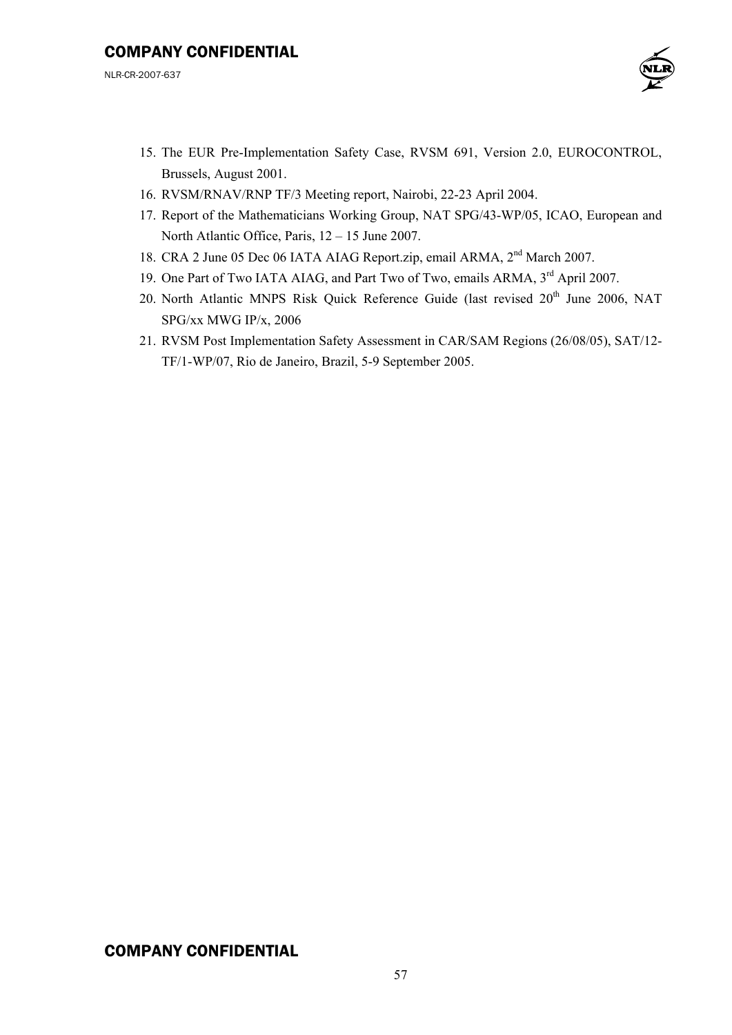15. The EUR Pre-Implementation Safety Case, RVSM 691, Version 2.0, EUROCONTROL, Brussels, August 2001.
16. RVSM/RNAV/RNP TF/3 Meeting report, Nairobi, 22-23 April 2004.
17. Report of the Mathematicians Working Group, NAT SPG/43-WP/05, ICAO, European and North Atlantic Office, Paris, 12 – 15 June 2007.
18. CRA 2 June 05 Dec 06 IATA AIAG Report.zip, email ARMA, 2nd March 2007.
19. One Part of Two IATA AIAG, and Part Two of Two, emails ARMA, 3rd April 2007.
20. North Atlantic MNPS Risk Quick Reference Guide (last revised 20th June 2006, NAT SPG/xx MWG IP/x, 2006
21. RVSM Post Implementation Safety Assessment in CAR/SAM Regions (26/08/05), SAT/12-TF/1-WP/07, Rio de Janeiro, Brazil, 5-9 September 2005.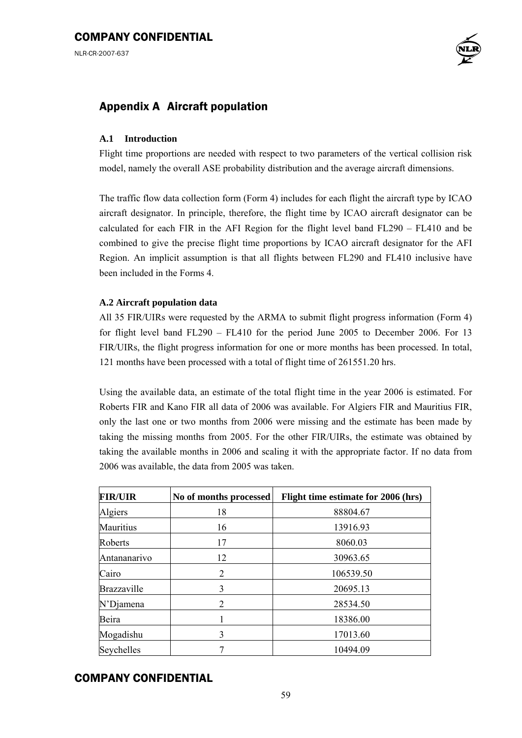## Appendix A Aircraft population

### A.1 Introduction

Flight time proportions are needed with respect to two parameters of the vertical collision risk model, namely the overall ASE probability distribution and the average aircraft dimensions.

The traffic flow data collection form (Form 4) includes for each flight the aircraft type by ICAO aircraft designator. In principle, therefore, the flight time by ICAO aircraft designator can be calculated for each FIR in the AFI Region for the flight level band FL290 – FL410 and be combined to give the precise flight time proportions by ICAO aircraft designator for the AFI Region. An implicit assumption is that all flights between FL290 and FL410 inclusive have been included in the Forms 4.

### A.2 Aircraft population data

All 35 FIR/UIRs were requested by the ARMA to submit flight progress information (Form 4) for flight level band FL290 – FL410 for the period June 2005 to December 2006. For 13 FIR/UIRs, the flight progress information for one or more months has been processed. In total, 121 months have been processed with a total of flight time of 261551.20 hrs.

Using the available data, an estimate of the total flight time in the year 2006 is estimated. For Roberts FIR and Kano FIR all data of 2006 was available. For Algiers FIR and Mauritius FIR, only the last one or two months from 2006 were missing and the estimate has been made by taking the missing months from 2005. For the other FIR/UIRs, the estimate was obtained by taking the available months in 2006 and scaling it with the appropriate factor. If no data from 2006 was available, the data from 2005 was taken.

| FIR/UIR | No of months processed | Flight time estimate for 2006 (hrs) |
|---|---|---|
| Algiers | 18 | 88804.67 |
| Mauritius | 16 | 13916.93 |
| Roberts | 17 | 8060.03 |
| Antananarivo | 12 | 30963.65 |
| Cairo | 2 | 106539.50 |
| Brazzaville | 3 | 20695.13 |
| N'Djamena | 2 | 28534.50 |
| Beira | 1 | 18386.00 |
| Mogadishu | 3 | 17013.60 |
| Seychelles | 7 | 10494.09 |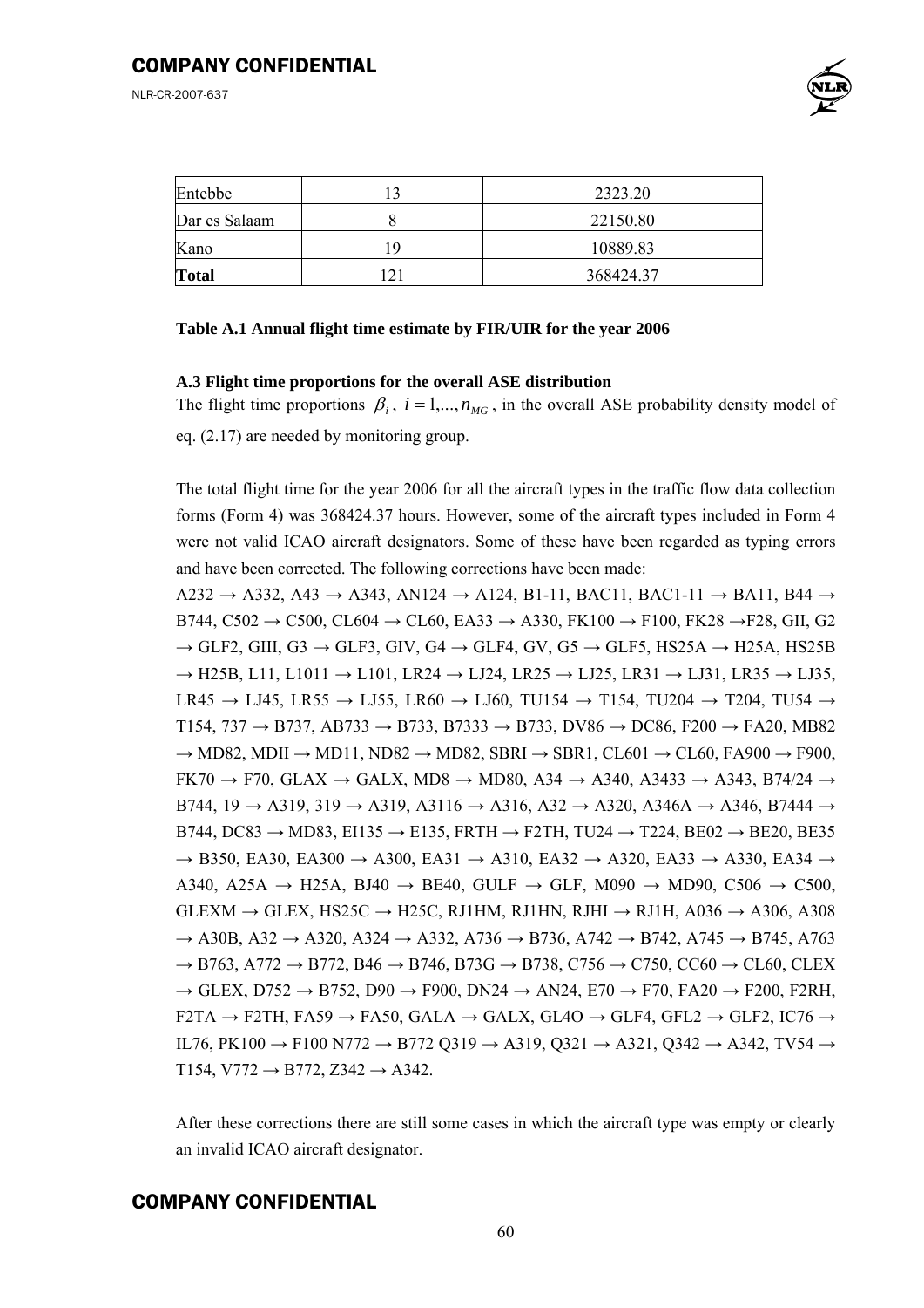| Entebbe | 13 | 2323.20 |
|---|---|---|
| Dar es Salaam | 8 | 22150.80 |
| Kano | 19 | 10889.83 |
| **Total** | 121 | 368424.37 |

**Table A.1 Annual flight time estimate by FIR/UIR for the year 2006**

### A.3 Flight time proportions for the overall ASE distribution

The flight time proportions $\beta_i$, $i = 1,...,n_{MG}$, in the overall ASE probability density model of eq. (2.17) are needed by monitoring group.

The total flight time for the year 2006 for all the aircraft types in the traffic flow data collection forms (Form 4) was 368424.37 hours. However, some of the aircraft types included in Form 4 were not valid ICAO aircraft designators. Some of these have been regarded as typing errors and have been corrected. The following corrections have been made:

A232 → A332, A43 → A343, AN124 → A124, B1-11, BAC11, BAC1-11 → BA11, B44 → B744, C502 → C500, CL604 → CL60, EA33 → A330, FK100 → F100, FK28 →F28, GII, G2 → GLF2, GIII, G3 → GLF3, GIV, G4 → GLF4, GV, G5 → GLF5, HS25A → H25A, HS25B → H25B, L11, L1011 → L101, LR24 → LJ24, LR25 → LJ25, LR31 → LJ31, LR35 → LJ35, LR45 → LJ45, LR55 → LJ55, LR60 → LJ60, TU154 → T154, TU204 → T204, TU54 → T154, 737 → B737, AB733 → B733, B7333 → B733, DV86 → DC86, F200 → FA20, MB82 → MD82, MDII → MD11, ND82 → MD82, SBRI → SBR1, CL601 → CL60, FA900 → F900, FK70 → F70, GLAX → GALX, MD8 → MD80, A34 → A340, A3433 → A343, B74/24 → B744, 19 → A319, 319 → A319, A3116 → A316, A32 → A320, A346A → A346, B7444 → B744, DC83 → MD83, EI135 → E135, FRTH → F2TH, TU24 → T224, BE02 → BE20, BE35 → B350, EA30, EA300 → A300, EA31 → A310, EA32 → A320, EA33 → A330, EA34 → A340, A25A → H25A, BJ40 → BE40, GULF → GLF, M090 → MD90, C506 → C500, GLEXM → GLEX, HS25C → H25C, RJ1HM, RJ1HN, RJHI → RJ1H, A036 → A306, A308 → A30B, A32 → A320, A324 → A332, A736 → B736, A742 → B742, A745 → B745, A763 → B763, A772 → B772, B46 → B746, B73G → B738, C756 → C750, CC60 → CL60, CLEX → GLEX, D752 → B752, D90 → F900, DN24 → AN24, E70 → F70, FA20 → F200, F2RH, F2TA → F2TH, FA59 → FA50, GALA → GALX, GL4O → GLF4, GFL2 → GLF2, IC76 → IL76, PK100 → F100 N772 → B772 Q319 → A319, Q321 → A321, Q342 → A342, TV54 → T154, V772 → B772, Z342 → A342.

After these corrections there are still some cases in which the aircraft type was empty or clearly an invalid ICAO aircraft designator.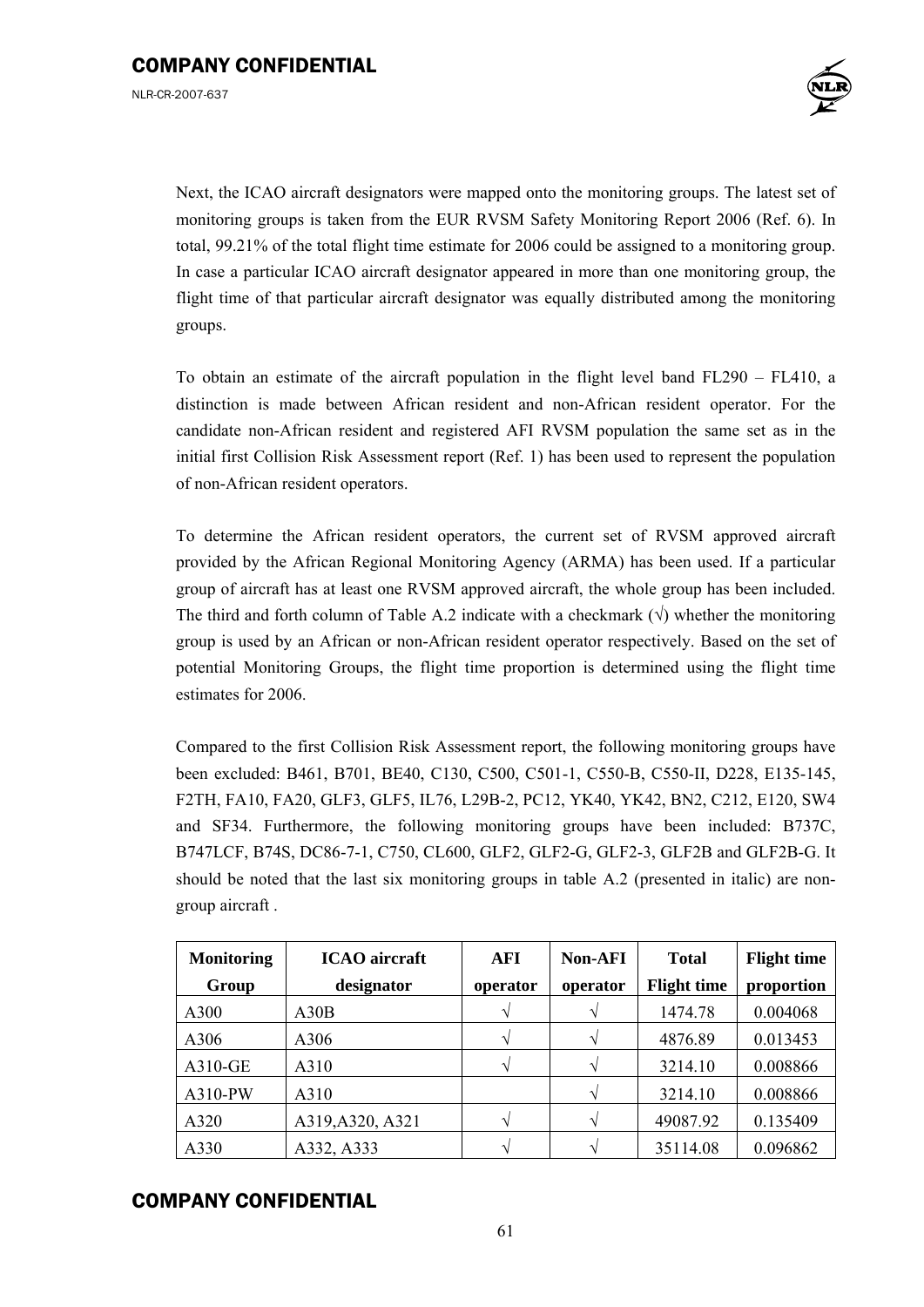Next, the ICAO aircraft designators were mapped onto the monitoring groups. The latest set of monitoring groups is taken from the EUR RVSM Safety Monitoring Report 2006 (Ref. 6). In total, 99.21% of the total flight time estimate for 2006 could be assigned to a monitoring group. In case a particular ICAO aircraft designator appeared in more than one monitoring group, the flight time of that particular aircraft designator was equally distributed among the monitoring groups.

To obtain an estimate of the aircraft population in the flight level band FL290 – FL410, a distinction is made between African resident and non-African resident operator. For the candidate non-African resident and registered AFI RVSM population the same set as in the initial first Collision Risk Assessment report (Ref. 1) has been used to represent the population of non-African resident operators.

To determine the African resident operators, the current set of RVSM approved aircraft provided by the African Regional Monitoring Agency (ARMA) has been used. If a particular group of aircraft has at least one RVSM approved aircraft, the whole group has been included. The third and forth column of Table A.2 indicate with a checkmark (√) whether the monitoring group is used by an African or non-African resident operator respectively. Based on the set of potential Monitoring Groups, the flight time proportion is determined using the flight time estimates for 2006.

Compared to the first Collision Risk Assessment report, the following monitoring groups have been excluded: B461, B701, BE40, C130, C500, C501-1, C550-B, C550-II, D228, E135-145, F2TH, FA10, FA20, GLF3, GLF5, IL76, L29B-2, PC12, YK40, YK42, BN2, C212, E120, SW4 and SF34. Furthermore, the following monitoring groups have been included: B737C, B747LCF, B74S, DC86-7-1, C750, CL600, GLF2, GLF2-G, GLF2-3, GLF2B and GLF2B-G. It should be noted that the last six monitoring groups in table A.2 (presented in italic) are non-group aircraft .

| Monitoring Group | ICAO aircraft designator | AFI operator | Non-AFI operator | Total Flight time | Flight time proportion |
|---|---|---|---|---|---|
| A300 | A30B | √ | √ | 1474.78 | 0.004068 |
| A306 | A306 | √ | √ | 4876.89 | 0.013453 |
| A310-GE | A310 | √ | √ | 3214.10 | 0.008866 |
| A310-PW | A310 | | √ | 3214.10 | 0.008866 |
| A320 | A319,A320, A321 | √ | √ | 49087.92 | 0.135409 |
| A330 | A332, A333 | √ | √ | 35114.08 | 0.096862 |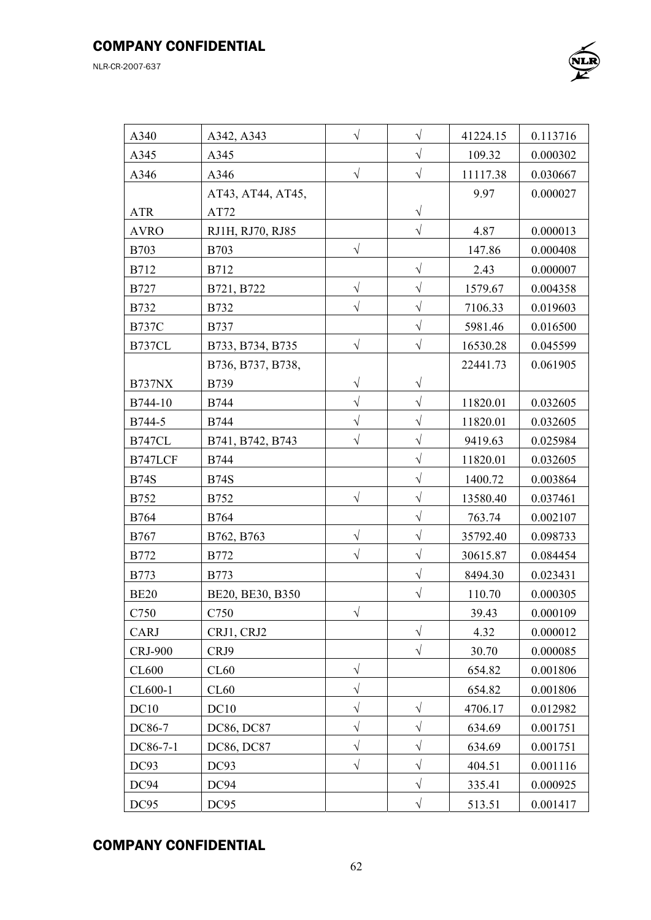| A340 | A342, A343 | √ | √ | 41224.15 | 0.113716 |
|---|---|---|---|---|---|
| A345 | A345 | | √ | 109.32 | 0.000302 |
| A346 | A346 | √ | √ | 11117.38 | 0.030667 |
| ATR | AT43, AT44, AT45, AT72 | | √ | 9.97 | 0.000027 |
| AVRO | RJ1H, RJ70, RJ85 | | √ | 4.87 | 0.000013 |
| B703 | B703 | √ | | 147.86 | 0.000408 |
| B712 | B712 | | √ | 2.43 | 0.000007 |
| B727 | B721, B722 | √ | √ | 1579.67 | 0.004358 |
| B732 | B732 | √ | √ | 7106.33 | 0.019603 |
| B737C | B737 | | √ | 5981.46 | 0.016500 |
| B737CL | B733, B734, B735 | √ | √ | 16530.28 | 0.045599 |
| B737NX | B736, B737, B738, B739 | √ | √ | 22441.73 | 0.061905 |
| B744-10 | B744 | √ | √ | 11820.01 | 0.032605 |
| B744-5 | B744 | √ | √ | 11820.01 | 0.032605 |
| B747CL | B741, B742, B743 | √ | √ | 9419.63 | 0.025984 |
| B747LCF | B744 | | √ | 11820.01 | 0.032605 |
| B74S | B74S | | √ | 1400.72 | 0.003864 |
| B752 | B752 | √ | √ | 13580.40 | 0.037461 |
| B764 | B764 | | √ | 763.74 | 0.002107 |
| B767 | B762, B763 | √ | √ | 35792.40 | 0.098733 |
| B772 | B772 | √ | √ | 30615.87 | 0.084454 |
| B773 | B773 | | √ | 8494.30 | 0.023431 |
| BE20 | BE20, BE30, B350 | | √ | 110.70 | 0.000305 |
| C750 | C750 | √ | | 39.43 | 0.000109 |
| CARJ | CRJ1, CRJ2 | | √ | 4.32 | 0.000012 |
| CRJ-900 | CRJ9 | | √ | 30.70 | 0.000085 |
| CL600 | CL60 | √ | | 654.82 | 0.001806 |
| CL600-1 | CL60 | √ | | 654.82 | 0.001806 |
| DC10 | DC10 | √ | √ | 4706.17 | 0.012982 |
| DC86-7 | DC86, DC87 | √ | √ | 634.69 | 0.001751 |
| DC86-7-1 | DC86, DC87 | √ | √ | 634.69 | 0.001751 |
| DC93 | DC93 | √ | √ | 404.51 | 0.001116 |
| DC94 | DC94 | | √ | 335.41 | 0.000925 |
| DC95 | DC95 | | √ | 513.51 | 0.001417 |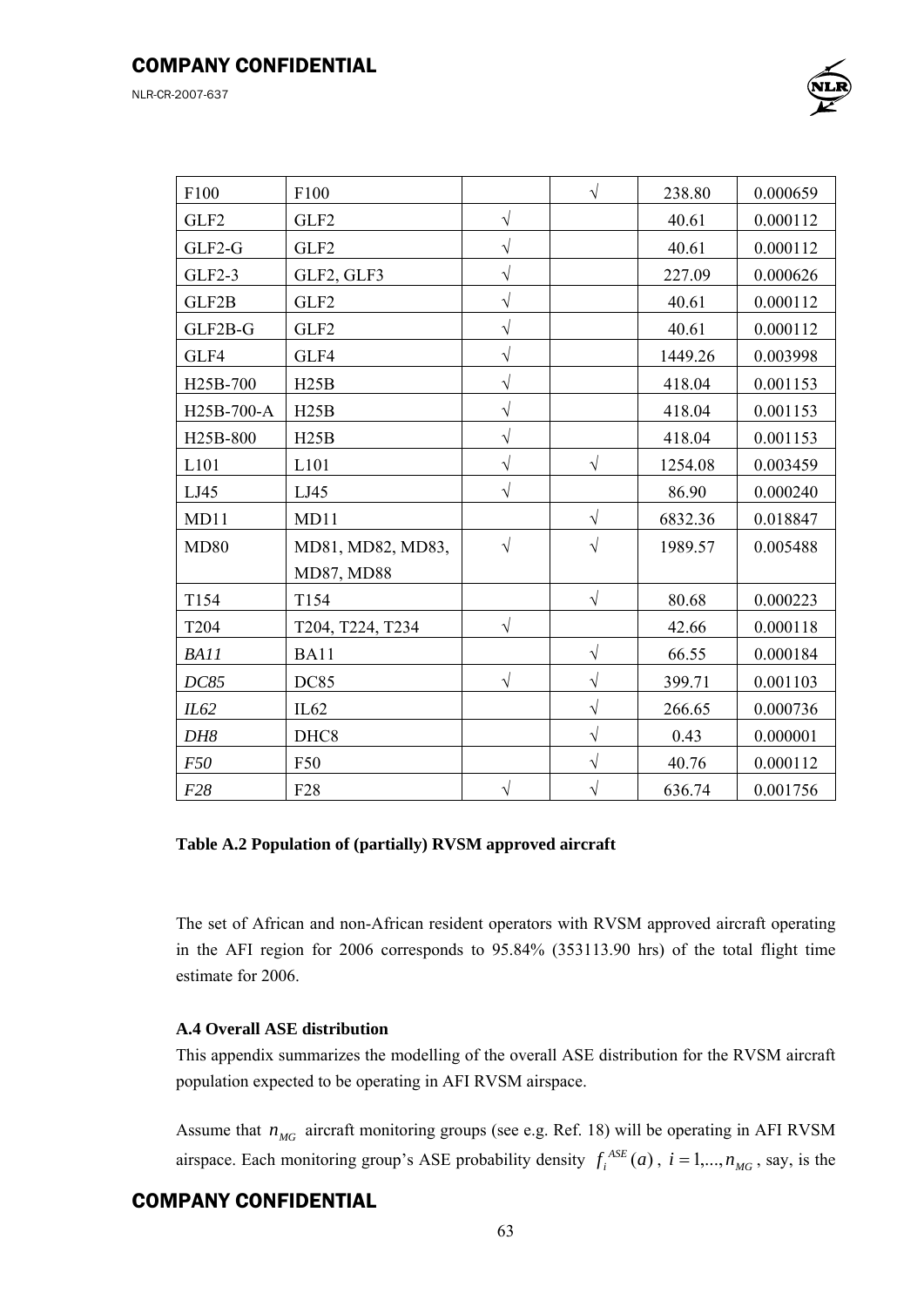| F100 | F100 | | √ | 238.80 | 0.000659 |
|---|---|---|---|---|---|
| GLF2 | GLF2 | √ | | 40.61 | 0.000112 |
| GLF2-G | GLF2 | √ | | 40.61 | 0.000112 |
| GLF2-3 | GLF2, GLF3 | √ | | 227.09 | 0.000626 |
| GLF2B | GLF2 | √ | | 40.61 | 0.000112 |
| GLF2B-G | GLF2 | √ | | 40.61 | 0.000112 |
| GLF4 | GLF4 | √ | | 1449.26 | 0.003998 |
| H25B-700 | H25B | √ | | 418.04 | 0.001153 |
| H25B-700-A | H25B | √ | | 418.04 | 0.001153 |
| H25B-800 | H25B | √ | | 418.04 | 0.001153 |
| L101 | L101 | √ | √ | 1254.08 | 0.003459 |
| LJ45 | LJ45 | √ | | 86.90 | 0.000240 |
| MD11 | MD11 | | √ | 6832.36 | 0.018847 |
| MD80 | MD81, MD82, MD83, MD87, MD88 | √ | √ | 1989.57 | 0.005488 |
| T154 | T154 | | √ | 80.68 | 0.000223 |
| T204 | T204, T224, T234 | √ | | 42.66 | 0.000118 |
| *BA11* | BA11 | | √ | 66.55 | 0.000184 |
| *DC85* | DC85 | √ | √ | 399.71 | 0.001103 |
| *IL62* | IL62 | | √ | 266.65 | 0.000736 |
| *DH8* | DHC8 | | √ | 0.43 | 0.000001 |
| *F50* | F50 | | √ | 40.76 | 0.000112 |
| *F28* | F28 | √ | √ | 636.74 | 0.001756 |

**Table A.2 Population of (partially) RVSM approved aircraft**

The set of African and non-African resident operators with RVSM approved aircraft operating in the AFI region for 2006 corresponds to 95.84% (353113.90 hrs) of the total flight time estimate for 2006.

### A.4 Overall ASE distribution

This appendix summarizes the modelling of the overall ASE distribution for the RVSM aircraft population expected to be operating in AFI RVSM airspace.

Assume that $n_{MG}$ aircraft monitoring groups (see e.g. Ref. 18) will be operating in AFI RVSM airspace. Each monitoring group's ASE probability density $f_i^{ASE}(a)$, $i = 1,...,n_{MG}$, say, is the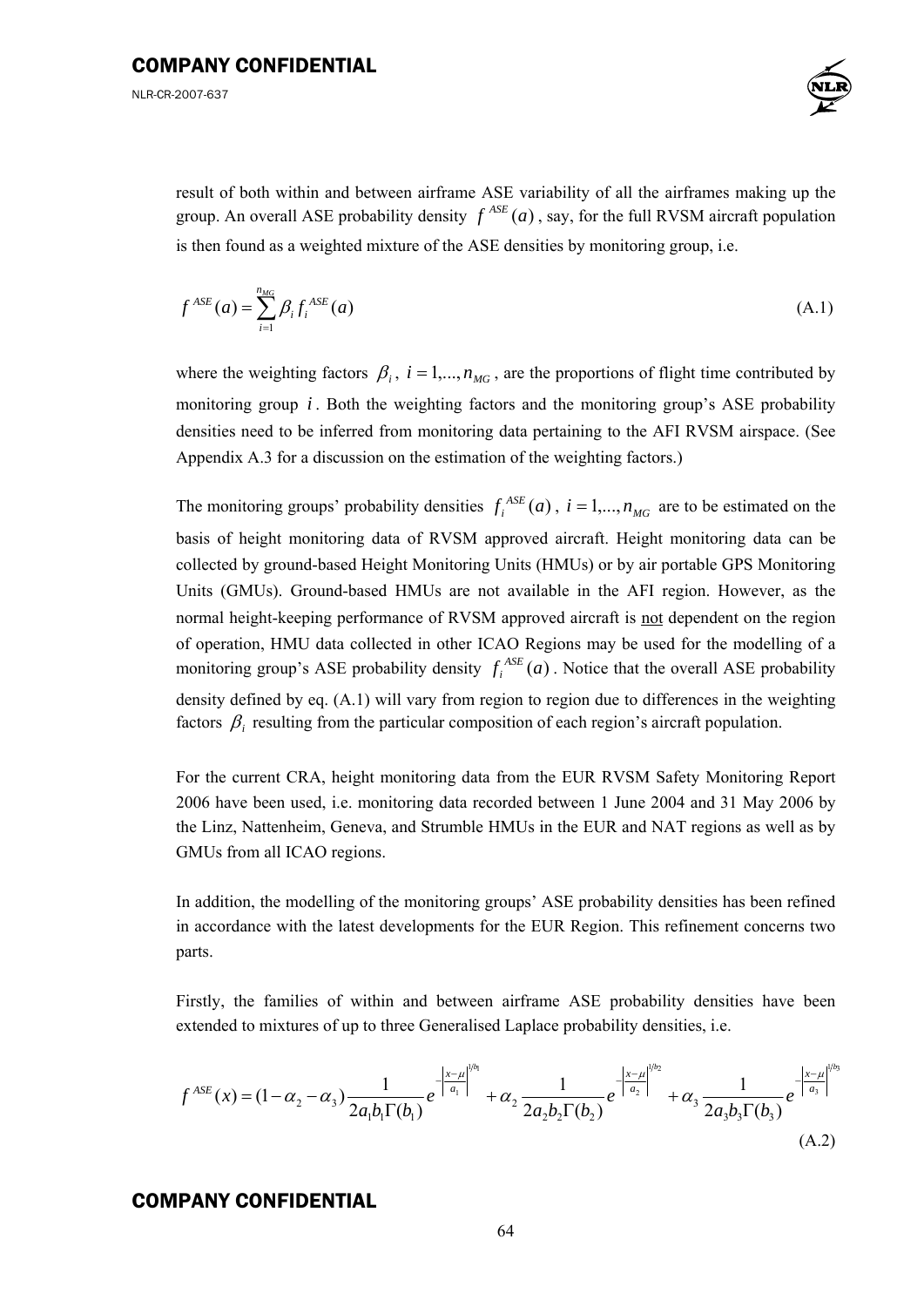result of both within and between airframe ASE variability of all the airframes making up the group. An overall ASE probability density $f^{ASE}(a)$, say, for the full RVSM aircraft population is then found as a weighted mixture of the ASE densities by monitoring group, i.e.

$$f^{ASE}(a) = \sum_{i=1}^{n_{MG}} \beta_i f_i^{ASE}(a) \tag{A.1}$$

where the weighting factors $\beta_i$, $i = 1,...,n_{MG}$, are the proportions of flight time contributed by monitoring group $i$. Both the weighting factors and the monitoring group's ASE probability densities need to be inferred from monitoring data pertaining to the AFI RVSM airspace. (See Appendix A.3 for a discussion on the estimation of the weighting factors.)

The monitoring groups' probability densities $f_i^{ASE}(a)$, $i = 1,...,n_{MG}$ are to be estimated on the basis of height monitoring data of RVSM approved aircraft. Height monitoring data can be collected by ground-based Height Monitoring Units (HMUs) or by air portable GPS Monitoring Units (GMUs). Ground-based HMUs are not available in the AFI region. However, as the normal height-keeping performance of RVSM approved aircraft is not dependent on the region of operation, HMU data collected in other ICAO Regions may be used for the modelling of a monitoring group's ASE probability density $f_i^{ASE}(a)$. Notice that the overall ASE probability density defined by eq. (A.1) will vary from region to region due to differences in the weighting factors $\beta_i$ resulting from the particular composition of each region's aircraft population.

For the current CRA, height monitoring data from the EUR RVSM Safety Monitoring Report 2006 have been used, i.e. monitoring data recorded between 1 June 2004 and 31 May 2006 by the Linz, Nattenheim, Geneva, and Strumble HMUs in the EUR and NAT regions as well as by GMUs from all ICAO regions.

In addition, the modelling of the monitoring groups' ASE probability densities has been refined in accordance with the latest developments for the EUR Region. This refinement concerns two parts.

Firstly, the families of within and between airframe ASE probability densities have been extended to mixtures of up to three Generalised Laplace probability densities, i.e.

$$f^{ASE}(x) = (1-\alpha_2-\alpha_3)\frac{1}{2a_1b_1\Gamma(b_1)}e^{-\left|\frac{x-\mu}{a_1}\right|^{1/b_1}} + \alpha_2\frac{1}{2a_2b_2\Gamma(b_2)}e^{-\left|\frac{x-\mu}{a_2}\right|^{1/b_2}} + \alpha_3\frac{1}{2a_3b_3\Gamma(b_3)}e^{-\left|\frac{x-\mu}{a_3}\right|^{1/b_3}} \tag{A.2}$$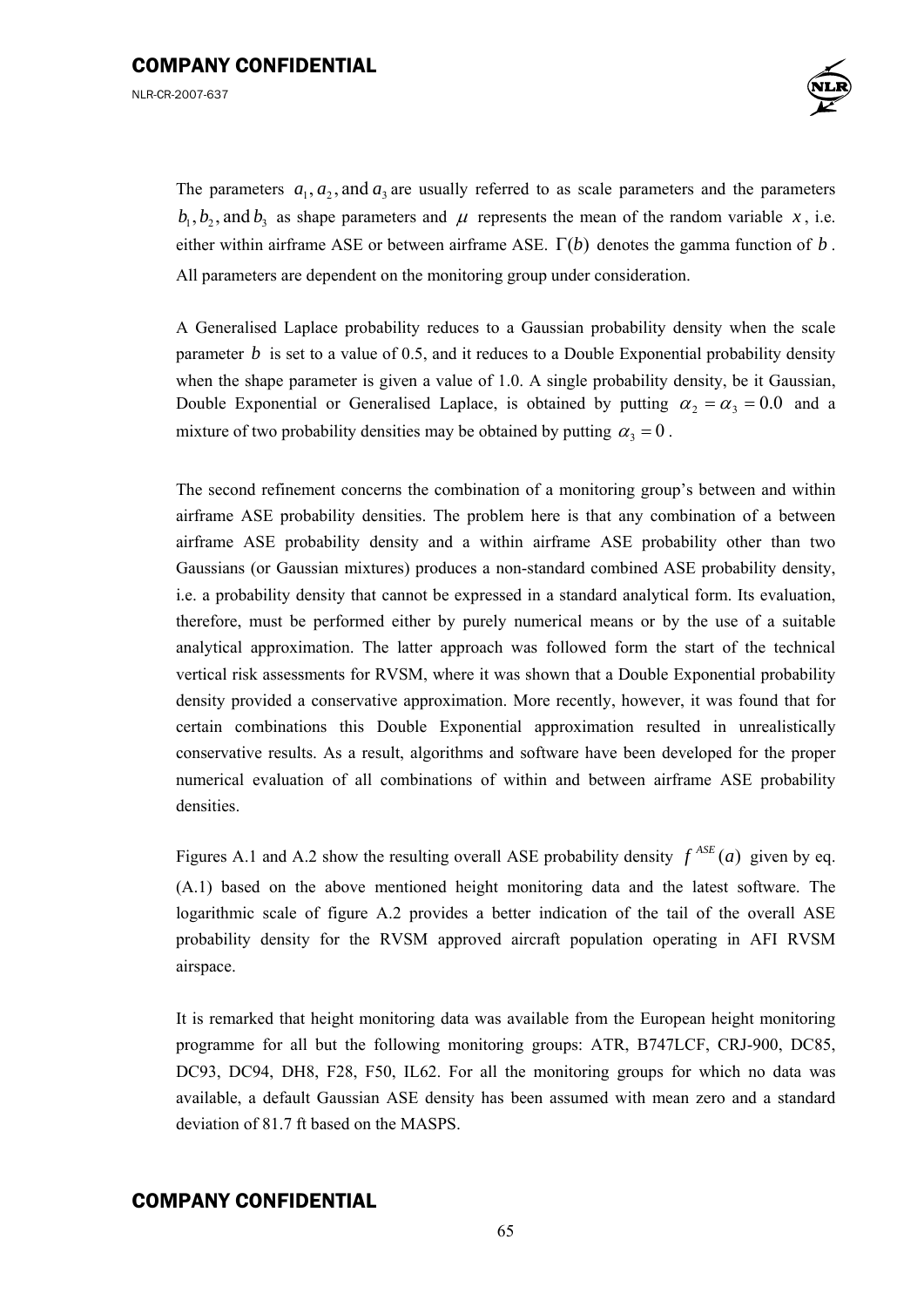The parameters $a_1, a_2$, and $a_3$ are usually referred to as scale parameters and the parameters $b_1, b_2$, and $b_3$ as shape parameters and $\mu$ represents the mean of the random variable $x$, i.e. either within airframe ASE or between airframe ASE. $\Gamma(b)$ denotes the gamma function of $b$. All parameters are dependent on the monitoring group under consideration.

A Generalised Laplace probability reduces to a Gaussian probability density when the scale parameter $b$ is set to a value of 0.5, and it reduces to a Double Exponential probability density when the shape parameter is given a value of 1.0. A single probability density, be it Gaussian, Double Exponential or Generalised Laplace, is obtained by putting $\alpha_2 = \alpha_3 = 0.0$ and a mixture of two probability densities may be obtained by putting $\alpha_3 = 0$.

The second refinement concerns the combination of a monitoring group's between and within airframe ASE probability densities. The problem here is that any combination of a between airframe ASE probability density and a within airframe ASE probability other than two Gaussians (or Gaussian mixtures) produces a non-standard combined ASE probability density, i.e. a probability density that cannot be expressed in a standard analytical form. Its evaluation, therefore, must be performed either by purely numerical means or by the use of a suitable analytical approximation. The latter approach was followed form the start of the technical vertical risk assessments for RVSM, where it was shown that a Double Exponential probability density provided a conservative approximation. More recently, however, it was found that for certain combinations this Double Exponential approximation resulted in unrealistically conservative results. As a result, algorithms and software have been developed for the proper numerical evaluation of all combinations of within and between airframe ASE probability densities.

Figures A.1 and A.2 show the resulting overall ASE probability density $f^{ASE}(a)$ given by eq. (A.1) based on the above mentioned height monitoring data and the latest software. The logarithmic scale of figure A.2 provides a better indication of the tail of the overall ASE probability density for the RVSM approved aircraft population operating in AFI RVSM airspace.

It is remarked that height monitoring data was available from the European height monitoring programme for all but the following monitoring groups: ATR, B747LCF, CRJ-900, DC85, DC93, DC94, DH8, F28, F50, IL62. For all the monitoring groups for which no data was available, a default Gaussian ASE density has been assumed with mean zero and a standard deviation of 81.7 ft based on the MASPS.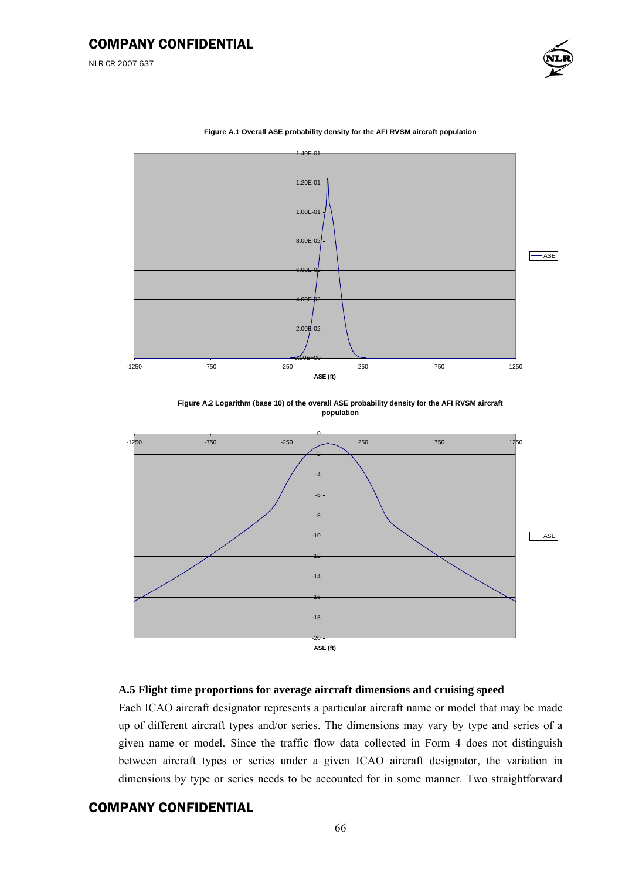**Figure A.1 Overall ASE probability density for the AFI RVSM aircraft population**

**Figure A.2 Logarithm (base 10) of the overall ASE probability density for the AFI RVSM aircraft population**

### A.5 Flight time proportions for average aircraft dimensions and cruising speed

Each ICAO aircraft designator represents a particular aircraft name or model that may be made up of different aircraft types and/or series. The dimensions may vary by type and series of a given name or model. Since the traffic flow data collected in Form 4 does not distinguish between aircraft types or series under a given ICAO aircraft designator, the variation in dimensions by type or series needs to be accounted for in some manner. Two straightforward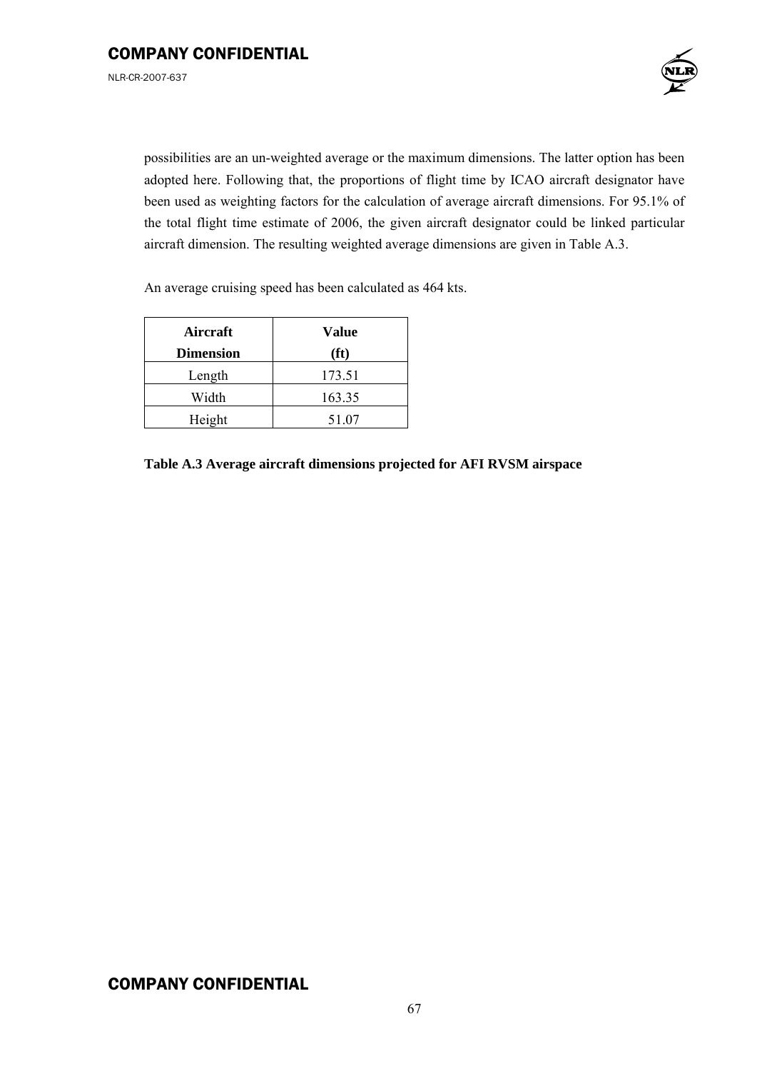possibilities are an un-weighted average or the maximum dimensions. The latter option has been adopted here. Following that, the proportions of flight time by ICAO aircraft designator have been used as weighting factors for the calculation of average aircraft dimensions. For 95.1% of the total flight time estimate of 2006, the given aircraft designator could be linked particular aircraft dimension. The resulting weighted average dimensions are given in Table A.3.

An average cruising speed has been calculated as 464 kts.

| Aircraft Dimension | Value (ft) |
|---|---|
| Length | 173.51 |
| Width | 163.35 |
| Height | 51.07 |

**Table A.3 Average aircraft dimensions projected for AFI RVSM airspace**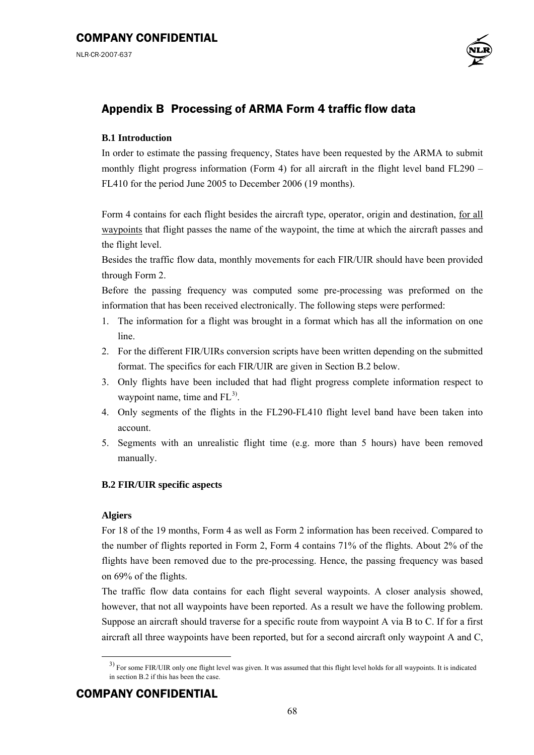# Appendix B Processing of ARMA Form 4 traffic flow data

**B.1 Introduction**

In order to estimate the passing frequency, States have been requested by the ARMA to submit monthly flight progress information (Form 4) for all aircraft in the flight level band FL290 – FL410 for the period June 2005 to December 2006 (19 months).

Form 4 contains for each flight besides the aircraft type, operator, origin and destination, for all waypoints that flight passes the name of the waypoint, the time at which the aircraft passes and the flight level.

Besides the traffic flow data, monthly movements for each FIR/UIR should have been provided through Form 2.

Before the passing frequency was computed some pre-processing was preformed on the information that has been received electronically. The following steps were performed:

1. The information for a flight was brought in a format which has all the information on one line.
2. For the different FIR/UIRs conversion scripts have been written depending on the submitted format. The specifics for each FIR/UIR are given in Section B.2 below.
3. Only flights have been included that had flight progress complete information respect to waypoint name, time and FL[3].
4. Only segments of the flights in the FL290-FL410 flight level band have been taken into account.
5. Segments with an unrealistic flight time (e.g. more than 5 hours) have been removed manually.

**B.2 FIR/UIR specific aspects**

**Algiers**

For 18 of the 19 months, Form 4 as well as Form 2 information has been received. Compared to the number of flights reported in Form 2, Form 4 contains 71% of the flights. About 2% of the flights have been removed due to the pre-processing. Hence, the passing frequency was based on 69% of the flights.

The traffic flow data contains for each flight several waypoints. A closer analysis showed, however, that not all waypoints have been reported. As a result we have the following problem. Suppose an aircraft should traverse for a specific route from waypoint A via B to C. If for a first aircraft all three waypoints have been reported, but for a second aircraft only waypoint A and C,

[3] For some FIR/UIR only one flight level was given. It was assumed that this flight level holds for all waypoints. It is indicated in section B.2 if this has been the case.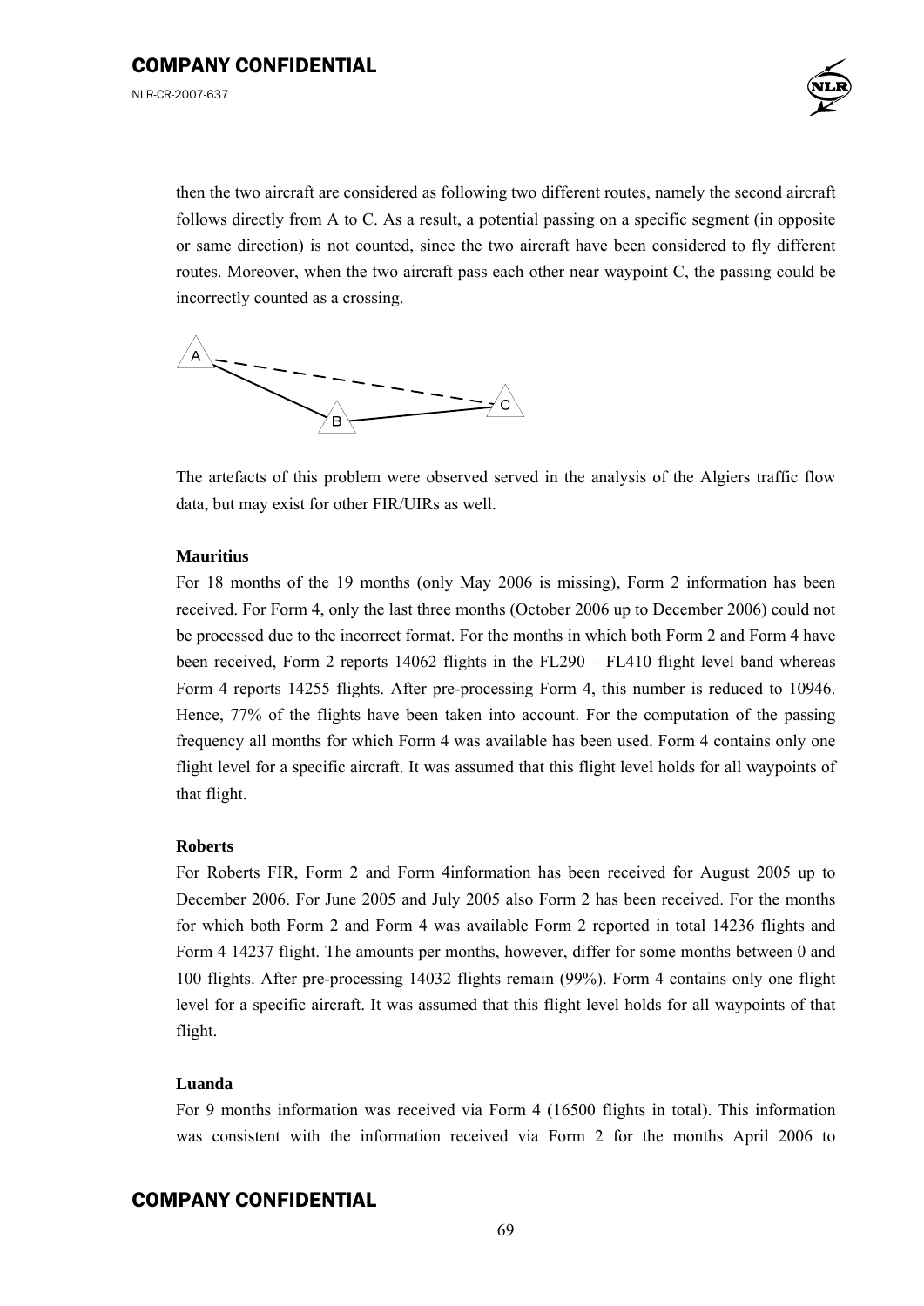then the two aircraft are considered as following two different routes, namely the second aircraft follows directly from A to C. As a result, a potential passing on a specific segment (in opposite or same direction) is not counted, since the two aircraft have been considered to fly different routes. Moreover, when the two aircraft pass each other near waypoint C, the passing could be incorrectly counted as a crossing.

The artefacts of this problem were observed served in the analysis of the Algiers traffic flow data, but may exist for other FIR/UIRs as well.

**Mauritius**

For 18 months of the 19 months (only May 2006 is missing), Form 2 information has been received. For Form 4, only the last three months (October 2006 up to December 2006) could not be processed due to the incorrect format. For the months in which both Form 2 and Form 4 have been received, Form 2 reports 14062 flights in the FL290 – FL410 flight level band whereas Form 4 reports 14255 flights. After pre-processing Form 4, this number is reduced to 10946. Hence, 77% of the flights have been taken into account. For the computation of the passing frequency all months for which Form 4 was available has been used. Form 4 contains only one flight level for a specific aircraft. It was assumed that this flight level holds for all waypoints of that flight.

**Roberts**

For Roberts FIR, Form 2 and Form 4information has been received for August 2005 up to December 2006. For June 2005 and July 2005 also Form 2 has been received. For the months for which both Form 2 and Form 4 was available Form 2 reported in total 14236 flights and Form 4 14237 flight. The amounts per months, however, differ for some months between 0 and 100 flights. After pre-processing 14032 flights remain (99%). Form 4 contains only one flight level for a specific aircraft. It was assumed that this flight level holds for all waypoints of that flight.

**Luanda**

For 9 months information was received via Form 4 (16500 flights in total). This information was consistent with the information received via Form 2 for the months April 2006 to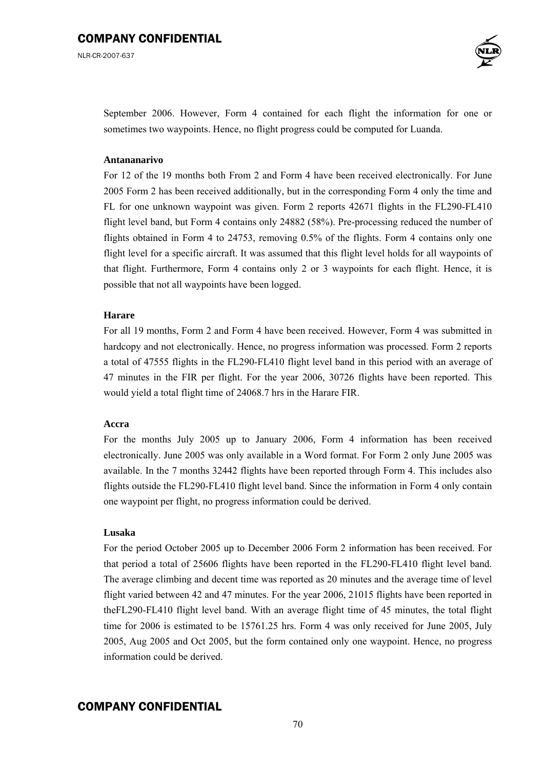September 2006. However, Form 4 contained for each flight the information for one or sometimes two waypoints. Hence, no flight progress could be computed for Luanda.

**Antananarivo**

For 12 of the 19 months both From 2 and Form 4 have been received electronically. For June 2005 Form 2 has been received additionally, but in the corresponding Form 4 only the time and FL for one unknown waypoint was given. Form 2 reports 42671 flights in the FL290-FL410 flight level band, but Form 4 contains only 24882 (58%). Pre-processing reduced the number of flights obtained in Form 4 to 24753, removing 0.5% of the flights. Form 4 contains only one flight level for a specific aircraft. It was assumed that this flight level holds for all waypoints of that flight. Furthermore, Form 4 contains only 2 or 3 waypoints for each flight. Hence, it is possible that not all waypoints have been logged.

**Harare**

For all 19 months, Form 2 and Form 4 have been received. However, Form 4 was submitted in hardcopy and not electronically. Hence, no progress information was processed. Form 2 reports a total of 47555 flights in the FL290-FL410 flight level band in this period with an average of 47 minutes in the FIR per flight. For the year 2006, 30726 flights have been reported. This would yield a total flight time of 24068.7 hrs in the Harare FIR.

**Accra**

For the months July 2005 up to January 2006, Form 4 information has been received electronically. June 2005 was only available in a Word format. For Form 2 only June 2005 was available. In the 7 months 32442 flights have been reported through Form 4. This includes also flights outside the FL290-FL410 flight level band. Since the information in Form 4 only contain one waypoint per flight, no progress information could be derived.

**Lusaka**

For the period October 2005 up to December 2006 Form 2 information has been received. For that period a total of 25606 flights have been reported in the FL290-FL410 flight level band. The average climbing and decent time was reported as 20 minutes and the average time of level flight varied between 42 and 47 minutes. For the year 2006, 21015 flights have been reported in theFL290-FL410 flight level band. With an average flight time of 45 minutes, the total flight time for 2006 is estimated to be 15761.25 hrs. Form 4 was only received for June 2005, July 2005, Aug 2005 and Oct 2005, but the form contained only one waypoint. Hence, no progress information could be derived.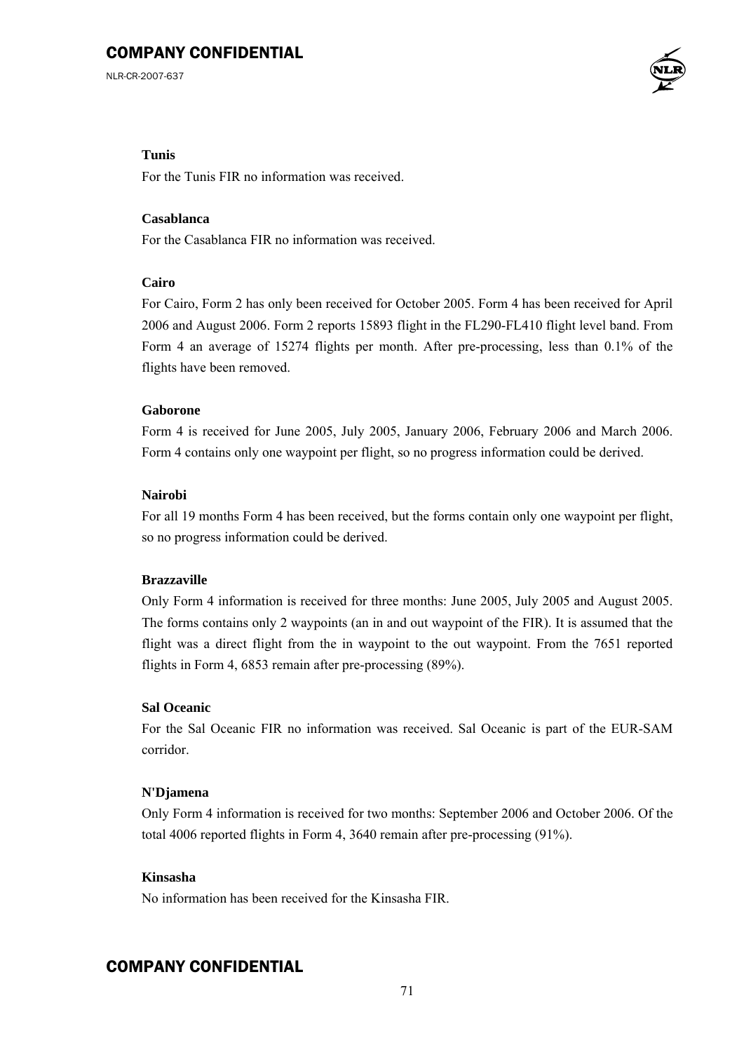**Tunis**

For the Tunis FIR no information was received.

**Casablanca**

For the Casablanca FIR no information was received.

**Cairo**

For Cairo, Form 2 has only been received for October 2005. Form 4 has been received for April 2006 and August 2006. Form 2 reports 15893 flight in the FL290-FL410 flight level band. From Form 4 an average of 15274 flights per month. After pre-processing, less than 0.1% of the flights have been removed.

**Gaborone**

Form 4 is received for June 2005, July 2005, January 2006, February 2006 and March 2006. Form 4 contains only one waypoint per flight, so no progress information could be derived.

**Nairobi**

For all 19 months Form 4 has been received, but the forms contain only one waypoint per flight, so no progress information could be derived.

**Brazzaville**

Only Form 4 information is received for three months: June 2005, July 2005 and August 2005. The forms contains only 2 waypoints (an in and out waypoint of the FIR). It is assumed that the flight was a direct flight from the in waypoint to the out waypoint. From the 7651 reported flights in Form 4, 6853 remain after pre-processing (89%).

**Sal Oceanic**

For the Sal Oceanic FIR no information was received. Sal Oceanic is part of the EUR-SAM corridor.

**N'Djamena**

Only Form 4 information is received for two months: September 2006 and October 2006. Of the total 4006 reported flights in Form 4, 3640 remain after pre-processing (91%).

**Kinsasha**

No information has been received for the Kinsasha FIR.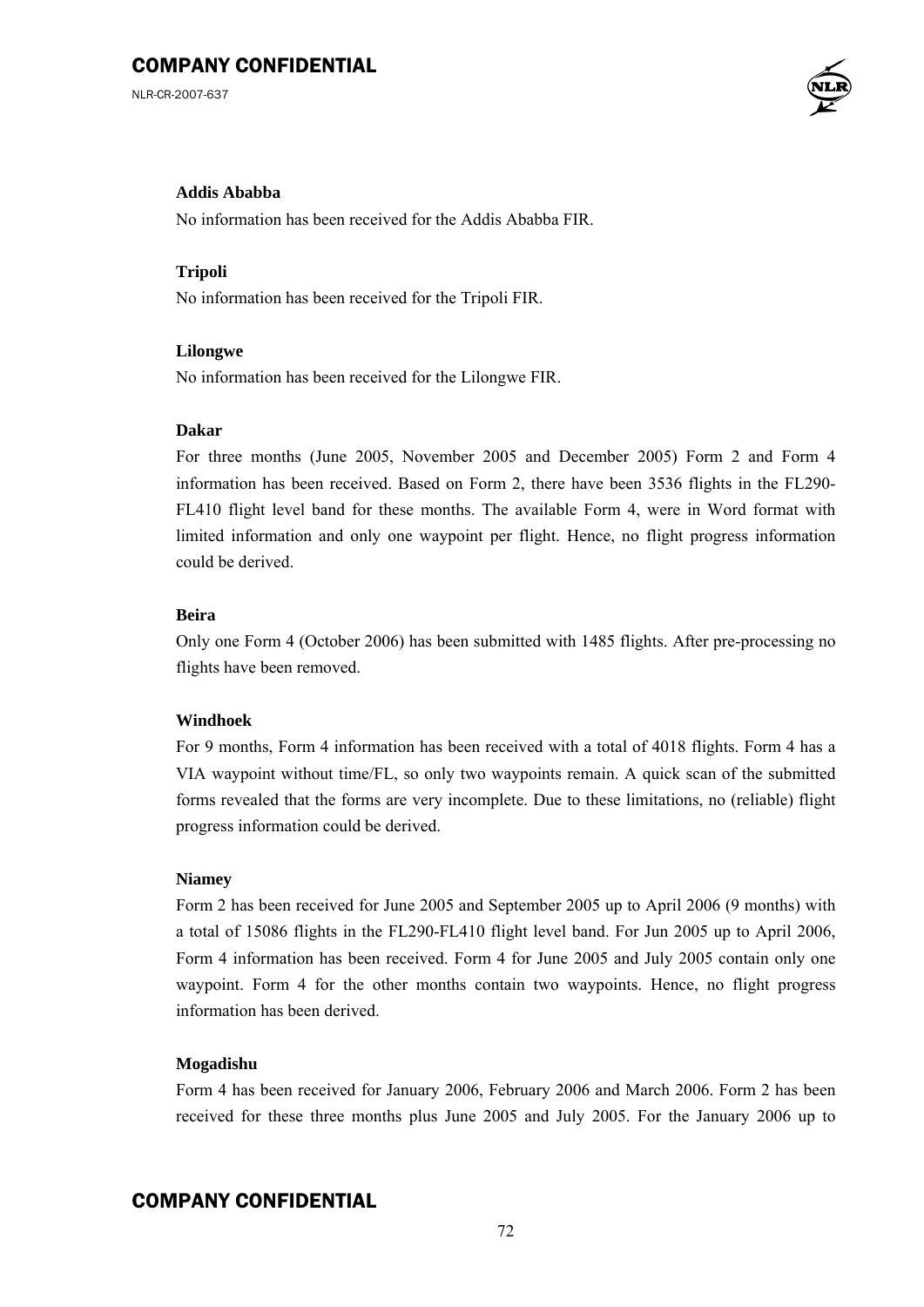**Addis Ababba**

No information has been received for the Addis Ababba FIR.

**Tripoli**

No information has been received for the Tripoli FIR.

**Lilongwe**

No information has been received for the Lilongwe FIR.

**Dakar**

For three months (June 2005, November 2005 and December 2005) Form 2 and Form 4 information has been received. Based on Form 2, there have been 3536 flights in the FL290-FL410 flight level band for these months. The available Form 4, were in Word format with limited information and only one waypoint per flight. Hence, no flight progress information could be derived.

**Beira**

Only one Form 4 (October 2006) has been submitted with 1485 flights. After pre-processing no flights have been removed.

**Windhoek**

For 9 months, Form 4 information has been received with a total of 4018 flights. Form 4 has a VIA waypoint without time/FL, so only two waypoints remain. A quick scan of the submitted forms revealed that the forms are very incomplete. Due to these limitations, no (reliable) flight progress information could be derived.

**Niamey**

Form 2 has been received for June 2005 and September 2005 up to April 2006 (9 months) with a total of 15086 flights in the FL290-FL410 flight level band. For Jun 2005 up to April 2006, Form 4 information has been received. Form 4 for June 2005 and July 2005 contain only one waypoint. Form 4 for the other months contain two waypoints. Hence, no flight progress information has been derived.

**Mogadishu**

Form 4 has been received for January 2006, February 2006 and March 2006. Form 2 has been received for these three months plus June 2005 and July 2005. For the January 2006 up to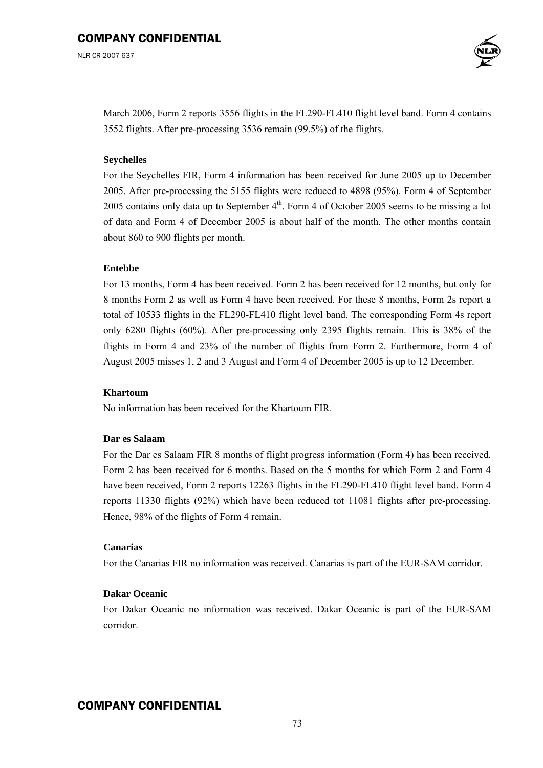March 2006, Form 2 reports 3556 flights in the FL290-FL410 flight level band. Form 4 contains 3552 flights. After pre-processing 3536 remain (99.5%) of the flights.

**Seychelles**

For the Seychelles FIR, Form 4 information has been received for June 2005 up to December 2005. After pre-processing the 5155 flights were reduced to 4898 (95%). Form 4 of September 2005 contains only data up to September 4th. Form 4 of October 2005 seems to be missing a lot of data and Form 4 of December 2005 is about half of the month. The other months contain about 860 to 900 flights per month.

**Entebbe**

For 13 months, Form 4 has been received. Form 2 has been received for 12 months, but only for 8 months Form 2 as well as Form 4 have been received. For these 8 months, Form 2s report a total of 10533 flights in the FL290-FL410 flight level band. The corresponding Form 4s report only 6280 flights (60%). After pre-processing only 2395 flights remain. This is 38% of the flights in Form 4 and 23% of the number of flights from Form 2. Furthermore, Form 4 of August 2005 misses 1, 2 and 3 August and Form 4 of December 2005 is up to 12 December.

**Khartoum**

No information has been received for the Khartoum FIR.

**Dar es Salaam**

For the Dar es Salaam FIR 8 months of flight progress information (Form 4) has been received. Form 2 has been received for 6 months. Based on the 5 months for which Form 2 and Form 4 have been received, Form 2 reports 12263 flights in the FL290-FL410 flight level band. Form 4 reports 11330 flights (92%) which have been reduced tot 11081 flights after pre-processing. Hence, 98% of the flights of Form 4 remain.

**Canarias**

For the Canarias FIR no information was received. Canarias is part of the EUR-SAM corridor.

**Dakar Oceanic**

For Dakar Oceanic no information was received. Dakar Oceanic is part of the EUR-SAM corridor.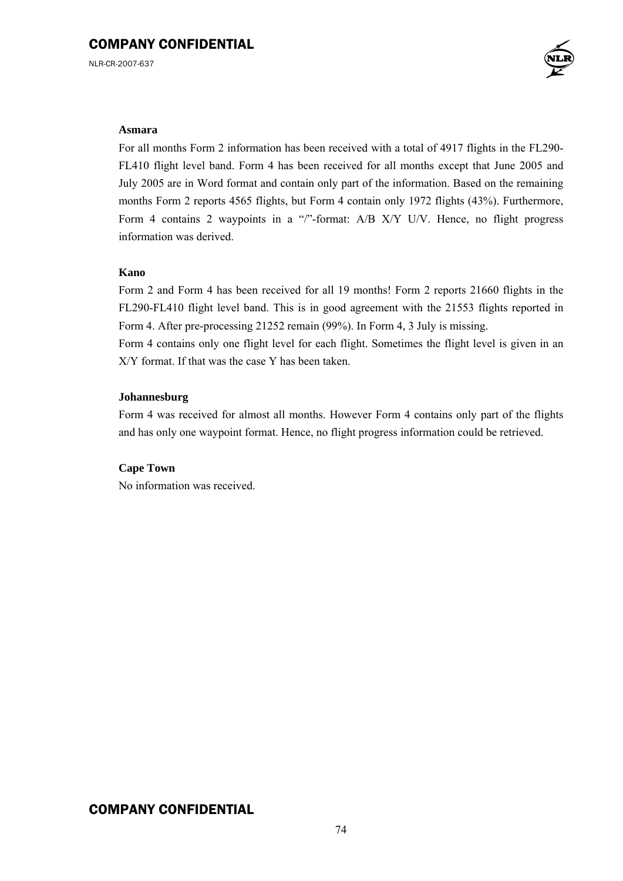**Asmara**

For all months Form 2 information has been received with a total of 4917 flights in the FL290-FL410 flight level band. Form 4 has been received for all months except that June 2005 and July 2005 are in Word format and contain only part of the information. Based on the remaining months Form 2 reports 4565 flights, but Form 4 contain only 1972 flights (43%). Furthermore, Form 4 contains 2 waypoints in a "/"-format: A/B X/Y U/V. Hence, no flight progress information was derived.

**Kano**

Form 2 and Form 4 has been received for all 19 months! Form 2 reports 21660 flights in the FL290-FL410 flight level band. This is in good agreement with the 21553 flights reported in Form 4. After pre-processing 21252 remain (99%). In Form 4, 3 July is missing.

Form 4 contains only one flight level for each flight. Sometimes the flight level is given in an X/Y format. If that was the case Y has been taken.

**Johannesburg**

Form 4 was received for almost all months. However Form 4 contains only part of the flights and has only one waypoint format. Hence, no flight progress information could be retrieved.

**Cape Town**

No information was received.